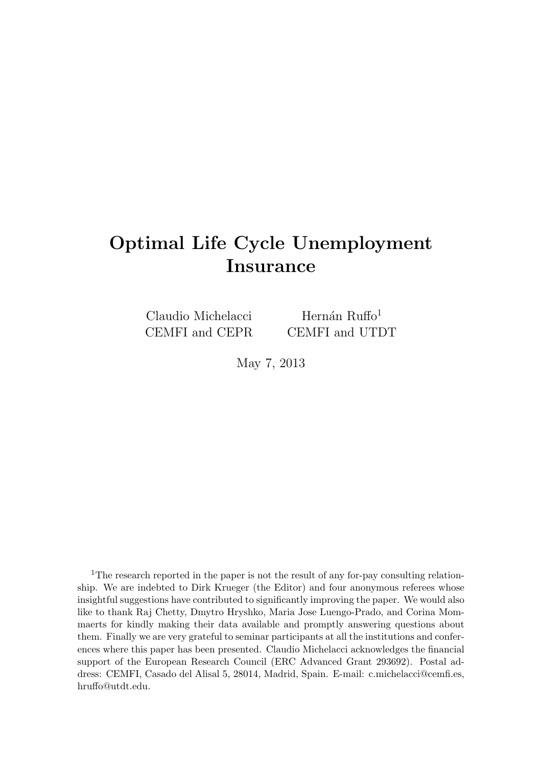# Optimal Life Cycle Unemployment Insurance

Claudio Michelacci
CEMFI and CEPR

Hernán Ruffo[1]
CEMFI and UTDT

May 7, 2013

[1]The research reported in the paper is not the result of any for-pay consulting relationship. We are indebted to Dirk Krueger (the Editor) and four anonymous referees whose insightful suggestions have contributed to significantly improving the paper. We would also like to thank Raj Chetty, Dmytro Hryshko, Maria Jose Luengo-Prado, and Corina Mommaerts for kindly making their data available and promptly answering questions about them. Finally we are very grateful to seminar participants at all the institutions and conferences where this paper has been presented. Claudio Michelacci acknowledges the financial support of the European Research Council (ERC Advanced Grant 293692). Postal address: CEMFI, Casado del Alisal 5, 28014, Madrid, Spain. E-mail: c.michelacci@cemfi.es, hruffo@utdt.edu.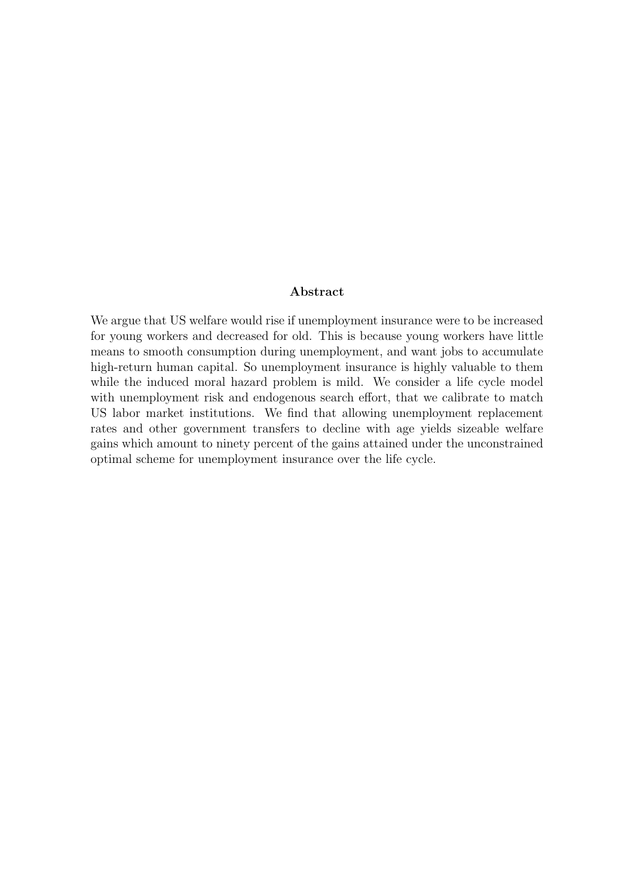## Abstract

We argue that US welfare would rise if unemployment insurance were to be increased for young workers and decreased for old. This is because young workers have little means to smooth consumption during unemployment, and want jobs to accumulate high-return human capital. So unemployment insurance is highly valuable to them while the induced moral hazard problem is mild. We consider a life cycle model with unemployment risk and endogenous search effort, that we calibrate to match US labor market institutions. We find that allowing unemployment replacement rates and other government transfers to decline with age yields sizeable welfare gains which amount to ninety percent of the gains attained under the unconstrained optimal scheme for unemployment insurance over the life cycle.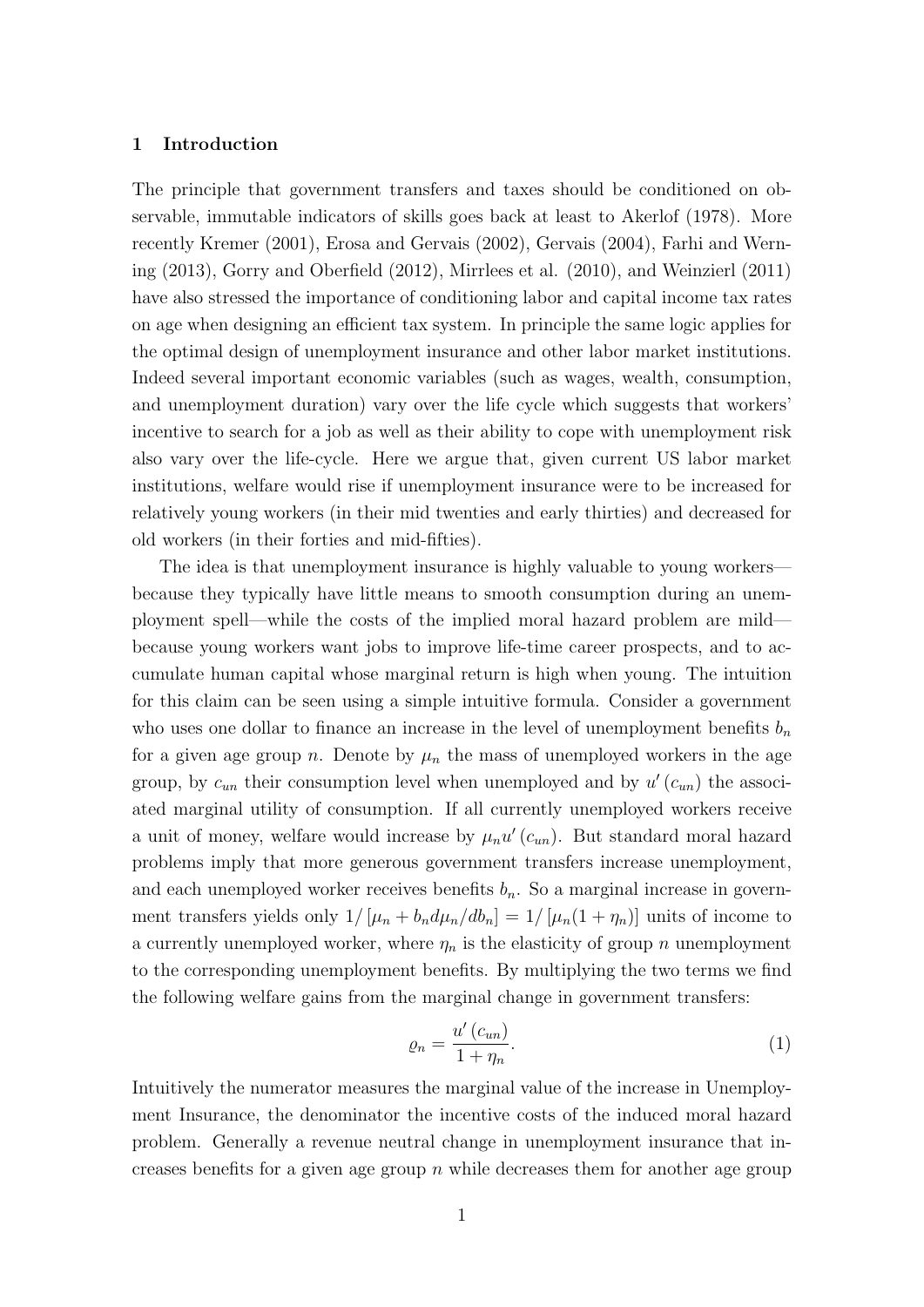## 1 Introduction

The principle that government transfers and taxes should be conditioned on observable, immutable indicators of skills goes back at least to Akerlof (1978). More recently Kremer (2001), Erosa and Gervais (2002), Gervais (2004), Farhi and Werning (2013), Gorry and Oberfield (2012), Mirrlees et al. (2010), and Weinzierl (2011) have also stressed the importance of conditioning labor and capital income tax rates on age when designing an efficient tax system. In principle the same logic applies for the optimal design of unemployment insurance and other labor market institutions. Indeed several important economic variables (such as wages, wealth, consumption, and unemployment duration) vary over the life cycle which suggests that workers' incentive to search for a job as well as their ability to cope with unemployment risk also vary over the life-cycle. Here we argue that, given current US labor market institutions, welfare would rise if unemployment insurance were to be increased for relatively young workers (in their mid twenties and early thirties) and decreased for old workers (in their forties and mid-fifties).

The idea is that unemployment insurance is highly valuable to young workers—because they typically have little means to smooth consumption during an unemployment spell—while the costs of the implied moral hazard problem are mild—because young workers want jobs to improve life-time career prospects, and to accumulate human capital whose marginal return is high when young. The intuition for this claim can be seen using a simple intuitive formula. Consider a government who uses one dollar to finance an increase in the level of unemployment benefits $b_n$ for a given age group $n$. Denote by $\mu_n$ the mass of unemployed workers in the age group, by $c_{un}$ their consumption level when unemployed and by $u'(c_{un})$ the associated marginal utility of consumption. If all currently unemployed workers receive a unit of money, welfare would increase by $\mu_n u'(c_{un})$. But standard moral hazard problems imply that more generous government transfers increase unemployment, and each unemployed worker receives benefits $b_n$. So a marginal increase in government transfers yields only $1/[\mu_n + b_n d\mu_n/db_n] = 1/[\mu_n(1+\eta_n)]$ units of income to a currently unemployed worker, where $\eta_n$ is the elasticity of group $n$ unemployment to the corresponding unemployment benefits. By multiplying the two terms we find the following welfare gains from the marginal change in government transfers:

$$\varrho_n = \frac{u'(c_{un})}{1+\eta_n}. \tag{1}$$

Intuitively the numerator measures the marginal value of the increase in Unemployment Insurance, the denominator the incentive costs of the induced moral hazard problem. Generally a revenue neutral change in unemployment insurance that increases benefits for a given age group $n$ while decreases them for another age group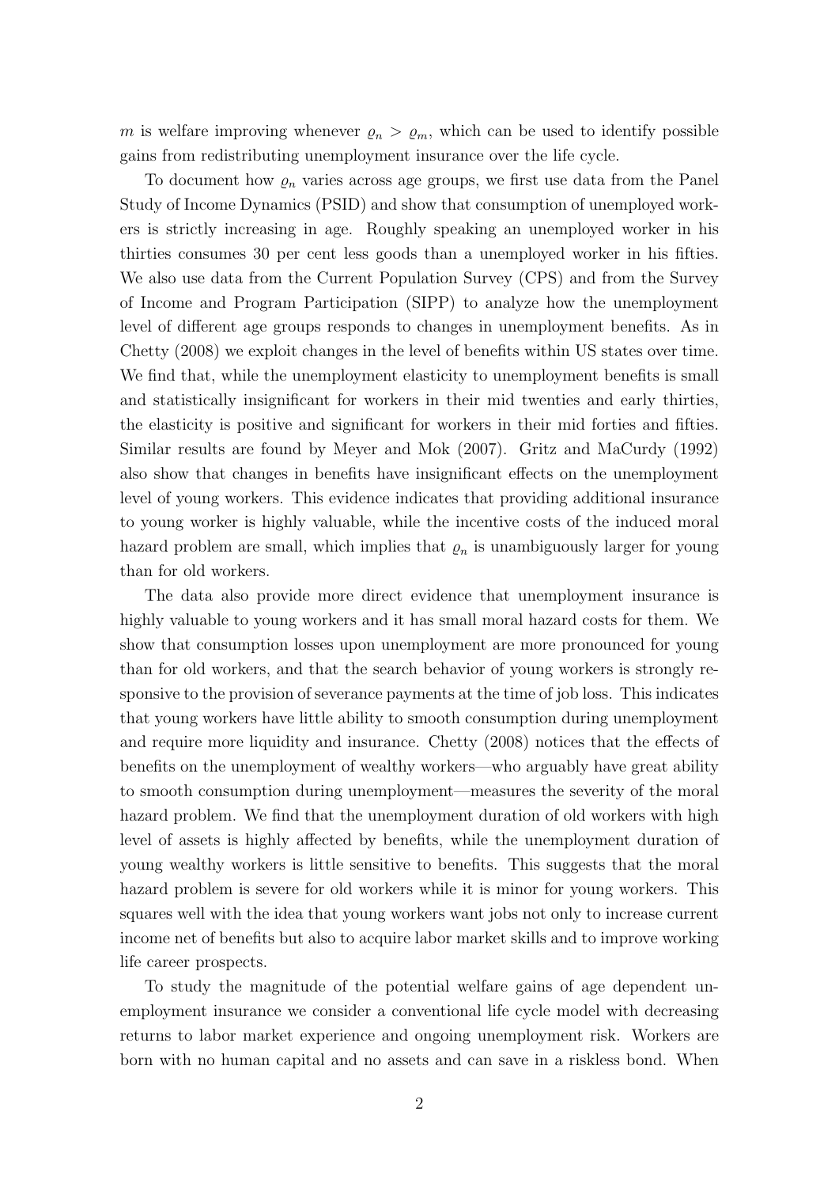$m$ is welfare improving whenever $\varrho_n > \varrho_m$, which can be used to identify possible gains from redistributing unemployment insurance over the life cycle.

To document how $\varrho_n$ varies across age groups, we first use data from the Panel Study of Income Dynamics (PSID) and show that consumption of unemployed workers is strictly increasing in age. Roughly speaking an unemployed worker in his thirties consumes 30 per cent less goods than a unemployed worker in his fifties. We also use data from the Current Population Survey (CPS) and from the Survey of Income and Program Participation (SIPP) to analyze how the unemployment level of different age groups responds to changes in unemployment benefits. As in Chetty (2008) we exploit changes in the level of benefits within US states over time. We find that, while the unemployment elasticity to unemployment benefits is small and statistically insignificant for workers in their mid twenties and early thirties, the elasticity is positive and significant for workers in their mid forties and fifties. Similar results are found by Meyer and Mok (2007). Gritz and MaCurdy (1992) also show that changes in benefits have insignificant effects on the unemployment level of young workers. This evidence indicates that providing additional insurance to young worker is highly valuable, while the incentive costs of the induced moral hazard problem are small, which implies that $\varrho_n$ is unambiguously larger for young than for old workers.

The data also provide more direct evidence that unemployment insurance is highly valuable to young workers and it has small moral hazard costs for them. We show that consumption losses upon unemployment are more pronounced for young than for old workers, and that the search behavior of young workers is strongly responsive to the provision of severance payments at the time of job loss. This indicates that young workers have little ability to smooth consumption during unemployment and require more liquidity and insurance. Chetty (2008) notices that the effects of benefits on the unemployment of wealthy workers—who arguably have great ability to smooth consumption during unemployment—measures the severity of the moral hazard problem. We find that the unemployment duration of old workers with high level of assets is highly affected by benefits, while the unemployment duration of young wealthy workers is little sensitive to benefits. This suggests that the moral hazard problem is severe for old workers while it is minor for young workers. This squares well with the idea that young workers want jobs not only to increase current income net of benefits but also to acquire labor market skills and to improve working life career prospects.

To study the magnitude of the potential welfare gains of age dependent unemployment insurance we consider a conventional life cycle model with decreasing returns to labor market experience and ongoing unemployment risk. Workers are born with no human capital and no assets and can save in a riskless bond. When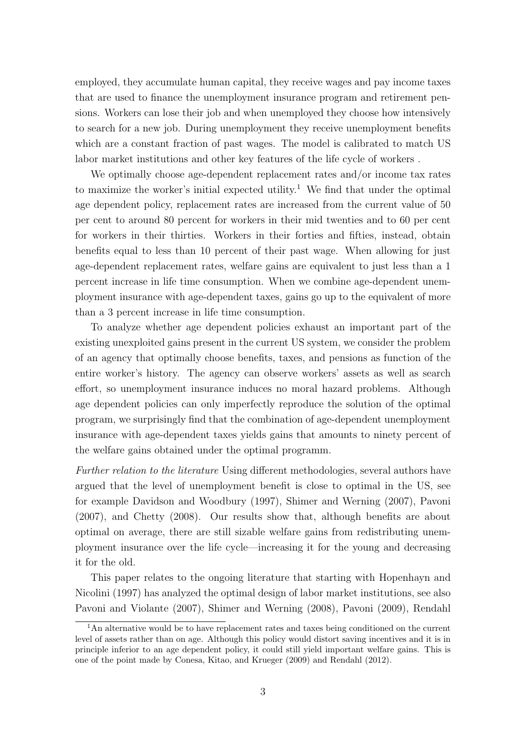employed, they accumulate human capital, they receive wages and pay income taxes that are used to finance the unemployment insurance program and retirement pensions. Workers can lose their job and when unemployed they choose how intensively to search for a new job. During unemployment they receive unemployment benefits which are a constant fraction of past wages. The model is calibrated to match US labor market institutions and other key features of the life cycle of workers .

We optimally choose age-dependent replacement rates and/or income tax rates to maximize the worker's initial expected utility.[1] We find that under the optimal age dependent policy, replacement rates are increased from the current value of 50 per cent to around 80 percent for workers in their mid twenties and to 60 per cent for workers in their thirties. Workers in their forties and fifties, instead, obtain benefits equal to less than 10 percent of their past wage. When allowing for just age-dependent replacement rates, welfare gains are equivalent to just less than a 1 percent increase in life time consumption. When we combine age-dependent unemployment insurance with age-dependent taxes, gains go up to the equivalent of more than a 3 percent increase in life time consumption.

To analyze whether age dependent policies exhaust an important part of the existing unexploited gains present in the current US system, we consider the problem of an agency that optimally choose benefits, taxes, and pensions as function of the entire worker's history. The agency can observe workers' assets as well as search effort, so unemployment insurance induces no moral hazard problems. Although age dependent policies can only imperfectly reproduce the solution of the optimal program, we surprisingly find that the combination of age-dependent unemployment insurance with age-dependent taxes yields gains that amounts to ninety percent of the welfare gains obtained under the optimal programm.

*Further relation to the literature* Using different methodologies, several authors have argued that the level of unemployment benefit is close to optimal in the US, see for example Davidson and Woodbury (1997), Shimer and Werning (2007), Pavoni (2007), and Chetty (2008). Our results show that, although benefits are about optimal on average, there are still sizable welfare gains from redistributing unemployment insurance over the life cycle—increasing it for the young and decreasing it for the old.

This paper relates to the ongoing literature that starting with Hopenhayn and Nicolini (1997) has analyzed the optimal design of labor market institutions, see also Pavoni and Violante (2007), Shimer and Werning (2008), Pavoni (2009), Rendahl

[1] An alternative would be to have replacement rates and taxes being conditioned on the current level of assets rather than on age. Although this policy would distort saving incentives and it is in principle inferior to an age dependent policy, it could still yield important welfare gains. This is one of the point made by Conesa, Kitao, and Krueger (2009) and Rendahl (2012).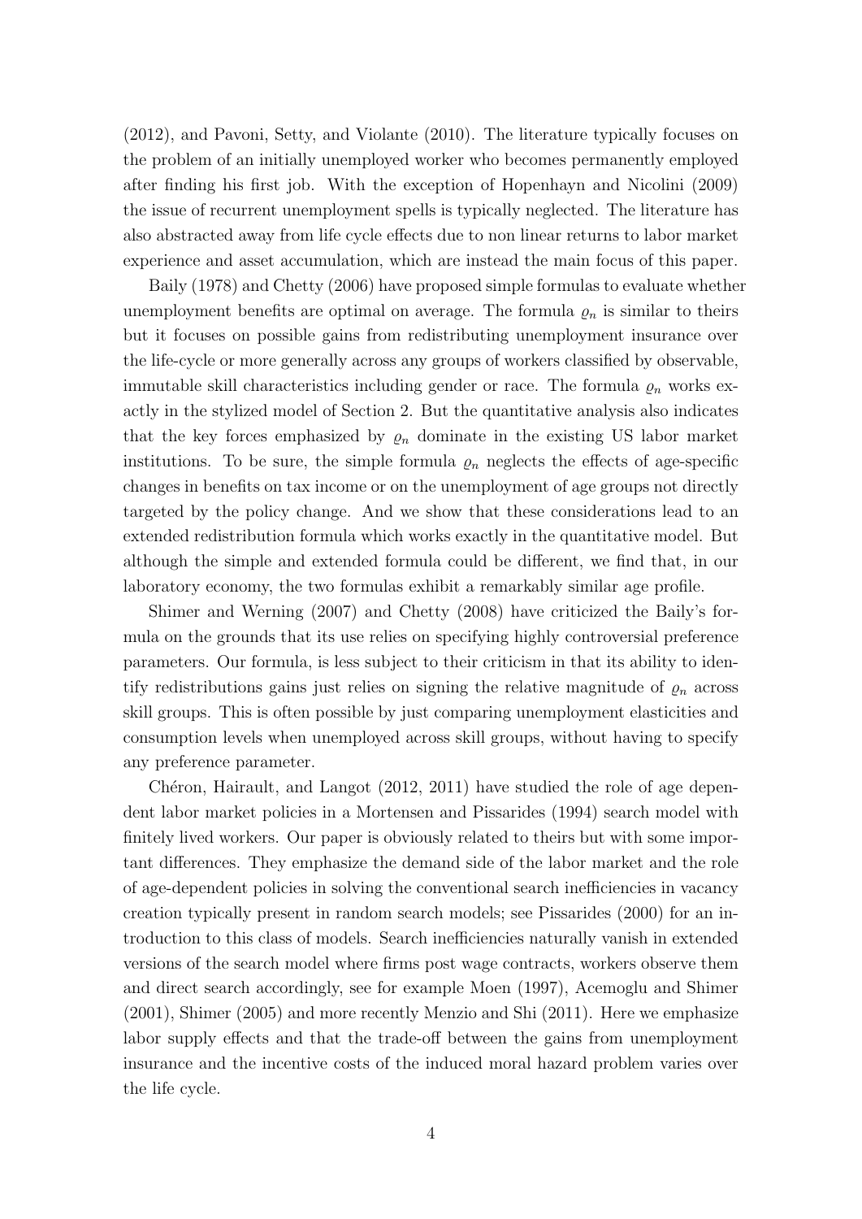(2012), and Pavoni, Setty, and Violante (2010). The literature typically focuses on the problem of an initially unemployed worker who becomes permanently employed after finding his first job. With the exception of Hopenhayn and Nicolini (2009) the issue of recurrent unemployment spells is typically neglected. The literature has also abstracted away from life cycle effects due to non linear returns to labor market experience and asset accumulation, which are instead the main focus of this paper.

Baily (1978) and Chetty (2006) have proposed simple formulas to evaluate whether unemployment benefits are optimal on average. The formula $\varrho_n$ is similar to theirs but it focuses on possible gains from redistributing unemployment insurance over the life-cycle or more generally across any groups of workers classified by observable, immutable skill characteristics including gender or race. The formula $\varrho_n$ works exactly in the stylized model of Section 2. But the quantitative analysis also indicates that the key forces emphasized by $\varrho_n$ dominate in the existing US labor market institutions. To be sure, the simple formula $\varrho_n$ neglects the effects of age-specific changes in benefits on tax income or on the unemployment of age groups not directly targeted by the policy change. And we show that these considerations lead to an extended redistribution formula which works exactly in the quantitative model. But although the simple and extended formula could be different, we find that, in our laboratory economy, the two formulas exhibit a remarkably similar age profile.

Shimer and Werning (2007) and Chetty (2008) have criticized the Baily's formula on the grounds that its use relies on specifying highly controversial preference parameters. Our formula, is less subject to their criticism in that its ability to identify redistributions gains just relies on signing the relative magnitude of $\varrho_n$ across skill groups. This is often possible by just comparing unemployment elasticities and consumption levels when unemployed across skill groups, without having to specify any preference parameter.

Chéron, Hairault, and Langot (2012, 2011) have studied the role of age dependent labor market policies in a Mortensen and Pissarides (1994) search model with finitely lived workers. Our paper is obviously related to theirs but with some important differences. They emphasize the demand side of the labor market and the role of age-dependent policies in solving the conventional search inefficiencies in vacancy creation typically present in random search models; see Pissarides (2000) for an introduction to this class of models. Search inefficiencies naturally vanish in extended versions of the search model where firms post wage contracts, workers observe them and direct search accordingly, see for example Moen (1997), Acemoglu and Shimer (2001), Shimer (2005) and more recently Menzio and Shi (2011). Here we emphasize labor supply effects and that the trade-off between the gains from unemployment insurance and the incentive costs of the induced moral hazard problem varies over the life cycle.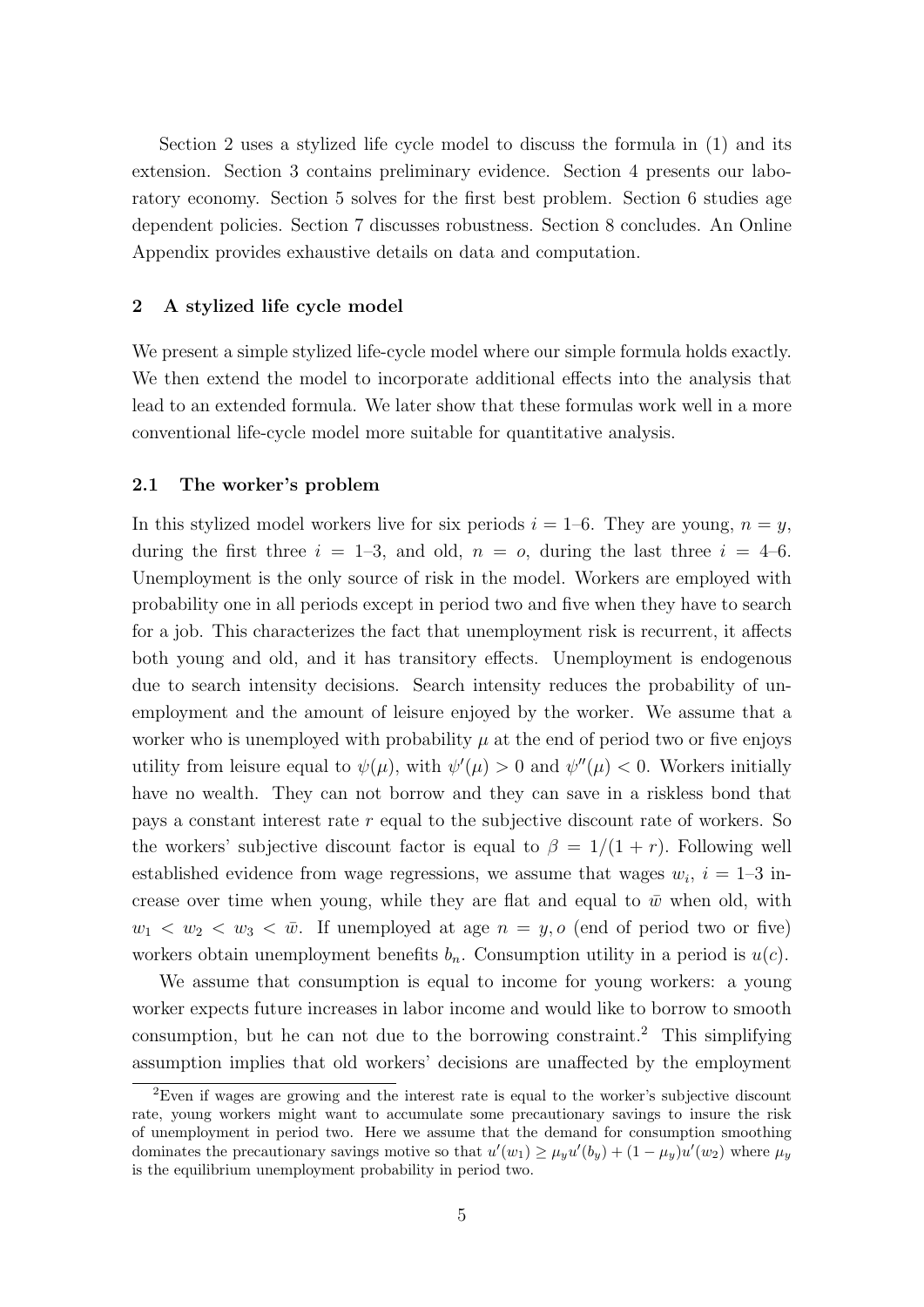Section 2 uses a stylized life cycle model to discuss the formula in (1) and its extension. Section 3 contains preliminary evidence. Section 4 presents our laboratory economy. Section 5 solves for the first best problem. Section 6 studies age dependent policies. Section 7 discusses robustness. Section 8 concludes. An Online Appendix provides exhaustive details on data and computation.

## 2 A stylized life cycle model

We present a simple stylized life-cycle model where our simple formula holds exactly. We then extend the model to incorporate additional effects into the analysis that lead to an extended formula. We later show that these formulas work well in a more conventional life-cycle model more suitable for quantitative analysis.

### 2.1 The worker's problem

In this stylized model workers live for six periods $i = 1$–$6$. They are young, $n = y$, during the first three $i = 1$–$3$, and old, $n = o$, during the last three $i = 4$–$6$. Unemployment is the only source of risk in the model. Workers are employed with probability one in all periods except in period two and five when they have to search for a job. This characterizes the fact that unemployment risk is recurrent, it affects both young and old, and it has transitory effects. Unemployment is endogenous due to search intensity decisions. Search intensity reduces the probability of unemployment and the amount of leisure enjoyed by the worker. We assume that a worker who is unemployed with probability $\mu$ at the end of period two or five enjoys utility from leisure equal to $\psi(\mu)$, with $\psi'(\mu) > 0$ and $\psi''(\mu) < 0$. Workers initially have no wealth. They can not borrow and they can save in a riskless bond that pays a constant interest rate $r$ equal to the subjective discount rate of workers. So the workers' subjective discount factor is equal to $\beta = 1/(1 + r)$. Following well established evidence from wage regressions, we assume that wages $w_i$, $i = 1$–$3$ increase over time when young, while they are flat and equal to $\bar{w}$ when old, with $w_1 < w_2 < w_3 < \bar{w}$. If unemployed at age $n = y, o$ (end of period two or five) workers obtain unemployment benefits $b_n$. Consumption utility in a period is $u(c)$.

We assume that consumption is equal to income for young workers: a young worker expects future increases in labor income and would like to borrow to smooth consumption, but he can not due to the borrowing constraint.[2] This simplifying assumption implies that old workers' decisions are unaffected by the employment

[2] Even if wages are growing and the interest rate is equal to the worker's subjective discount rate, young workers might want to accumulate some precautionary savings to insure the risk of unemployment in period two. Here we assume that the demand for consumption smoothing dominates the precautionary savings motive so that $u'(w_1) \geq \mu_y u'(b_y) + (1 - \mu_y)u'(w_2)$ where $\mu_y$ is the equilibrium unemployment probability in period two.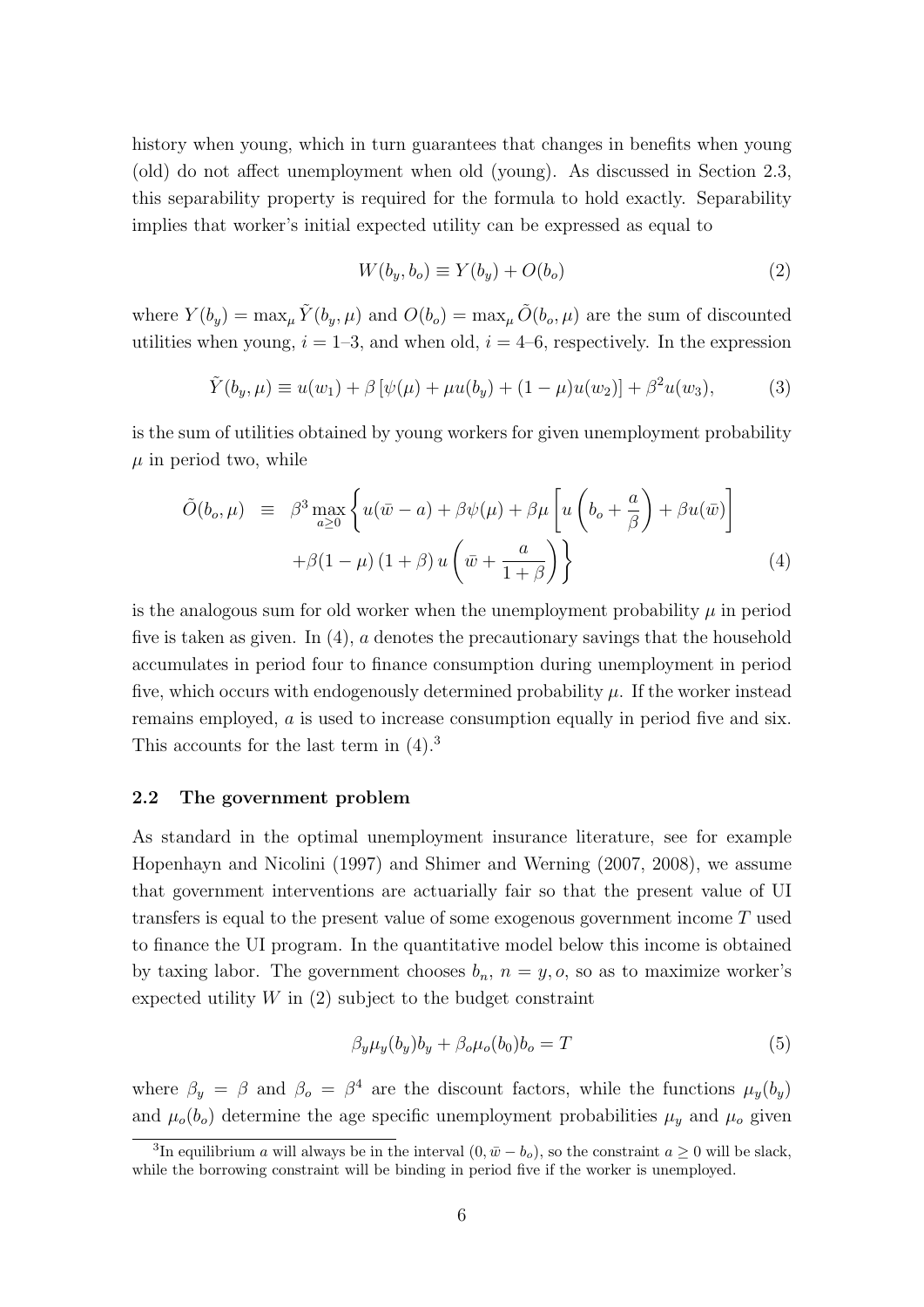history when young, which in turn guarantees that changes in benefits when young (old) do not affect unemployment when old (young). As discussed in Section 2.3, this separability property is required for the formula to hold exactly. Separability implies that worker's initial expected utility can be expressed as equal to

$$W(b_y, b_o) \equiv Y(b_y) + O(b_o) \tag{2}$$

where $Y(b_y) = \max_\mu \tilde{Y}(b_y, \mu)$ and $O(b_o) = \max_\mu \tilde{O}(b_o, \mu)$ are the sum of discounted utilities when young, $i = 1$–$3$, and when old, $i = 4$–$6$, respectively. In the expression

$$\tilde{Y}(b_y, \mu) \equiv u(w_1) + \beta \left[\psi(\mu) + \mu u(b_y) + (1 - \mu) u(w_2)\right] + \beta^2 u(w_3), \tag{3}$$

is the sum of utilities obtained by young workers for given unemployment probability $\mu$ in period two, while

$$\begin{aligned}\tilde{O}(b_o, \mu) \quad \equiv \quad & \beta^3 \max_{a \geq 0} \left\{ u(\bar{w} - a) + \beta\psi(\mu) + \beta\mu \left[ u\left(b_o + \frac{a}{\beta}\right) + \beta u(\bar{w}) \right] \right. \\ & \left. + \beta(1 - \mu)(1 + \beta) u\left(\bar{w} + \frac{a}{1 + \beta}\right) \right\} \end{aligned} \tag{4}$$

is the analogous sum for old worker when the unemployment probability $\mu$ in period five is taken as given. In (4), $a$ denotes the precautionary savings that the household accumulates in period four to finance consumption during unemployment in period five, which occurs with endogenously determined probability $\mu$. If the worker instead remains employed, $a$ is used to increase consumption equally in period five and six. This accounts for the last term in (4).[3]

### 2.2 The government problem

As standard in the optimal unemployment insurance literature, see for example Hopenhayn and Nicolini (1997) and Shimer and Werning (2007, 2008), we assume that government interventions are actuarially fair so that the present value of UI transfers is equal to the present value of some exogenous government income $T$ used to finance the UI program. In the quantitative model below this income is obtained by taxing labor. The government chooses $b_n$, $n = y, o$, so as to maximize worker's expected utility $W$ in (2) subject to the budget constraint

$$\beta_y \mu_y(b_y) b_y + \beta_o \mu_o(b_0) b_o = T \tag{5}$$

where $\beta_y = \beta$ and $\beta_o = \beta^4$ are the discount factors, while the functions $\mu_y(b_y)$ and $\mu_o(b_o)$ determine the age specific unemployment probabilities $\mu_y$ and $\mu_o$ given

[3] In equilibrium $a$ will always be in the interval $(0, \bar{w} - b_o)$, so the constraint $a \geq 0$ will be slack, while the borrowing constraint will be binding in period five if the worker is unemployed.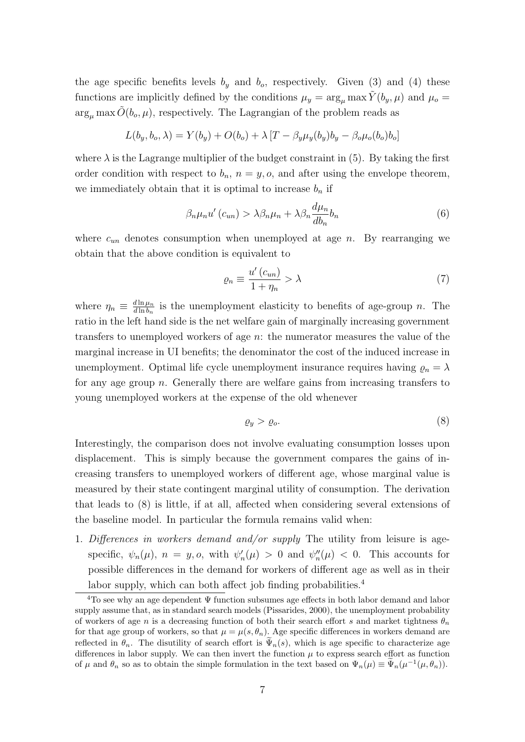the age specific benefits levels $b_y$ and $b_o$, respectively. Given (3) and (4) these functions are implicitly defined by the conditions $\mu_y = \arg_\mu \max \tilde{Y}(b_y, \mu)$ and $\mu_o = \arg_\mu \max \tilde{O}(b_o, \mu)$, respectively. The Lagrangian of the problem reads as

$$L(b_y, b_o, \lambda) = Y(b_y) + O(b_o) + \lambda \left[ T - \beta_y \mu_y(b_y) b_y - \beta_o \mu_o(b_o) b_o \right]$$

where $\lambda$ is the Lagrange multiplier of the budget constraint in (5). By taking the first order condition with respect to $b_n$, $n = y, o$, and after using the envelope theorem, we immediately obtain that it is optimal to increase $b_n$ if

$$\beta_n \mu_n u'(c_{un}) > \lambda \beta_n \mu_n + \lambda \beta_n \frac{d\mu_n}{db_n} b_n \tag{6}$$

where $c_{un}$ denotes consumption when unemployed at age $n$. By rearranging we obtain that the above condition is equivalent to

$$\varrho_n \equiv \frac{u'(c_{un})}{1 + \eta_n} > \lambda \tag{7}$$

where $\eta_n \equiv \frac{d \ln \mu_n}{d \ln b_n}$ is the unemployment elasticity to benefits of age-group $n$. The ratio in the left hand side is the net welfare gain of marginally increasing government transfers to unemployed workers of age $n$: the numerator measures the value of the marginal increase in UI benefits; the denominator the cost of the induced increase in unemployment. Optimal life cycle unemployment insurance requires having $\varrho_n = \lambda$ for any age group $n$. Generally there are welfare gains from increasing transfers to young unemployed workers at the expense of the old whenever

$$\varrho_y > \varrho_o. \tag{8}$$

Interestingly, the comparison does not involve evaluating consumption losses upon displacement. This is simply because the government compares the gains of increasing transfers to unemployed workers of different age, whose marginal value is measured by their state contingent marginal utility of consumption. The derivation that leads to (8) is little, if at all, affected when considering several extensions of the baseline model. In particular the formula remains valid when:

1. *Differences in workers demand and/or supply* The utility from leisure is age-specific, $\psi_n(\mu)$, $n = y, o$, with $\psi_n'(\mu) > 0$ and $\psi_n''(\mu) < 0$. This accounts for possible differences in the demand for workers of different age as well as in their labor supply, which can both affect job finding probabilities.[4]

[4] To see why an age dependent $\Psi$ function subsumes age effects in both labor demand and labor supply assume that, as in standard search models (Pissarides, 2000), the unemployment probability of workers of age $n$ is a decreasing function of both their search effort $s$ and market tightness $\theta_n$ for that age group of workers, so that $\mu = \mu(s, \theta_n)$. Age specific differences in workers demand are reflected in $\theta_n$. The disutility of search effort is $\tilde{\Psi}_n(s)$, which is age specific to characterize age differences in labor supply. We can then invert the function $\mu$ to express search effort as function of $\mu$ and $\theta_n$ so as to obtain the simple formulation in the text based on $\Psi_n(\mu) \equiv \tilde{\Psi}_n(\mu^{-1}(\mu, \theta_n))$.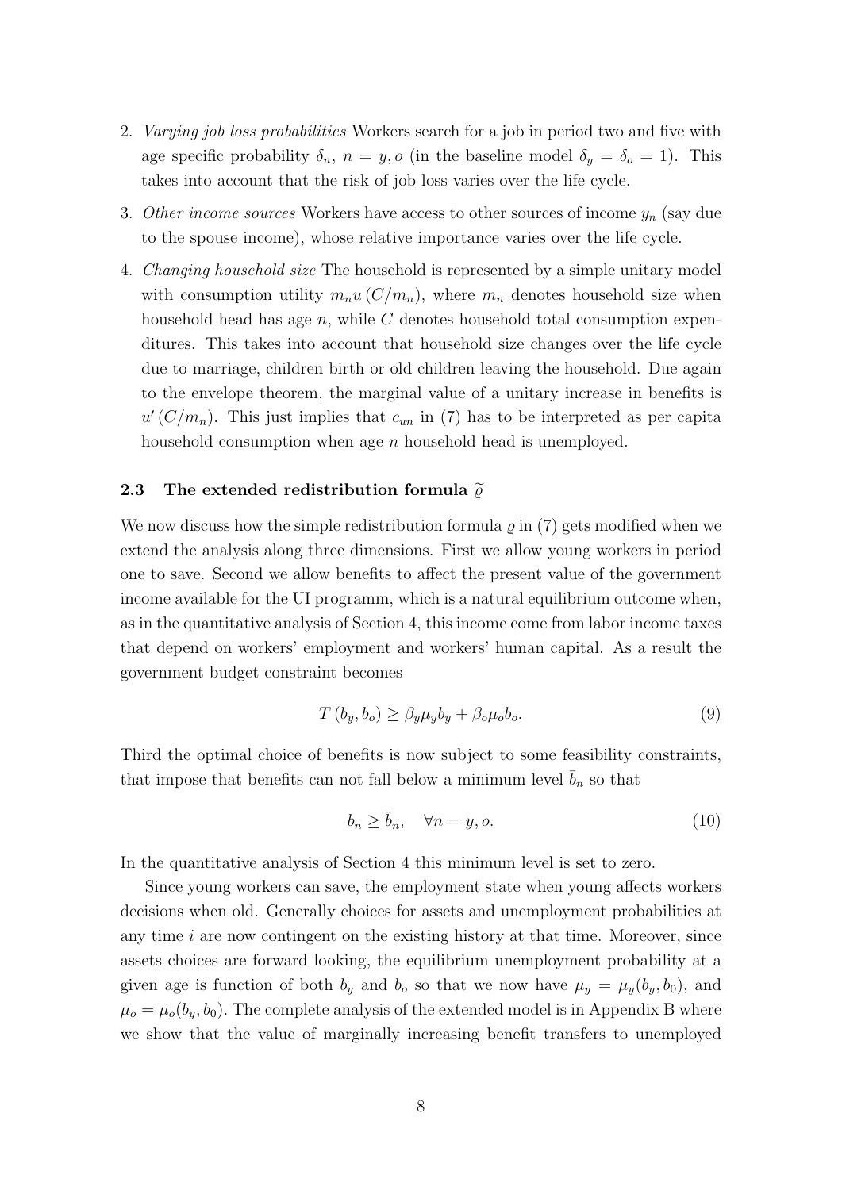2. *Varying job loss probabilities* Workers search for a job in period two and five with age specific probability $\delta_n$, $n = y, o$ (in the baseline model $\delta_y = \delta_o = 1$). This takes into account that the risk of job loss varies over the life cycle.

3. *Other income sources* Workers have access to other sources of income $y_n$ (say due to the spouse income), whose relative importance varies over the life cycle.

4. *Changing household size* The household is represented by a simple unitary model with consumption utility $m_n u(C/m_n)$, where $m_n$ denotes household size when household head has age $n$, while $C$ denotes household total consumption expenditures. This takes into account that household size changes over the life cycle due to marriage, children birth or old children leaving the household. Due again to the envelope theorem, the marginal value of a unitary increase in benefits is $u'(C/m_n)$. This just implies that $c_{un}$ in (7) has to be interpreted as per capita household consumption when age $n$ household head is unemployed.

### 2.3 The extended redistribution formula $\widetilde{\varrho}$

We now discuss how the simple redistribution formula $\varrho$ in (7) gets modified when we extend the analysis along three dimensions. First we allow young workers in period one to save. Second we allow benefits to affect the present value of the government income available for the UI programm, which is a natural equilibrium outcome when, as in the quantitative analysis of Section 4, this income come from labor income taxes that depend on workers' employment and workers' human capital. As a result the government budget constraint becomes

$$T(b_y, b_o) \geq \beta_y \mu_y b_y + \beta_o \mu_o b_o. \tag{9}$$

Third the optimal choice of benefits is now subject to some feasibility constraints, that impose that benefits can not fall below a minimum level $\bar{b}_n$ so that

$$b_n \geq \bar{b}_n, \quad \forall n = y, o. \tag{10}$$

In the quantitative analysis of Section 4 this minimum level is set to zero.

Since young workers can save, the employment state when young affects workers decisions when old. Generally choices for assets and unemployment probabilities at any time $i$ are now contingent on the existing history at that time. Moreover, since assets choices are forward looking, the equilibrium unemployment probability at a given age is function of both $b_y$ and $b_o$ so that we now have $\mu_y = \mu_y(b_y, b_0)$, and $\mu_o = \mu_o(b_y, b_0)$. The complete analysis of the extended model is in Appendix B where we show that the value of marginally increasing benefit transfers to unemployed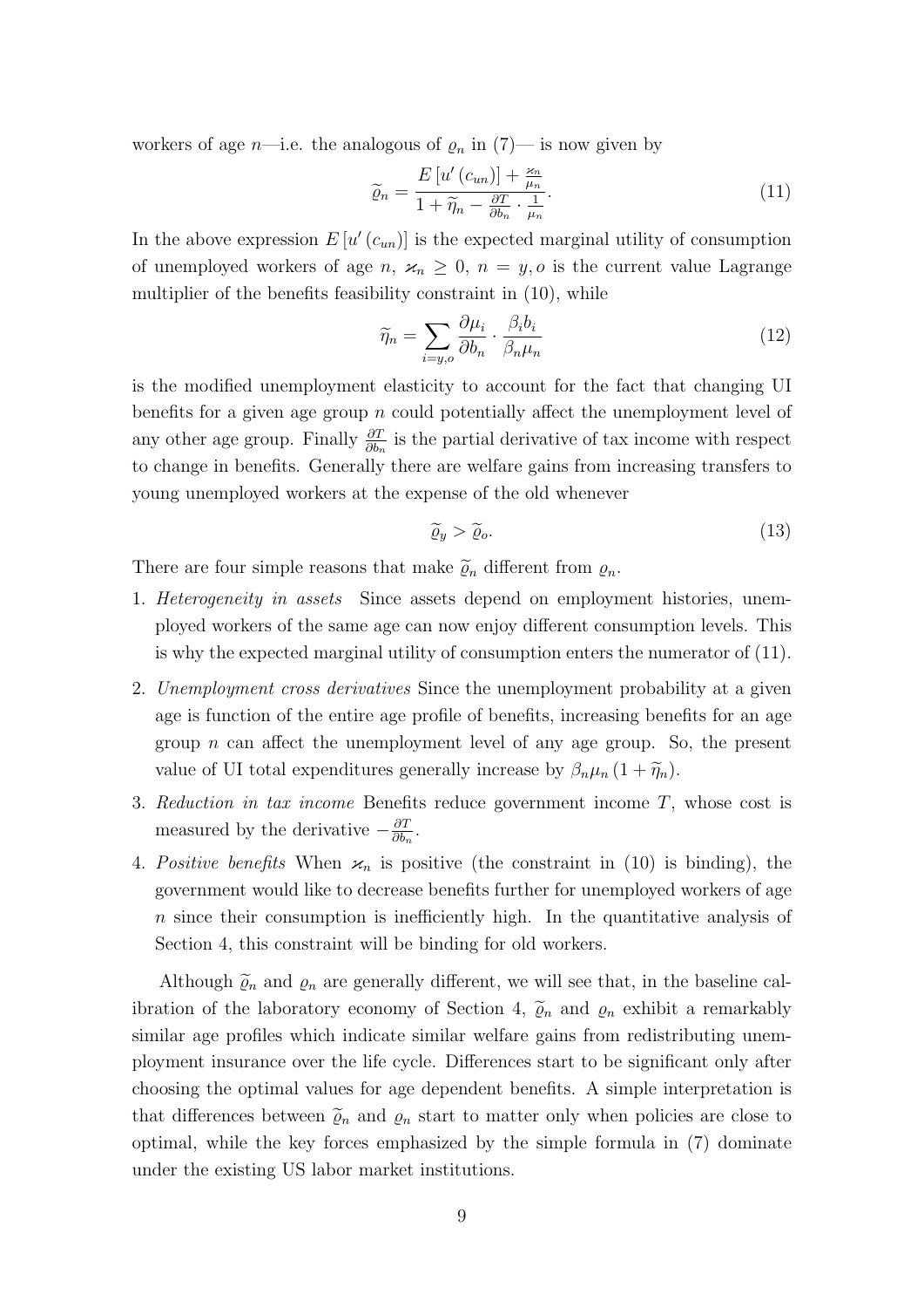workers of age $n$—i.e. the analogous of $\varrho_n$ in (7)— is now given by

$$\widetilde{\varrho}_n = \frac{E\left[u'\left(c_{un}\right)\right] + \frac{\varkappa_n}{\mu_n}}{1 + \widetilde{\eta}_n - \frac{\partial T}{\partial b_n} \cdot \frac{1}{\mu_n}}. \tag{11}$$

In the above expression $E\left[u'\left(c_{un}\right)\right]$ is the expected marginal utility of consumption of unemployed workers of age $n$, $\varkappa_n \geq 0$, $n = y, o$ is the current value Lagrange multiplier of the benefits feasibility constraint in (10), while

$$\widetilde{\eta}_n = \sum_{i=y,o} \frac{\partial \mu_i}{\partial b_n} \cdot \frac{\beta_i b_i}{\beta_n \mu_n} \tag{12}$$

is the modified unemployment elasticity to account for the fact that changing UI benefits for a given age group $n$ could potentially affect the unemployment level of any other age group. Finally $\frac{\partial T}{\partial b_n}$ is the partial derivative of tax income with respect to change in benefits. Generally there are welfare gains from increasing transfers to young unemployed workers at the expense of the old whenever

$$\widetilde{\varrho}_y > \widetilde{\varrho}_o. \tag{13}$$

There are four simple reasons that make $\widetilde{\varrho}_n$ different from $\varrho_n$.

1. *Heterogeneity in assets* Since assets depend on employment histories, unemployed workers of the same age can now enjoy different consumption levels. This is why the expected marginal utility of consumption enters the numerator of (11).
2. *Unemployment cross derivatives* Since the unemployment probability at a given age is function of the entire age profile of benefits, increasing benefits for an age group $n$ can affect the unemployment level of any age group. So, the present value of UI total expenditures generally increase by $\beta_n \mu_n \left(1 + \widetilde{\eta}_n\right)$.
3. *Reduction in tax income* Benefits reduce government income $T$, whose cost is measured by the derivative $-\frac{\partial T}{\partial b_n}$.
4. *Positive benefits* When $\varkappa_n$ is positive (the constraint in (10) is binding), the government would like to decrease benefits further for unemployed workers of age $n$ since their consumption is inefficiently high. In the quantitative analysis of Section 4, this constraint will be binding for old workers.

Although $\widetilde{\varrho}_n$ and $\varrho_n$ are generally different, we will see that, in the baseline calibration of the laboratory economy of Section 4, $\widetilde{\varrho}_n$ and $\varrho_n$ exhibit a remarkably similar age profiles which indicate similar welfare gains from redistributing unemployment insurance over the life cycle. Differences start to be significant only after choosing the optimal values for age dependent benefits. A simple interpretation is that differences between $\widetilde{\varrho}_n$ and $\varrho_n$ start to matter only when policies are close to optimal, while the key forces emphasized by the simple formula in (7) dominate under the existing US labor market institutions.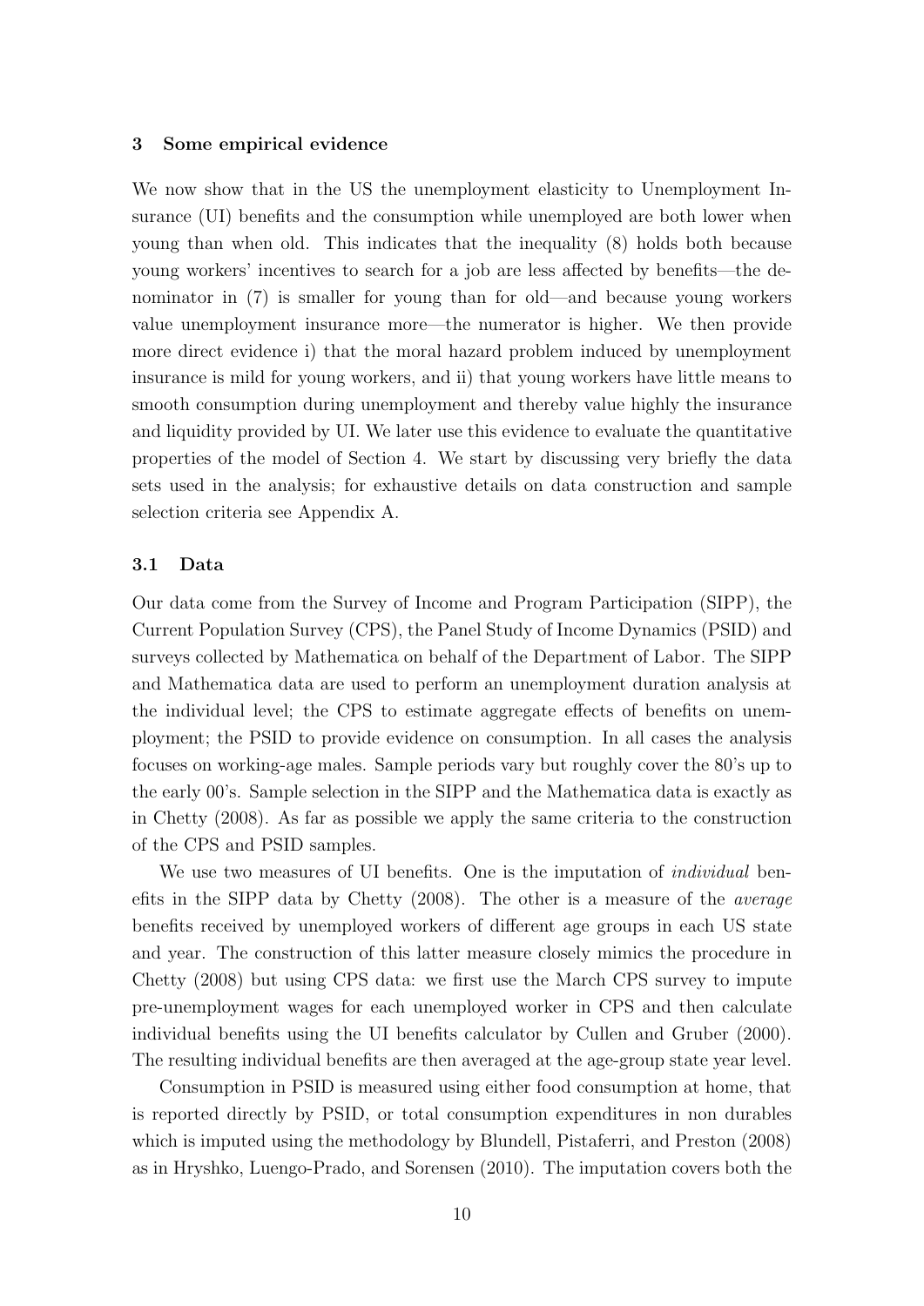## 3 Some empirical evidence

We now show that in the US the unemployment elasticity to Unemployment Insurance (UI) benefits and the consumption while unemployed are both lower when young than when old. This indicates that the inequality (8) holds both because young workers' incentives to search for a job are less affected by benefits—the denominator in (7) is smaller for young than for old—and because young workers value unemployment insurance more—the numerator is higher. We then provide more direct evidence i) that the moral hazard problem induced by unemployment insurance is mild for young workers, and ii) that young workers have little means to smooth consumption during unemployment and thereby value highly the insurance and liquidity provided by UI. We later use this evidence to evaluate the quantitative properties of the model of Section 4. We start by discussing very briefly the data sets used in the analysis; for exhaustive details on data construction and sample selection criteria see Appendix A.

### 3.1 Data

Our data come from the Survey of Income and Program Participation (SIPP), the Current Population Survey (CPS), the Panel Study of Income Dynamics (PSID) and surveys collected by Mathematica on behalf of the Department of Labor. The SIPP and Mathematica data are used to perform an unemployment duration analysis at the individual level; the CPS to estimate aggregate effects of benefits on unemployment; the PSID to provide evidence on consumption. In all cases the analysis focuses on working-age males. Sample periods vary but roughly cover the 80's up to the early 00's. Sample selection in the SIPP and the Mathematica data is exactly as in Chetty (2008). As far as possible we apply the same criteria to the construction of the CPS and PSID samples.

We use two measures of UI benefits. One is the imputation of *individual* benefits in the SIPP data by Chetty (2008). The other is a measure of the *average* benefits received by unemployed workers of different age groups in each US state and year. The construction of this latter measure closely mimics the procedure in Chetty (2008) but using CPS data: we first use the March CPS survey to impute pre-unemployment wages for each unemployed worker in CPS and then calculate individual benefits using the UI benefits calculator by Cullen and Gruber (2000). The resulting individual benefits are then averaged at the age-group state year level.

Consumption in PSID is measured using either food consumption at home, that is reported directly by PSID, or total consumption expenditures in non durables which is imputed using the methodology by Blundell, Pistaferri, and Preston (2008) as in Hryshko, Luengo-Prado, and Sorensen (2010). The imputation covers both the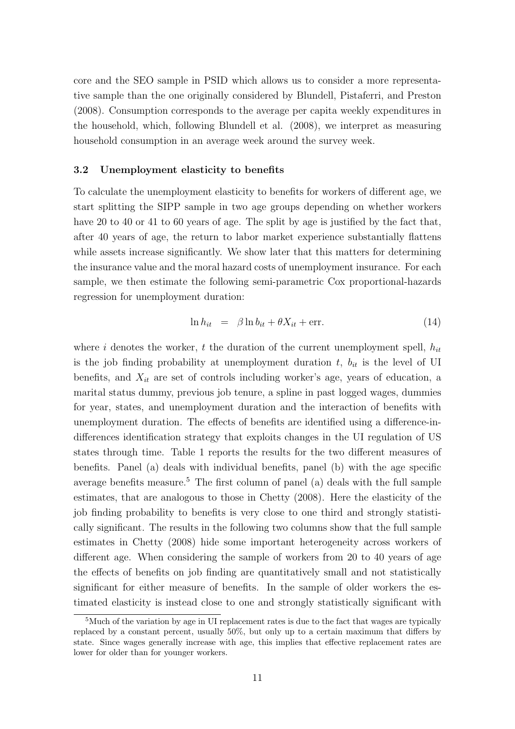core and the SEO sample in PSID which allows us to consider a more representative sample than the one originally considered by Blundell, Pistaferri, and Preston (2008). Consumption corresponds to the average per capita weekly expenditures in the household, which, following Blundell et al. (2008), we interpret as measuring household consumption in an average week around the survey week.

### 3.2 Unemployment elasticity to benefits

To calculate the unemployment elasticity to benefits for workers of different age, we start splitting the SIPP sample in two age groups depending on whether workers have 20 to 40 or 41 to 60 years of age. The split by age is justified by the fact that, after 40 years of age, the return to labor market experience substantially flattens while assets increase significantly. We show later that this matters for determining the insurance value and the moral hazard costs of unemployment insurance. For each sample, we then estimate the following semi-parametric Cox proportional-hazards regression for unemployment duration:

$$\ln h_{it} \;\;=\;\; \beta \ln b_{it} + \theta X_{it} + \text{err.} \tag{14}$$

where $i$ denotes the worker, $t$ the duration of the current unemployment spell, $h_{it}$ is the job finding probability at unemployment duration $t$, $b_{it}$ is the level of UI benefits, and $X_{it}$ are set of controls including worker's age, years of education, a marital status dummy, previous job tenure, a spline in past logged wages, dummies for year, states, and unemployment duration and the interaction of benefits with unemployment duration. The effects of benefits are identified using a difference-in-differences identification strategy that exploits changes in the UI regulation of US states through time. Table 1 reports the results for the two different measures of benefits. Panel (a) deals with individual benefits, panel (b) with the age specific average benefits measure.[5] The first column of panel (a) deals with the full sample estimates, that are analogous to those in Chetty (2008). Here the elasticity of the job finding probability to benefits is very close to one third and strongly statistically significant. The results in the following two columns show that the full sample estimates in Chetty (2008) hide some important heterogeneity across workers of different age. When considering the sample of workers from 20 to 40 years of age the effects of benefits on job finding are quantitatively small and not statistically significant for either measure of benefits. In the sample of older workers the estimated elasticity is instead close to one and strongly statistically significant with

[5] Much of the variation by age in UI replacement rates is due to the fact that wages are typically replaced by a constant percent, usually 50%, but only up to a certain maximum that differs by state. Since wages generally increase with age, this implies that effective replacement rates are lower for older than for younger workers.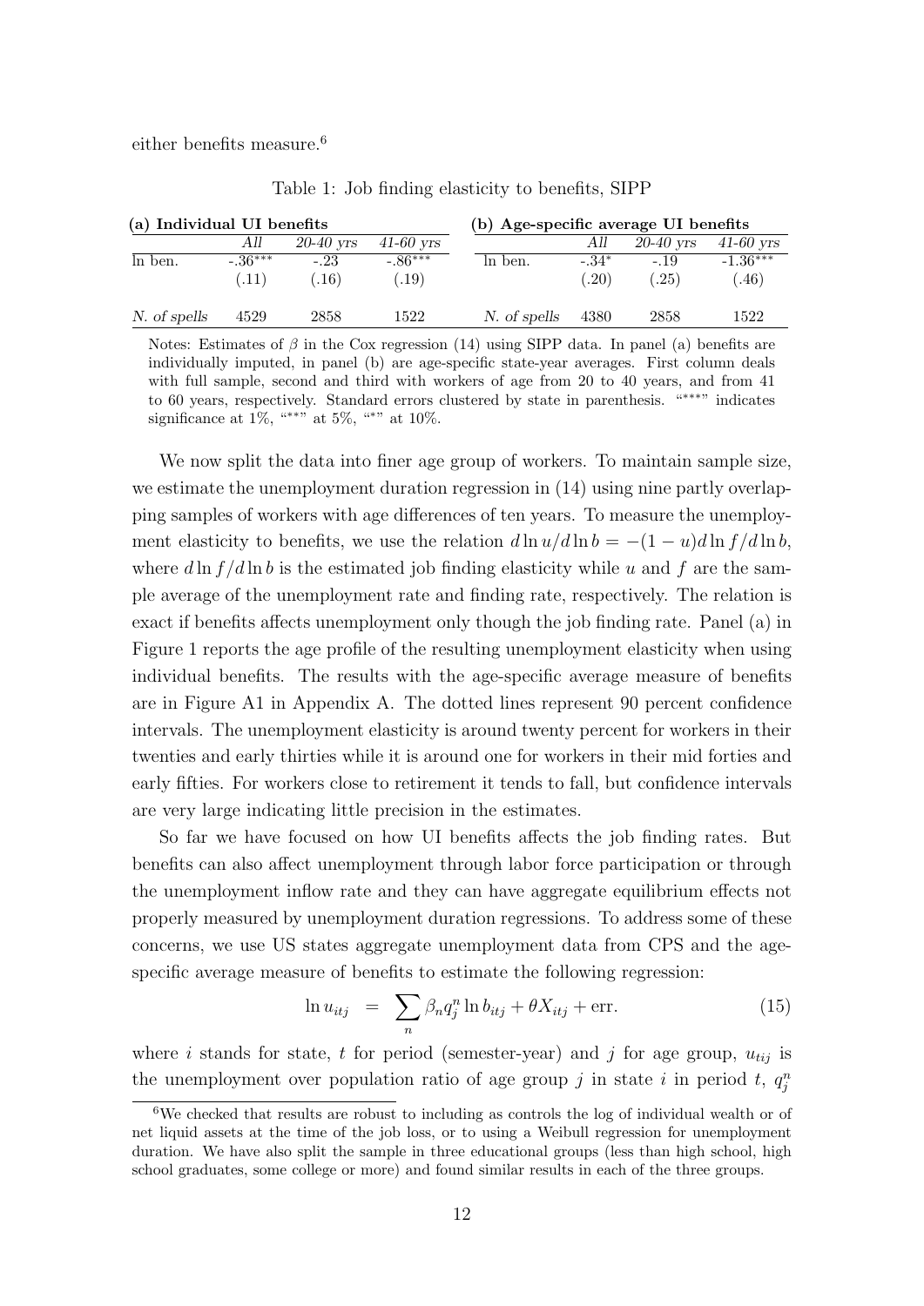either benefits measure.[6]

Table 1: Job finding elasticity to benefits, SIPP

| (a) Individual UI benefits | | | | (b) Age-specific average UI benefits | | | |
|---|---|---|---|---|---|---|---|
| | *All* | *20-40 yrs* | *41-60 yrs* | | *All* | *20-40 yrs* | *41-60 yrs* |
| ln ben. | -.36*** | -.23 | -.86*** | ln ben. | -.34* | -.19 | -1.36*** |
| | (.11) | (.16) | (.19) | | (.20) | (.25) | (.46) |
| *N. of spells* | 4529 | 2858 | 1522 | *N. of spells* | 4380 | 2858 | 1522 |

Notes: Estimates of $\beta$ in the Cox regression (14) using SIPP data. In panel (a) benefits are individually imputed, in panel (b) are age-specific state-year averages. First column deals with full sample, second and third with workers of age from 20 to 40 years, and from 41 to 60 years, respectively. Standard errors clustered by state in parenthesis. "***" indicates significance at 1%, "**" at 5%, "*" at 10%.

We now split the data into finer age group of workers. To maintain sample size, we estimate the unemployment duration regression in (14) using nine partly overlapping samples of workers with age differences of ten years. To measure the unemployment elasticity to benefits, we use the relation $d\ln u/d\ln b = -(1-u)d\ln f/d\ln b$, where $d\ln f/d\ln b$ is the estimated job finding elasticity while $u$ and $f$ are the sample average of the unemployment rate and finding rate, respectively. The relation is exact if benefits affects unemployment only though the job finding rate. Panel (a) in Figure 1 reports the age profile of the resulting unemployment elasticity when using individual benefits. The results with the age-specific average measure of benefits are in Figure A1 in Appendix A. The dotted lines represent 90 percent confidence intervals. The unemployment elasticity is around twenty percent for workers in their twenties and early thirties while it is around one for workers in their mid forties and early fifties. For workers close to retirement it tends to fall, but confidence intervals are very large indicating little precision in the estimates.

So far we have focused on how UI benefits affects the job finding rates. But benefits can also affect unemployment through labor force participation or through the unemployment inflow rate and they can have aggregate equilibrium effects not properly measured by unemployment duration regressions. To address some of these concerns, we use US states aggregate unemployment data from CPS and the age-specific average measure of benefits to estimate the following regression:

$$\ln u_{itj} \;=\; \sum_n \beta_n q_j^n \ln b_{itj} + \theta X_{itj} + \text{err.} \tag{15}$$

where $i$ stands for state, $t$ for period (semester-year) and $j$ for age group, $u_{tij}$ is the unemployment over population ratio of age group $j$ in state $i$ in period $t$, $q_j^n$

[6]We checked that results are robust to including as controls the log of individual wealth or of net liquid assets at the time of the job loss, or to using a Weibull regression for unemployment duration. We have also split the sample in three educational groups (less than high school, high school graduates, some college or more) and found similar results in each of the three groups.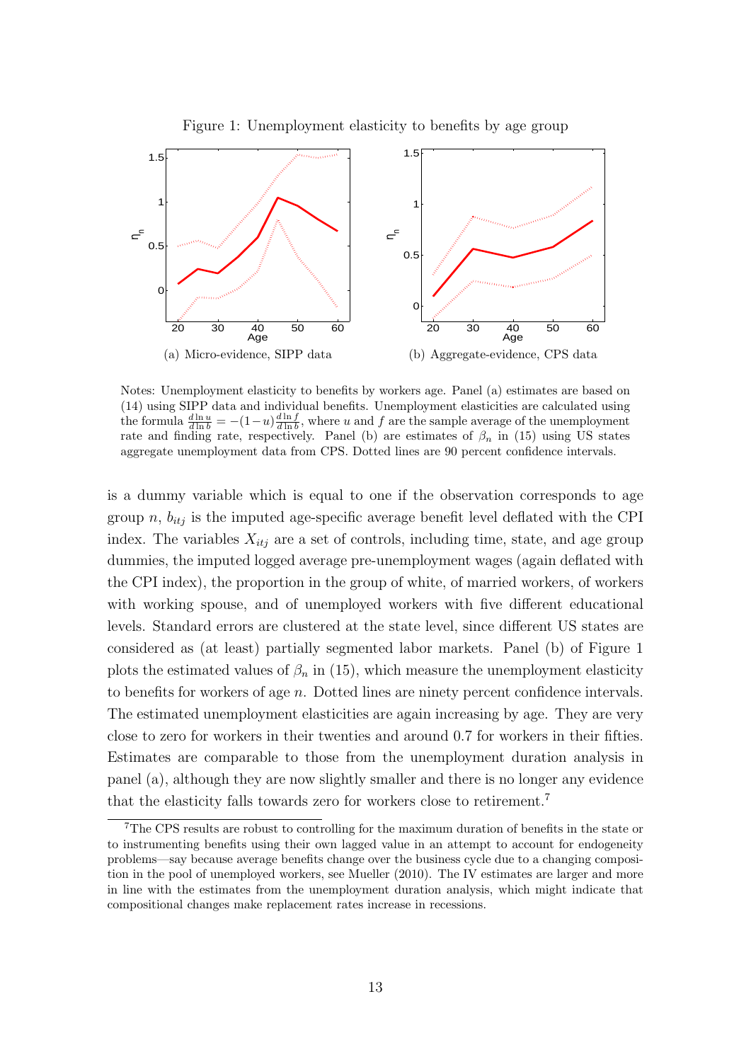Figure 1: Unemployment elasticity to benefits by age group

(a) Micro-evidence, SIPP data

(b) Aggregate-evidence, CPS data

Notes: Unemployment elasticity to benefits by workers age. Panel (a) estimates are based on (14) using SIPP data and individual benefits. Unemployment elasticities are calculated using the formula $\frac{d\ln u}{d\ln b} = -(1-u)\frac{d\ln f}{d\ln b}$, where $u$ and $f$ are the sample average of the unemployment rate and finding rate, respectively. Panel (b) are estimates of $\beta_n$ in (15) using US states aggregate unemployment data from CPS. Dotted lines are 90 percent confidence intervals.

is a dummy variable which is equal to one if the observation corresponds to age group $n$, $b_{itj}$ is the imputed age-specific average benefit level deflated with the CPI index. The variables $X_{itj}$ are a set of controls, including time, state, and age group dummies, the imputed logged average pre-unemployment wages (again deflated with the CPI index), the proportion in the group of white, of married workers, of workers with working spouse, and of unemployed workers with five different educational levels. Standard errors are clustered at the state level, since different US states are considered as (at least) partially segmented labor markets. Panel (b) of Figure 1 plots the estimated values of $\beta_n$ in (15), which measure the unemployment elasticity to benefits for workers of age $n$. Dotted lines are ninety percent confidence intervals. The estimated unemployment elasticities are again increasing by age. They are very close to zero for workers in their twenties and around 0.7 for workers in their fifties. Estimates are comparable to those from the unemployment duration analysis in panel (a), although they are now slightly smaller and there is no longer any evidence that the elasticity falls towards zero for workers close to retirement.[7]

[7]The CPS results are robust to controlling for the maximum duration of benefits in the state or to instrumenting benefits using their own lagged value in an attempt to account for endogeneity problems—say because average benefits change over the business cycle due to a changing composition in the pool of unemployed workers, see Mueller (2010). The IV estimates are larger and more in line with the estimates from the unemployment duration analysis, which might indicate that compositional changes make replacement rates increase in recessions.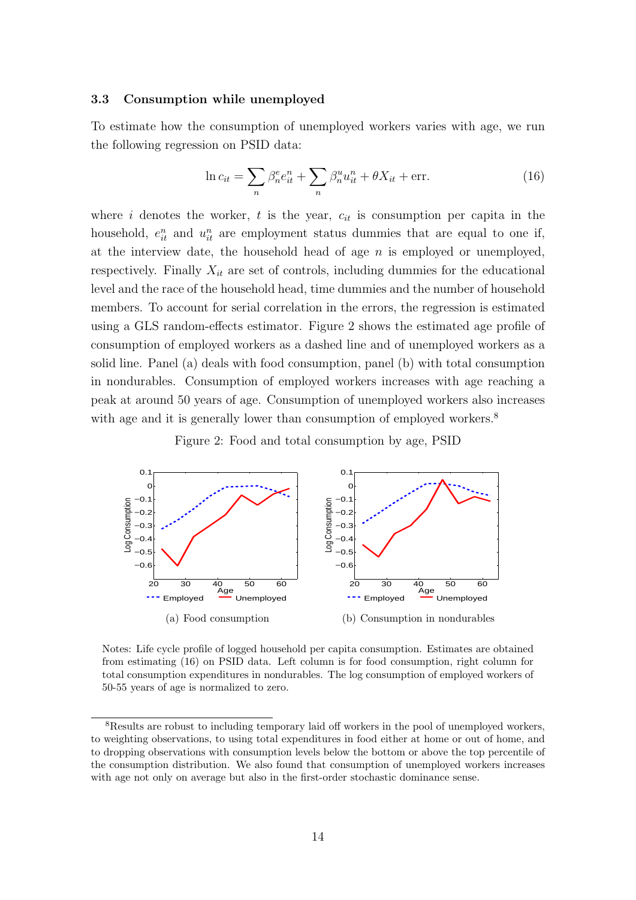### 3.3 Consumption while unemployed

To estimate how the consumption of unemployed workers varies with age, we run the following regression on PSID data:

$$\ln c_{it} = \sum_n \beta_n^e e_{it}^n + \sum_n \beta_n^u u_{it}^n + \theta X_{it} + \text{err}. \tag{16}$$

where $i$ denotes the worker, $t$ is the year, $c_{it}$ is consumption per capita in the household, $e_{it}^n$ and $u_{it}^n$ are employment status dummies that are equal to one if, at the interview date, the household head of age $n$ is employed or unemployed, respectively. Finally $X_{it}$ are set of controls, including dummies for the educational level and the race of the household head, time dummies and the number of household members. To account for serial correlation in the errors, the regression is estimated using a GLS random-effects estimator. Figure 2 shows the estimated age profile of consumption of employed workers as a dashed line and of unemployed workers as a solid line. Panel (a) deals with food consumption, panel (b) with total consumption in nondurables. Consumption of employed workers increases with age reaching a peak at around 50 years of age. Consumption of unemployed workers also increases with age and it is generally lower than consumption of employed workers.[8]

Figure 2: Food and total consumption by age, PSID

(a) Food consumption

(b) Consumption in nondurables

Notes: Life cycle profile of logged household per capita consumption. Estimates are obtained from estimating (16) on PSID data. Left column is for food consumption, right column for total consumption expenditures in nondurables. The log consumption of employed workers of 50-55 years of age is normalized to zero.

[8] Results are robust to including temporary laid off workers in the pool of unemployed workers, to weighting observations, to using total expenditures in food either at home or out of home, and to dropping observations with consumption levels below the bottom or above the top percentile of the consumption distribution. We also found that consumption of unemployed workers increases with age not only on average but also in the first-order stochastic dominance sense.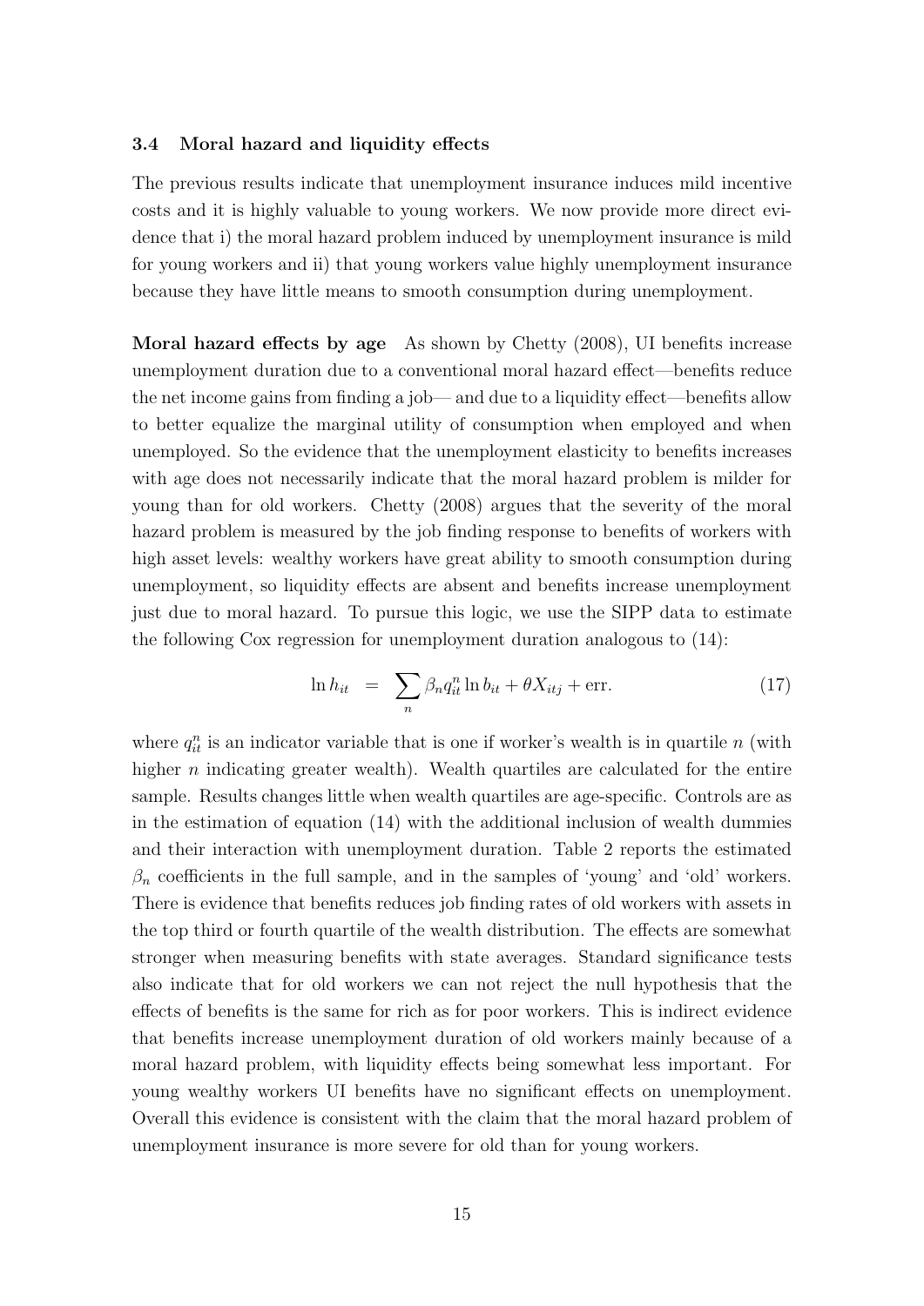### 3.4 Moral hazard and liquidity effects

The previous results indicate that unemployment insurance induces mild incentive costs and it is highly valuable to young workers. We now provide more direct evidence that i) the moral hazard problem induced by unemployment insurance is mild for young workers and ii) that young workers value highly unemployment insurance because they have little means to smooth consumption during unemployment.

**Moral hazard effects by age** As shown by Chetty (2008), UI benefits increase unemployment duration due to a conventional moral hazard effect—benefits reduce the net income gains from finding a job— and due to a liquidity effect—benefits allow to better equalize the marginal utility of consumption when employed and when unemployed. So the evidence that the unemployment elasticity to benefits increases with age does not necessarily indicate that the moral hazard problem is milder for young than for old workers. Chetty (2008) argues that the severity of the moral hazard problem is measured by the job finding response to benefits of workers with high asset levels: wealthy workers have great ability to smooth consumption during unemployment, so liquidity effects are absent and benefits increase unemployment just due to moral hazard. To pursue this logic, we use the SIPP data to estimate the following Cox regression for unemployment duration analogous to (14):

$$\ln h_{it} \;\; = \;\; \sum_{n} \beta_n q_{it}^{n} \ln b_{it} + \theta X_{itj} + \text{err.} \tag{17}$$

where $q_{it}^{n}$ is an indicator variable that is one if worker's wealth is in quartile $n$ (with higher $n$ indicating greater wealth). Wealth quartiles are calculated for the entire sample. Results changes little when wealth quartiles are age-specific. Controls are as in the estimation of equation (14) with the additional inclusion of wealth dummies and their interaction with unemployment duration. Table 2 reports the estimated $\beta_n$ coefficients in the full sample, and in the samples of 'young' and 'old' workers. There is evidence that benefits reduces job finding rates of old workers with assets in the top third or fourth quartile of the wealth distribution. The effects are somewhat stronger when measuring benefits with state averages. Standard significance tests also indicate that for old workers we can not reject the null hypothesis that the effects of benefits is the same for rich as for poor workers. This is indirect evidence that benefits increase unemployment duration of old workers mainly because of a moral hazard problem, with liquidity effects being somewhat less important. For young wealthy workers UI benefits have no significant effects on unemployment. Overall this evidence is consistent with the claim that the moral hazard problem of unemployment insurance is more severe for old than for young workers.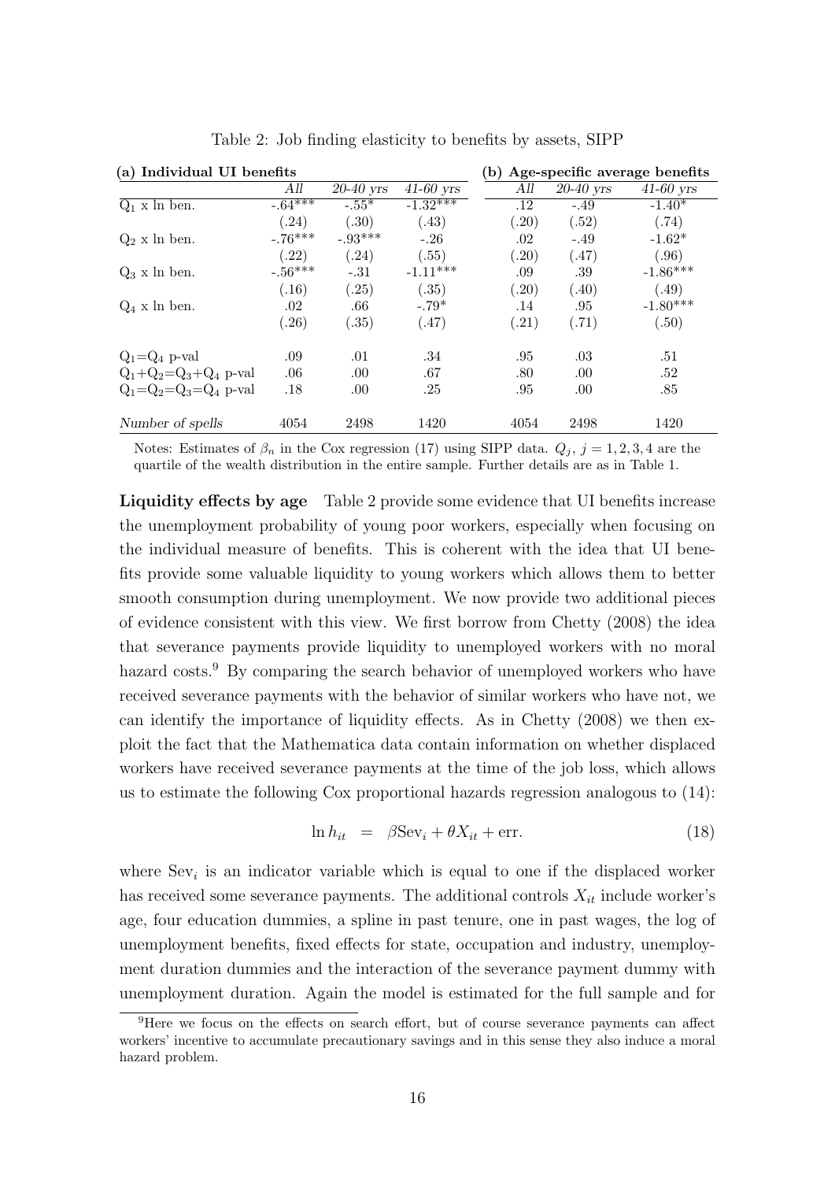Table 2: Job finding elasticity to benefits by assets, SIPP

| (a) Individual UI benefits | | | | (b) Age-specific average benefits | | |
|---|---|---|---|---|---|---|
| | *All* | *20-40 yrs* | *41-60 yrs* | *All* | *20-40 yrs* | *41-60 yrs* |
| $Q_1$ x ln ben. | -.64*** | -.55* | -1.32*** | .12 | -.49 | -1.40* |
| | (.24) | (.30) | (.43) | (.20) | (.52) | (.74) |
| $Q_2$ x ln ben. | -.76*** | -.93*** | -.26 | .02 | -.49 | -1.62* |
| | (.22) | (.24) | (.55) | (.20) | (.47) | (.96) |
| $Q_3$ x ln ben. | -.56*** | -.31 | -1.11*** | .09 | .39 | -1.86*** |
| | (.16) | (.25) | (.35) | (.20) | (.40) | (.49) |
| $Q_4$ x ln ben. | .02 | .66 | -.79* | .14 | .95 | -1.80*** |
| | (.26) | (.35) | (.47) | (.21) | (.71) | (.50) |
| $Q_1$=$Q_4$ p-val | .09 | .01 | .34 | .95 | .03 | .51 |
| $Q_1$+$Q_2$=$Q_3$+$Q_4$ p-val | .06 | .00 | .67 | .80 | .00 | .52 |
| $Q_1$=$Q_2$=$Q_3$=$Q_4$ p-val | .18 | .00 | .25 | .95 | .00 | .85 |
| *Number of spells* | 4054 | 2498 | 1420 | 4054 | 2498 | 1420 |

Notes: Estimates of $\beta_n$ in the Cox regression (17) using SIPP data. $Q_j$, $j = 1, 2, 3, 4$ are the quartile of the wealth distribution in the entire sample. Further details are as in Table 1.

**Liquidity effects by age** Table 2 provide some evidence that UI benefits increase the unemployment probability of young poor workers, especially when focusing on the individual measure of benefits. This is coherent with the idea that UI benefits provide some valuable liquidity to young workers which allows them to better smooth consumption during unemployment. We now provide two additional pieces of evidence consistent with this view. We first borrow from Chetty (2008) the idea that severance payments provide liquidity to unemployed workers with no moral hazard costs.[9] By comparing the search behavior of unemployed workers who have received severance payments with the behavior of similar workers who have not, we can identify the importance of liquidity effects. As in Chetty (2008) we then exploit the fact that the Mathematica data contain information on whether displaced workers have received severance payments at the time of the job loss, which allows us to estimate the following Cox proportional hazards regression analogous to (14):

$$\ln h_{it} \;\; = \;\; \beta \text{Sev}_i + \theta X_{it} + \text{err.} \tag{18}$$

where $\text{Sev}_i$ is an indicator variable which is equal to one if the displaced worker has received some severance payments. The additional controls $X_{it}$ include worker's age, four education dummies, a spline in past tenure, one in past wages, the log of unemployment benefits, fixed effects for state, occupation and industry, unemployment duration dummies and the interaction of the severance payment dummy with unemployment duration. Again the model is estimated for the full sample and for

[9] Here we focus on the effects on search effort, but of course severance payments can affect workers' incentive to accumulate precautionary savings and in this sense they also induce a moral hazard problem.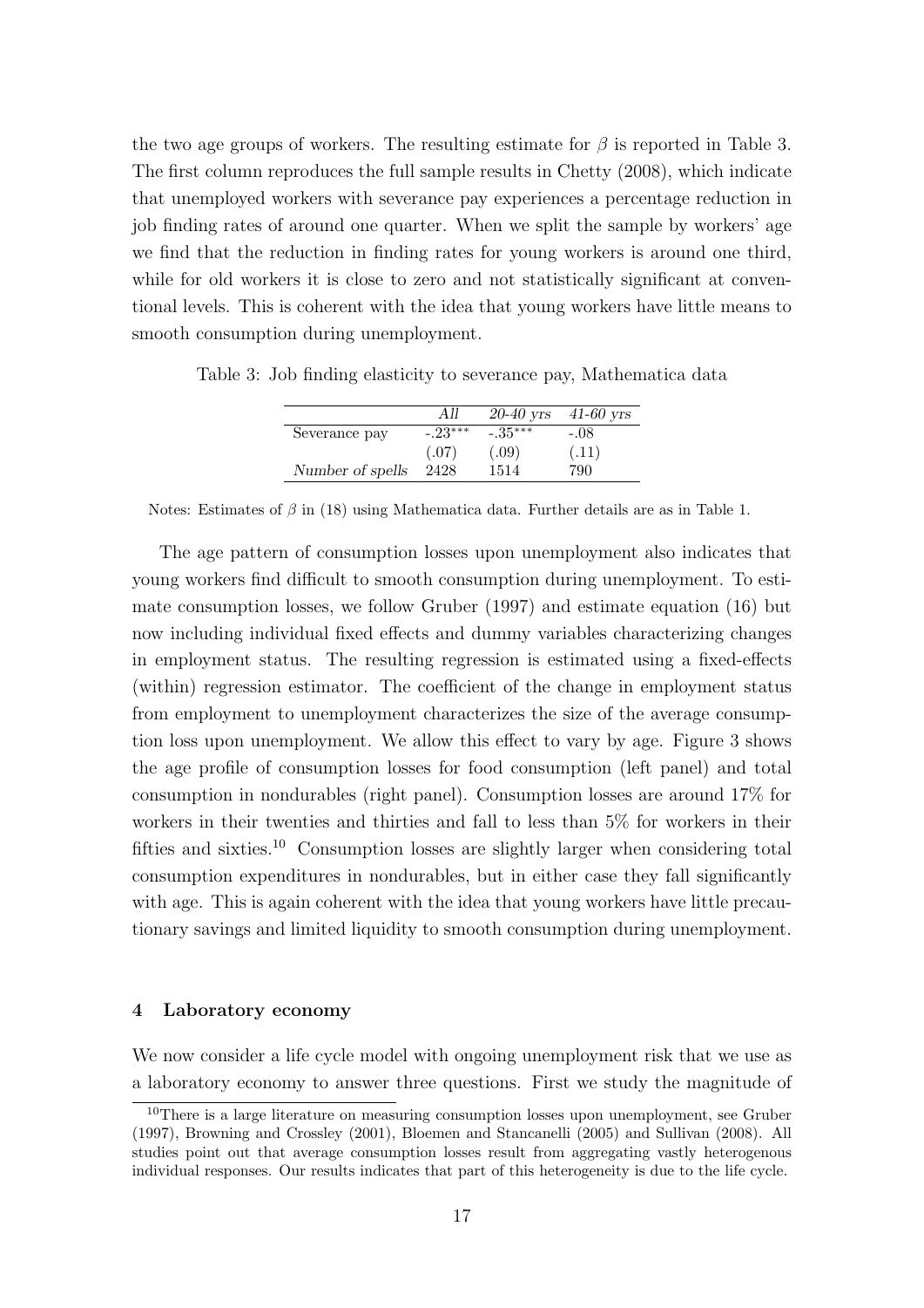the two age groups of workers. The resulting estimate for $\beta$ is reported in Table 3. The first column reproduces the full sample results in Chetty (2008), which indicate that unemployed workers with severance pay experiences a percentage reduction in job finding rates of around one quarter. When we split the sample by workers' age we find that the reduction in finding rates for young workers is around one third, while for old workers it is close to zero and not statistically significant at conventional levels. This is coherent with the idea that young workers have little means to smooth consumption during unemployment.

Table 3: Job finding elasticity to severance pay, Mathematica data

| | *All* | *20-40 yrs* | *41-60 yrs* |
|---|---|---|---|
| Severance pay | -.23*** | -.35*** | -.08 |
| | (.07) | (.09) | (.11) |
| *Number of spells* | 2428 | 1514 | 790 |

Notes: Estimates of $\beta$ in (18) using Mathematica data. Further details are as in Table 1.

The age pattern of consumption losses upon unemployment also indicates that young workers find difficult to smooth consumption during unemployment. To estimate consumption losses, we follow Gruber (1997) and estimate equation (16) but now including individual fixed effects and dummy variables characterizing changes in employment status. The resulting regression is estimated using a fixed-effects (within) regression estimator. The coefficient of the change in employment status from employment to unemployment characterizes the size of the average consumption loss upon unemployment. We allow this effect to vary by age. Figure 3 shows the age profile of consumption losses for food consumption (left panel) and total consumption in nondurables (right panel). Consumption losses are around 17% for workers in their twenties and thirties and fall to less than 5% for workers in their fifties and sixties.[10] Consumption losses are slightly larger when considering total consumption expenditures in nondurables, but in either case they fall significantly with age. This is again coherent with the idea that young workers have little precautionary savings and limited liquidity to smooth consumption during unemployment.

### 4 Laboratory economy

We now consider a life cycle model with ongoing unemployment risk that we use as a laboratory economy to answer three questions. First we study the magnitude of

[10] There is a large literature on measuring consumption losses upon unemployment, see Gruber (1997), Browning and Crossley (2001), Bloemen and Stancanelli (2005) and Sullivan (2008). All studies point out that average consumption losses result from aggregating vastly heterogenous individual responses. Our results indicates that part of this heterogeneity is due to the life cycle.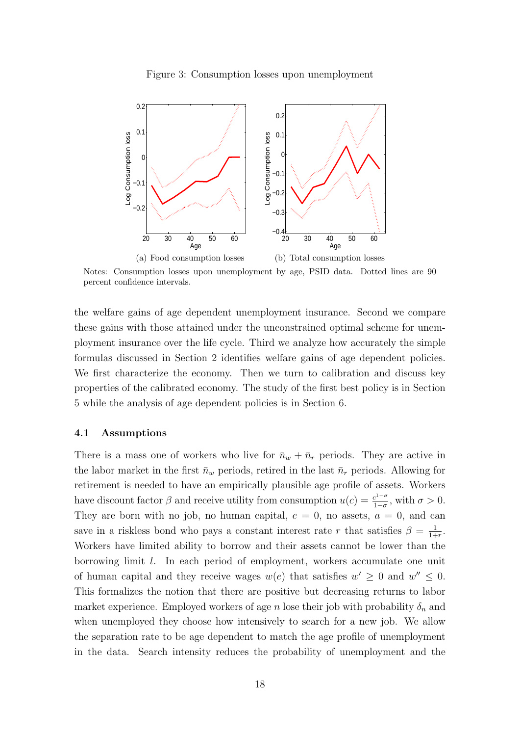Figure 3: Consumption losses upon unemployment

(a) Food consumption losses

(b) Total consumption losses

Notes: Consumption losses upon unemployment by age, PSID data. Dotted lines are 90 percent confidence intervals.

the welfare gains of age dependent unemployment insurance. Second we compare these gains with those attained under the unconstrained optimal scheme for unemployment insurance over the life cycle. Third we analyze how accurately the simple formulas discussed in Section 2 identifies welfare gains of age dependent policies. We first characterize the economy. Then we turn to calibration and discuss key properties of the calibrated economy. The study of the first best policy is in Section 5 while the analysis of age dependent policies is in Section 6.

### 4.1 Assumptions

There is a mass one of workers who live for $\bar{n}_w + \bar{n}_r$ periods. They are active in the labor market in the first $\bar{n}_w$ periods, retired in the last $\bar{n}_r$ periods. Allowing for retirement is needed to have an empirically plausible age profile of assets. Workers have discount factor $\beta$ and receive utility from consumption $u(c) = \frac{c^{1-\sigma}}{1-\sigma}$, with $\sigma > 0$. They are born with no job, no human capital, $e = 0$, no assets, $a = 0$, and can save in a riskless bond who pays a constant interest rate $r$ that satisfies $\beta = \frac{1}{1+r}$. Workers have limited ability to borrow and their assets cannot be lower than the borrowing limit $l$. In each period of employment, workers accumulate one unit of human capital and they receive wages $w(e)$ that satisfies $w' \geq 0$ and $w'' \leq 0$. This formalizes the notion that there are positive but decreasing returns to labor market experience. Employed workers of age $n$ lose their job with probability $\delta_n$ and when unemployed they choose how intensively to search for a new job. We allow the separation rate to be age dependent to match the age profile of unemployment in the data. Search intensity reduces the probability of unemployment and the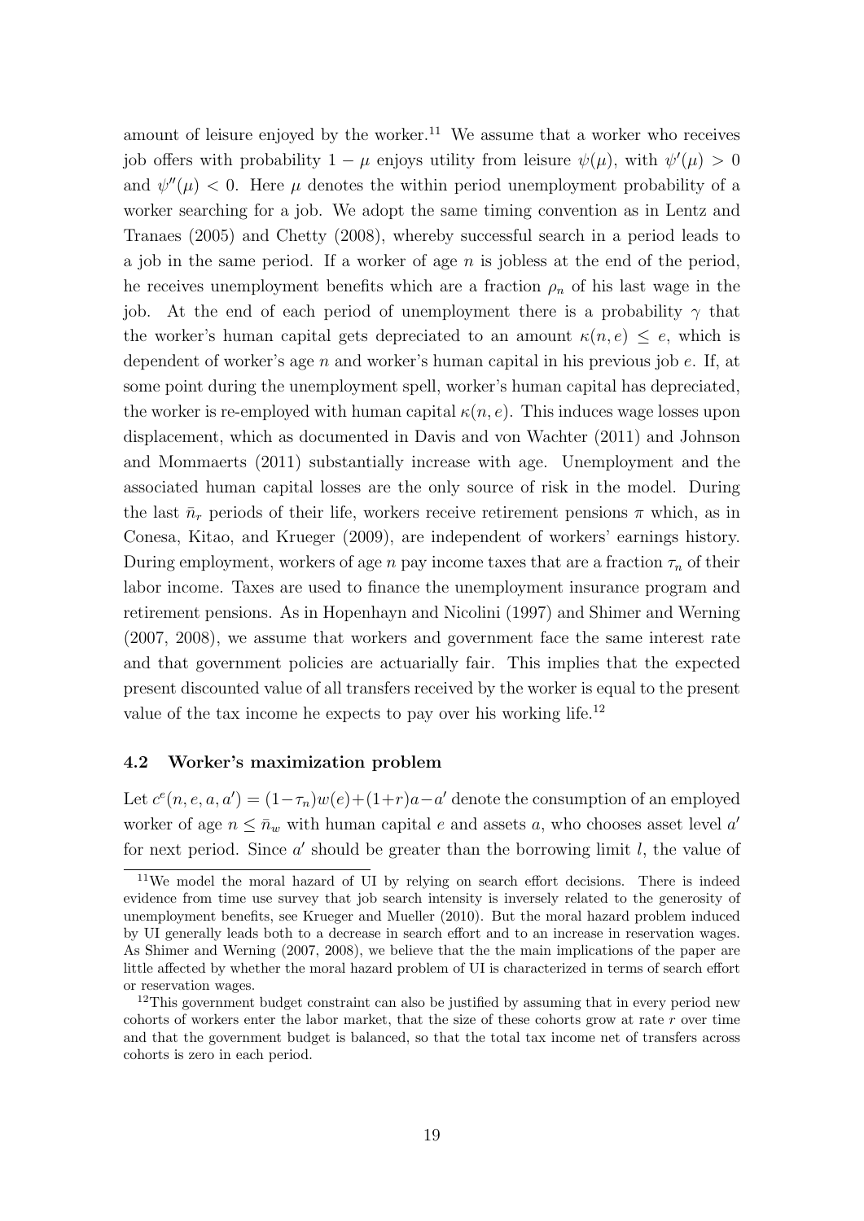amount of leisure enjoyed by the worker.[11] We assume that a worker who receives job offers with probability $1 - \mu$ enjoys utility from leisure $\psi(\mu)$, with $\psi'(\mu) > 0$ and $\psi''(\mu) < 0$. Here $\mu$ denotes the within period unemployment probability of a worker searching for a job. We adopt the same timing convention as in Lentz and Tranaes (2005) and Chetty (2008), whereby successful search in a period leads to a job in the same period. If a worker of age $n$ is jobless at the end of the period, he receives unemployment benefits which are a fraction $\rho_n$ of his last wage in the job. At the end of each period of unemployment there is a probability $\gamma$ that the worker's human capital gets depreciated to an amount $\kappa(n, e) \leq e$, which is dependent of worker's age $n$ and worker's human capital in his previous job $e$. If, at some point during the unemployment spell, worker's human capital has depreciated, the worker is re-employed with human capital $\kappa(n, e)$. This induces wage losses upon displacement, which as documented in Davis and von Wachter (2011) and Johnson and Mommaerts (2011) substantially increase with age. Unemployment and the associated human capital losses are the only source of risk in the model. During the last $\bar{n}_r$ periods of their life, workers receive retirement pensions $\pi$ which, as in Conesa, Kitao, and Krueger (2009), are independent of workers' earnings history. During employment, workers of age $n$ pay income taxes that are a fraction $\tau_n$ of their labor income. Taxes are used to finance the unemployment insurance program and retirement pensions. As in Hopenhayn and Nicolini (1997) and Shimer and Werning (2007, 2008), we assume that workers and government face the same interest rate and that government policies are actuarially fair. This implies that the expected present discounted value of all transfers received by the worker is equal to the present value of the tax income he expects to pay over his working life.[12]

### 4.2 Worker's maximization problem

Let $c^e(n, e, a, a') = (1-\tau_n)w(e)+(1+r)a-a'$ denote the consumption of an employed worker of age $n \leq \bar{n}_w$ with human capital $e$ and assets $a$, who chooses asset level $a'$ for next period. Since $a'$ should be greater than the borrowing limit $l$, the value of

[11] We model the moral hazard of UI by relying on search effort decisions. There is indeed evidence from time use survey that job search intensity is inversely related to the generosity of unemployment benefits, see Krueger and Mueller (2010). But the moral hazard problem induced by UI generally leads both to a decrease in search effort and to an increase in reservation wages. As Shimer and Werning (2007, 2008), we believe that the the main implications of the paper are little affected by whether the moral hazard problem of UI is characterized in terms of search effort or reservation wages.

[12] This government budget constraint can also be justified by assuming that in every period new cohorts of workers enter the labor market, that the size of these cohorts grow at rate $r$ over time and that the government budget is balanced, so that the total tax income net of transfers across cohorts is zero in each period.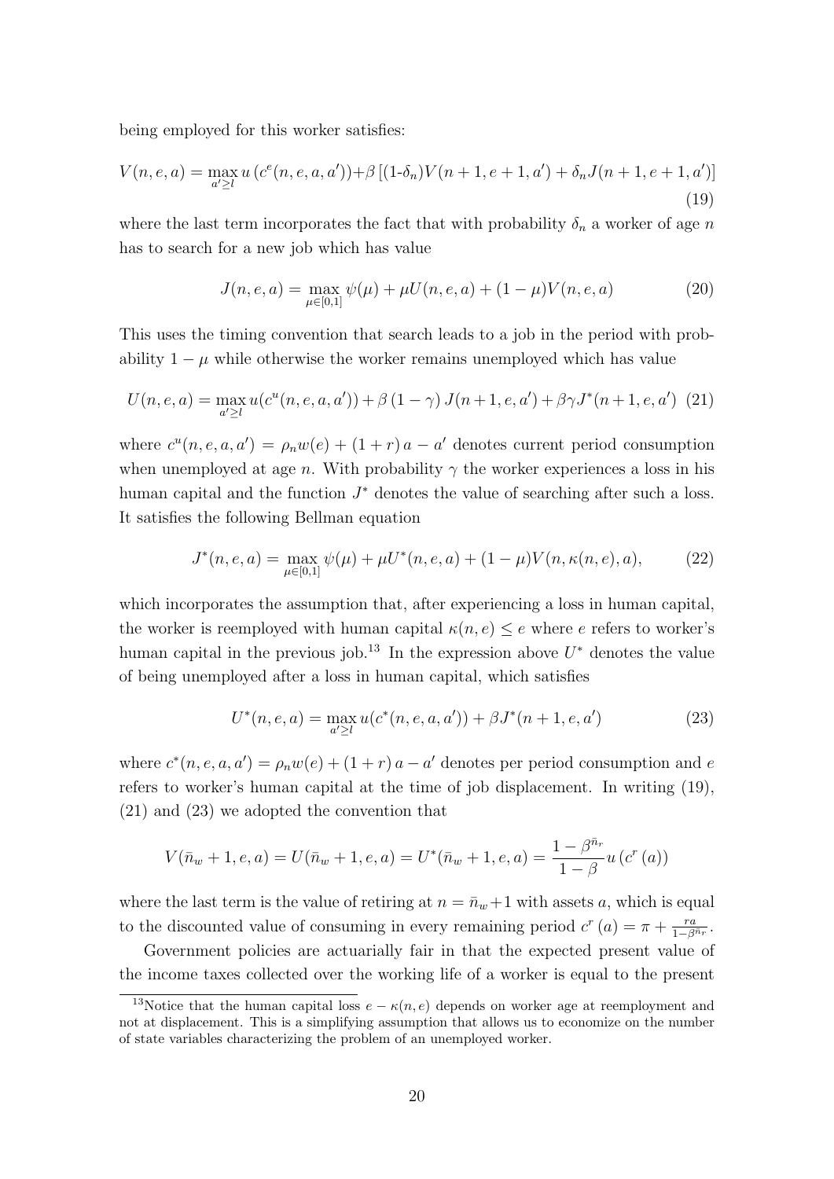being employed for this worker satisfies:

$$V(n,e,a)=\max_{a'\geq l}u\left(c^{e}(n,e,a,a')\right)+\beta\left[(1\text{-}\delta_n)V(n+1,e+1,a')+\delta_n J(n+1,e+1,a')\right] \tag{19}$$

where the last term incorporates the fact that with probability $\delta_n$ a worker of age $n$ has to search for a new job which has value

$$J(n,e,a)=\max_{\mu\in[0,1]}\psi(\mu)+\mu U(n,e,a)+(1-\mu)V(n,e,a) \tag{20}$$

This uses the timing convention that search leads to a job in the period with probability $1-\mu$ while otherwise the worker remains unemployed which has value

$$U(n,e,a)=\max_{a'\geq l}u(c^{u}(n,e,a,a'))+\beta\left(1-\gamma\right)J(n+1,e,a')+\beta\gamma J^{*}(n+1,e,a') \tag{21}$$

where $c^{u}(n,e,a,a')=\rho_n w(e)+(1+r)\,a-a'$ denotes current period consumption when unemployed at age $n$. With probability $\gamma$ the worker experiences a loss in his human capital and the function $J^{*}$ denotes the value of searching after such a loss. It satisfies the following Bellman equation

$$J^{*}(n,e,a)=\max_{\mu\in[0,1]}\psi(\mu)+\mu U^{*}(n,e,a)+(1-\mu)V(n,\kappa(n,e),a), \tag{22}$$

which incorporates the assumption that, after experiencing a loss in human capital, the worker is reemployed with human capital $\kappa(n,e)\leq e$ where $e$ refers to worker's human capital in the previous job.[13] In the expression above $U^{*}$ denotes the value of being unemployed after a loss in human capital, which satisfies

$$U^{*}(n,e,a)=\max_{a'\geq l}u(c^{*}(n,e,a,a'))+\beta J^{*}(n+1,e,a') \tag{23}$$

where $c^{*}(n,e,a,a')=\rho_n w(e)+(1+r)\,a-a'$ denotes per period consumption and $e$ refers to worker's human capital at the time of job displacement. In writing (19), (21) and (23) we adopted the convention that

$$V(\bar{n}_w+1,e,a)=U(\bar{n}_w+1,e,a)=U^{*}(\bar{n}_w+1,e,a)=\frac{1-\beta^{\bar{n}_r}}{1-\beta}u\left(c^{r}\left(a\right)\right)$$

where the last term is the value of retiring at $n=\bar{n}_w+1$ with assets $a$, which is equal to the discounted value of consuming in every remaining period $c^{r}\left(a\right)=\pi+\frac{ra}{1-\beta^{\bar{n}_r}}$.

Government policies are actuarially fair in that the expected present value of the income taxes collected over the working life of a worker is equal to the present

[13] Notice that the human capital loss $e-\kappa(n,e)$ depends on worker age at reemployment and not at displacement. This is a simplifying assumption that allows us to economize on the number of state variables characterizing the problem of an unemployed worker.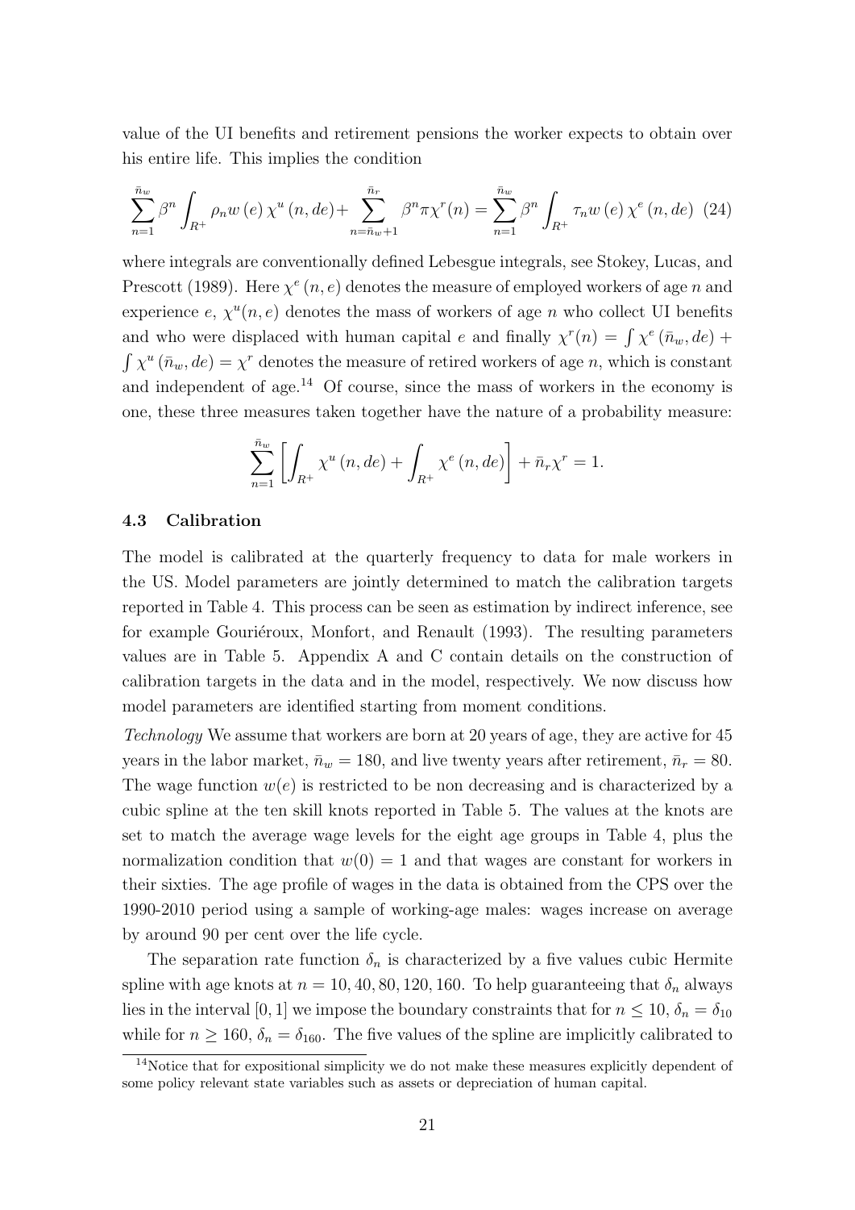value of the UI benefits and retirement pensions the worker expects to obtain over his entire life. This implies the condition

$$\sum_{n=1}^{\bar{n}_w} \beta^n \int_{R^+} \rho_n w\left(e\right) \chi^u\left(n, de\right) + \sum_{n=\bar{n}_w+1}^{\bar{n}_r} \beta^n \pi \chi^r(n) = \sum_{n=1}^{\bar{n}_w} \beta^n \int_{R^+} \tau_n w\left(e\right) \chi^e\left(n, de\right) \quad (24)$$

where integrals are conventionally defined Lebesgue integrals, see Stokey, Lucas, and Prescott (1989). Here $\chi^e(n,e)$ denotes the measure of employed workers of age $n$ and experience $e$, $\chi^u(n,e)$ denotes the mass of workers of age $n$ who collect UI benefits and who were displaced with human capital $e$ and finally $\chi^r(n) = \int \chi^e(\bar{n}_w, de) + \int \chi^u(\bar{n}_w, de) = \chi^r$ denotes the measure of retired workers of age $n$, which is constant and independent of age.[14] Of course, since the mass of workers in the economy is one, these three measures taken together have the nature of a probability measure:

$$\sum_{n=1}^{\bar{n}_w} \left[ \int_{R^+} \chi^u\left(n, de\right) + \int_{R^+} \chi^e\left(n, de\right) \right] + \bar{n}_r \chi^r = 1.$$

### 4.3 Calibration

The model is calibrated at the quarterly frequency to data for male workers in the US. Model parameters are jointly determined to match the calibration targets reported in Table 4. This process can be seen as estimation by indirect inference, see for example Gouriéroux, Monfort, and Renault (1993). The resulting parameters values are in Table 5. Appendix A and C contain details on the construction of calibration targets in the data and in the model, respectively. We now discuss how model parameters are identified starting from moment conditions.

*Technology* We assume that workers are born at 20 years of age, they are active for 45 years in the labor market, $\bar{n}_w = 180$, and live twenty years after retirement, $\bar{n}_r = 80$. The wage function $w(e)$ is restricted to be non decreasing and is characterized by a cubic spline at the ten skill knots reported in Table 5. The values at the knots are set to match the average wage levels for the eight age groups in Table 4, plus the normalization condition that $w(0) = 1$ and that wages are constant for workers in their sixties. The age profile of wages in the data is obtained from the CPS over the 1990-2010 period using a sample of working-age males: wages increase on average by around 90 per cent over the life cycle.

The separation rate function $\delta_n$ is characterized by a five values cubic Hermite spline with age knots at $n = 10, 40, 80, 120, 160$. To help guaranteeing that $\delta_n$ always lies in the interval $[0, 1]$ we impose the boundary constraints that for $n \leq 10$, $\delta_n = \delta_{10}$ while for $n \geq 160$, $\delta_n = \delta_{160}$. The five values of the spline are implicitly calibrated to

[14] Notice that for expositional simplicity we do not make these measures explicitly dependent of some policy relevant state variables such as assets or depreciation of human capital.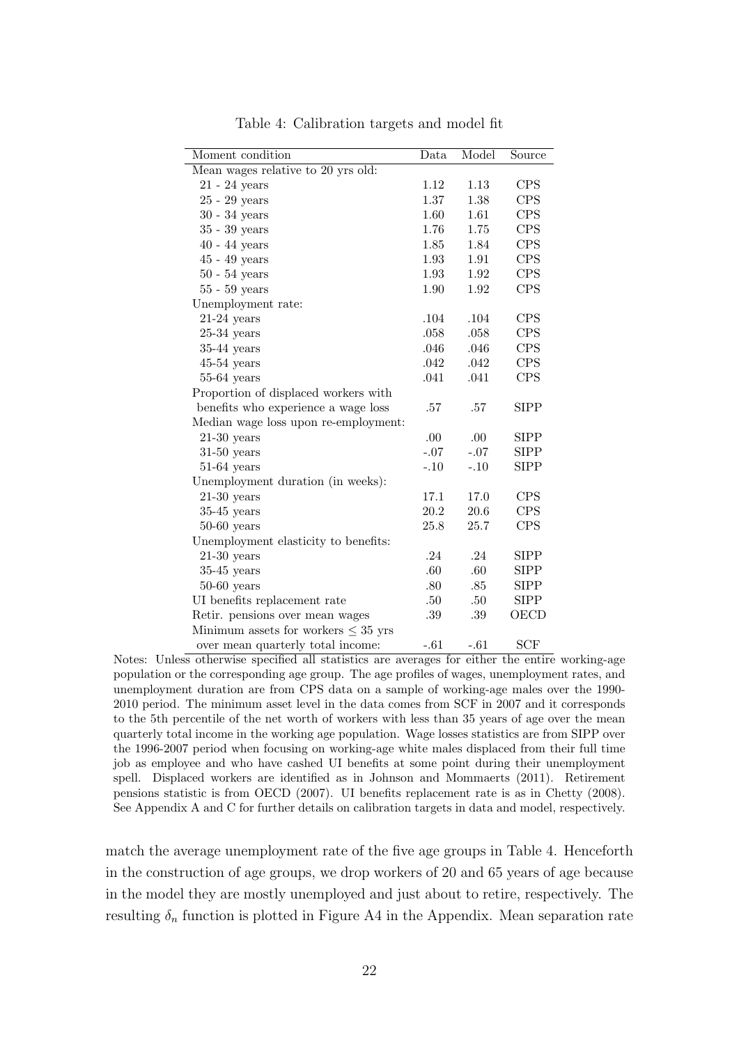Table 4: Calibration targets and model fit

| Moment condition | Data | Model | Source |
|---|---|---|---|
| Mean wages relative to 20 yrs old: | | | |
| 21 - 24 years | 1.12 | 1.13 | CPS |
| 25 - 29 years | 1.37 | 1.38 | CPS |
| 30 - 34 years | 1.60 | 1.61 | CPS |
| 35 - 39 years | 1.76 | 1.75 | CPS |
| 40 - 44 years | 1.85 | 1.84 | CPS |
| 45 - 49 years | 1.93 | 1.91 | CPS |
| 50 - 54 years | 1.93 | 1.92 | CPS |
| 55 - 59 years | 1.90 | 1.92 | CPS |
| Unemployment rate: | | | |
| 21-24 years | .104 | .104 | CPS |
| 25-34 years | .058 | .058 | CPS |
| 35-44 years | .046 | .046 | CPS |
| 45-54 years | .042 | .042 | CPS |
| 55-64 years | .041 | .041 | CPS |
| Proportion of displaced workers with benefits who experience a wage loss | .57 | .57 | SIPP |
| Median wage loss upon re-employment: | | | |
| 21-30 years | .00 | .00 | SIPP |
| 31-50 years | -.07 | -.07 | SIPP |
| 51-64 years | -.10 | -.10 | SIPP |
| Unemployment duration (in weeks): | | | |
| 21-30 years | 17.1 | 17.0 | CPS |
| 35-45 years | 20.2 | 20.6 | CPS |
| 50-60 years | 25.8 | 25.7 | CPS |
| Unemployment elasticity to benefits: | | | |
| 21-30 years | .24 | .24 | SIPP |
| 35-45 years | .60 | .60 | SIPP |
| 50-60 years | .80 | .85 | SIPP |
| UI benefits replacement rate | .50 | .50 | SIPP |
| Retir. pensions over mean wages | .39 | .39 | OECD |
| Minimum assets for workers $\leq$ 35 yrs over mean quarterly total income: | -.61 | -.61 | SCF |

Notes: Unless otherwise specified all statistics are averages for either the entire working-age population or the corresponding age group. The age profiles of wages, unemployment rates, and unemployment duration are from CPS data on a sample of working-age males over the 1990-2010 period. The minimum asset level in the data comes from SCF in 2007 and it corresponds to the 5th percentile of the net worth of workers with less than 35 years of age over the mean quarterly total income in the working age population. Wage losses statistics are from SIPP over the 1996-2007 period when focusing on working-age white males displaced from their full time job as employee and who have cashed UI benefits at some point during their unemployment spell. Displaced workers are identified as in Johnson and Mommaerts (2011). Retirement pensions statistic is from OECD (2007). UI benefits replacement rate is as in Chetty (2008). See Appendix A and C for further details on calibration targets in data and model, respectively.

match the average unemployment rate of the five age groups in Table 4. Henceforth in the construction of age groups, we drop workers of 20 and 65 years of age because in the model they are mostly unemployed and just about to retire, respectively. The resulting $\delta_n$ function is plotted in Figure A4 in the Appendix. Mean separation rate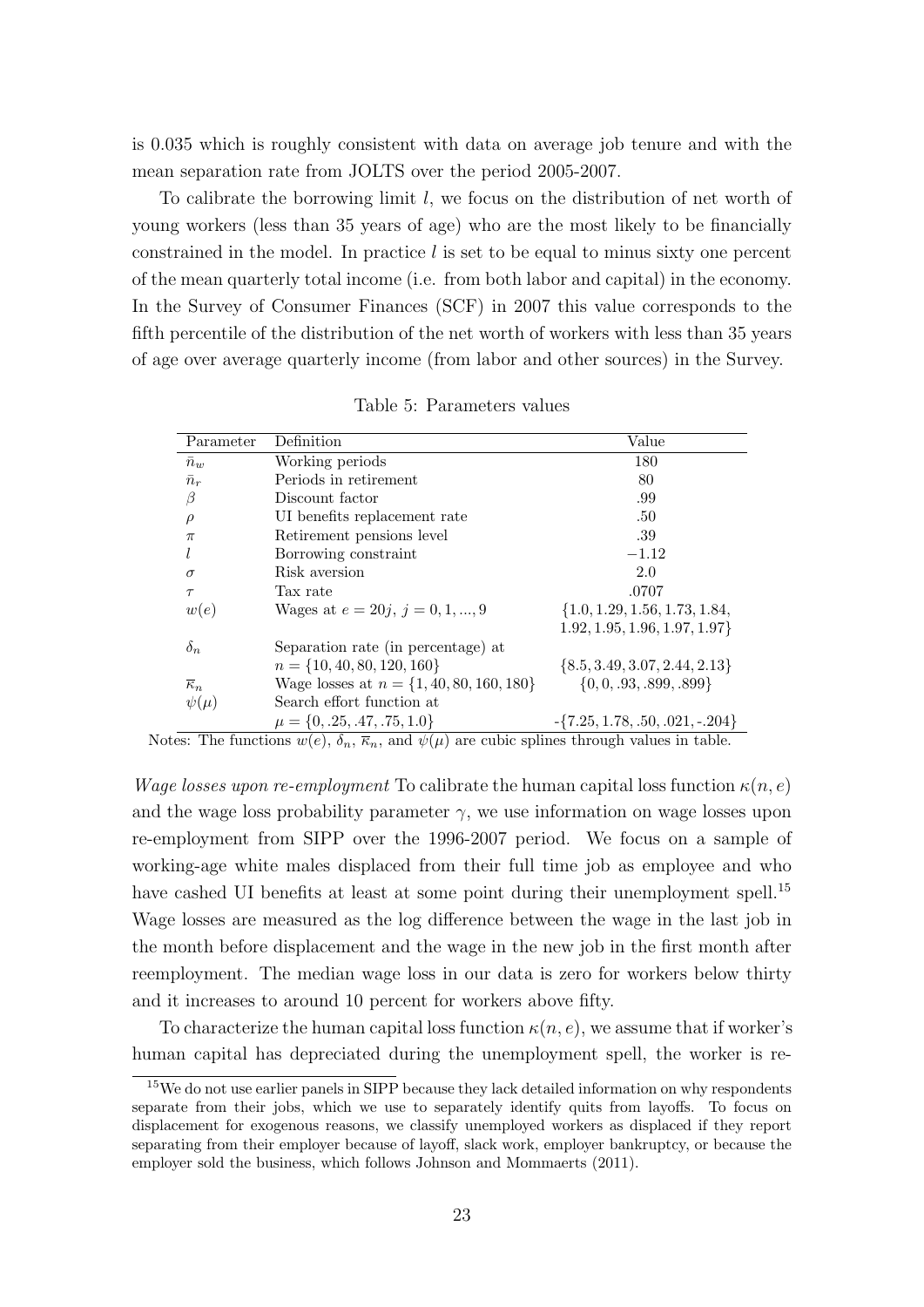is 0.035 which is roughly consistent with data on average job tenure and with the mean separation rate from JOLTS over the period 2005-2007.

To calibrate the borrowing limit $l$, we focus on the distribution of net worth of young workers (less than 35 years of age) who are the most likely to be financially constrained in the model. In practice $l$ is set to be equal to minus sixty one percent of the mean quarterly total income (i.e. from both labor and capital) in the economy. In the Survey of Consumer Finances (SCF) in 2007 this value corresponds to the fifth percentile of the distribution of the net worth of workers with less than 35 years of age over average quarterly income (from labor and other sources) in the Survey.

Table 5: Parameters values

| Parameter | Definition | Value |
|---|---|---|
| $\bar{n}_w$ | Working periods | 180 |
| $\bar{n}_r$ | Periods in retirement | 80 |
| $\beta$ | Discount factor | .99 |
| $\rho$ | UI benefits replacement rate | .50 |
| $\pi$ | Retirement pensions level | .39 |
| $l$ | Borrowing constraint | $-1.12$ |
| $\sigma$ | Risk aversion | 2.0 |
| $\tau$ | Tax rate | .0707 |
| $w(e)$ | Wages at $e = 20j,\ j = 0, 1, ..., 9$ | $\{1.0, 1.29, 1.56, 1.73, 1.84,$ $1.92, 1.95, 1.96, 1.97, 1.97\}$ |
| $\delta_n$ | Separation rate (in percentage) at $n = \{10, 40, 80, 120, 160\}$ | $\{8.5, 3.49, 3.07, 2.44, 2.13\}$ |
| $\overline{\kappa}_n$ | Wage losses at $n = \{1, 40, 80, 160, 180\}$ | $\{0, 0, .93, .899, .899\}$ |
| $\psi(\mu)$ | Search effort function at $\mu = \{0, .25, .47, .75, 1.0\}$ | $-\{7.25, 1.78, .50, .021, -.204\}$ |

Notes: The functions $w(e)$, $\delta_n$, $\overline{\kappa}_n$, and $\psi(\mu)$ are cubic splines through values in table.

*Wage losses upon re-employment* To calibrate the human capital loss function $\kappa(n, e)$ and the wage loss probability parameter $\gamma$, we use information on wage losses upon re-employment from SIPP over the 1996-2007 period. We focus on a sample of working-age white males displaced from their full time job as employee and who have cashed UI benefits at least at some point during their unemployment spell.[15] Wage losses are measured as the log difference between the wage in the last job in the month before displacement and the wage in the new job in the first month after reemployment. The median wage loss in our data is zero for workers below thirty and it increases to around 10 percent for workers above fifty.

To characterize the human capital loss function $\kappa(n, e)$, we assume that if worker's human capital has depreciated during the unemployment spell, the worker is re-

[15] We do not use earlier panels in SIPP because they lack detailed information on why respondents separate from their jobs, which we use to separately identify quits from layoffs. To focus on displacement for exogenous reasons, we classify unemployed workers as displaced if they report separating from their employer because of layoff, slack work, employer bankruptcy, or because the employer sold the business, which follows Johnson and Mommaerts (2011).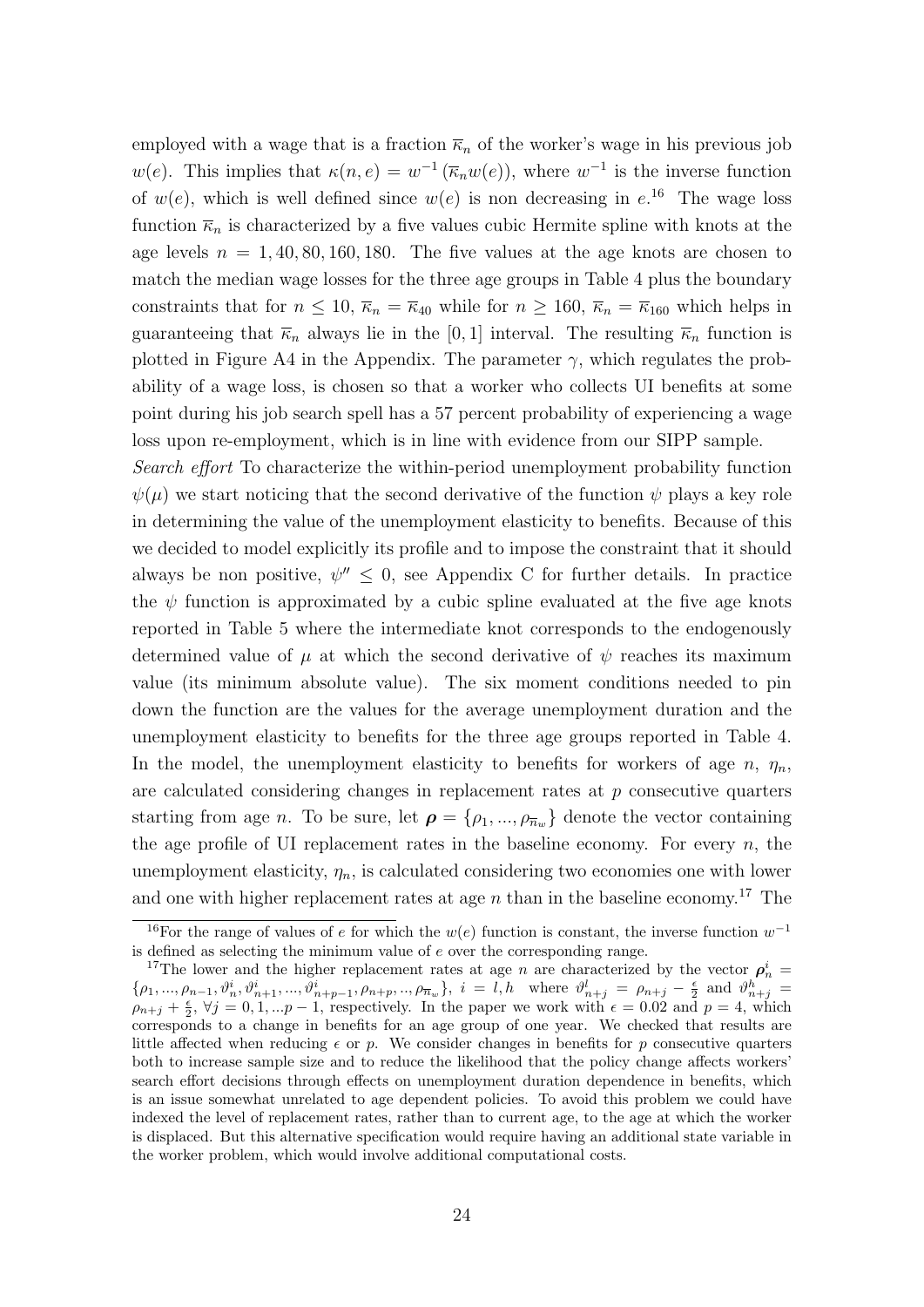employed with a wage that is a fraction $\overline{\kappa}_n$ of the worker's wage in his previous job $w(e)$. This implies that $\kappa(n,e) = w^{-1}(\overline{\kappa}_n w(e))$, where $w^{-1}$ is the inverse function of $w(e)$, which is well defined since $w(e)$ is non decreasing in $e$.[16] The wage loss function $\overline{\kappa}_n$ is characterized by a five values cubic Hermite spline with knots at the age levels $n = 1, 40, 80, 160, 180$. The five values at the age knots are chosen to match the median wage losses for the three age groups in Table 4 plus the boundary constraints that for $n \leq 10$, $\overline{\kappa}_n = \overline{\kappa}_{40}$ while for $n \geq 160$, $\overline{\kappa}_n = \overline{\kappa}_{160}$ which helps in guaranteeing that $\overline{\kappa}_n$ always lie in the $[0,1]$ interval. The resulting $\overline{\kappa}_n$ function is plotted in Figure A4 in the Appendix. The parameter $\gamma$, which regulates the probability of a wage loss, is chosen so that a worker who collects UI benefits at some point during his job search spell has a 57 percent probability of experiencing a wage loss upon re-employment, which is in line with evidence from our SIPP sample.

*Search effort* To characterize the within-period unemployment probability function $\psi(\mu)$ we start noticing that the second derivative of the function $\psi$ plays a key role in determining the value of the unemployment elasticity to benefits. Because of this we decided to model explicitly its profile and to impose the constraint that it should always be non positive, $\psi'' \leq 0$, see Appendix C for further details. In practice the $\psi$ function is approximated by a cubic spline evaluated at the five age knots reported in Table 5 where the intermediate knot corresponds to the endogenously determined value of $\mu$ at which the second derivative of $\psi$ reaches its maximum value (its minimum absolute value). The six moment conditions needed to pin down the function are the values for the average unemployment duration and the unemployment elasticity to benefits for the three age groups reported in Table 4. In the model, the unemployment elasticity to benefits for workers of age $n$, $\eta_n$, are calculated considering changes in replacement rates at $p$ consecutive quarters starting from age $n$. To be sure, let $\boldsymbol{\rho} = \{\rho_1, ..., \rho_{\overline{n}_w}\}$ denote the vector containing the age profile of UI replacement rates in the baseline economy. For every $n$, the unemployment elasticity, $\eta_n$, is calculated considering two economies one with lower and one with higher replacement rates at age $n$ than in the baseline economy.[17] The

[16] For the range of values of $e$ for which the $w(e)$ function is constant, the inverse function $w^{-1}$ is defined as selecting the minimum value of $e$ over the corresponding range.

[17] The lower and the higher replacement rates at age $n$ are characterized by the vector $\boldsymbol{\rho}_n^i = \{\rho_1, ..., \rho_{n-1}, \vartheta_n^i, \vartheta_{n+1}^i, ..., \vartheta_{n+p-1}^i, \rho_{n+p}, .., \rho_{\overline{n}_w}\}$, $i = l, h$ where $\vartheta_{n+j}^l = \rho_{n+j} - \frac{\epsilon}{2}$ and $\vartheta_{n+j}^h = \rho_{n+j} + \frac{\epsilon}{2}$, $\forall j = 0, 1, ...p-1$, respectively. In the paper we work with $\epsilon = 0.02$ and $p = 4$, which corresponds to a change in benefits for an age group of one year. We checked that results are little affected when reducing $\epsilon$ or $p$. We consider changes in benefits for $p$ consecutive quarters both to increase sample size and to reduce the likelihood that the policy change affects workers' search effort decisions through effects on unemployment duration dependence in benefits, which is an issue somewhat unrelated to age dependent policies. To avoid this problem we could have indexed the level of replacement rates, rather than to current age, to the age at which the worker is displaced. But this alternative specification would require having an additional state variable in the worker problem, which would involve additional computational costs.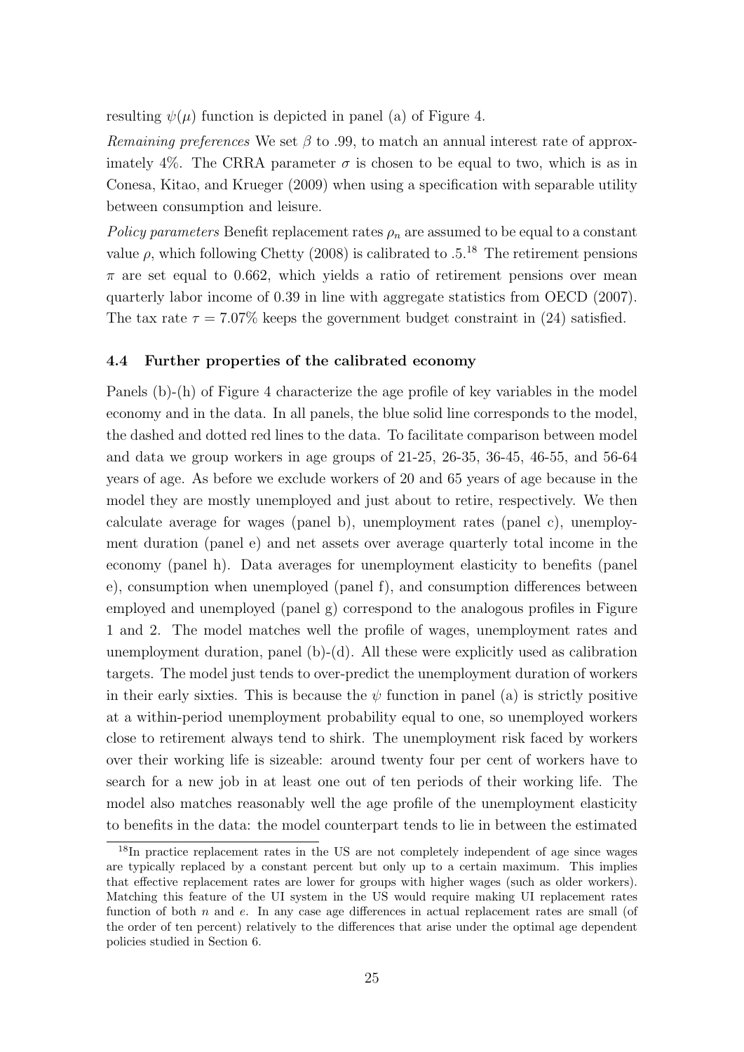resulting $\psi(\mu)$ function is depicted in panel (a) of Figure 4.

*Remaining preferences* We set $\beta$ to .99, to match an annual interest rate of approximately 4%. The CRRA parameter $\sigma$ is chosen to be equal to two, which is as in Conesa, Kitao, and Krueger (2009) when using a specification with separable utility between consumption and leisure.

*Policy parameters* Benefit replacement rates $\rho_n$ are assumed to be equal to a constant value $\rho$, which following Chetty (2008) is calibrated to .5.[18] The retirement pensions $\pi$ are set equal to 0.662, which yields a ratio of retirement pensions over mean quarterly labor income of 0.39 in line with aggregate statistics from OECD (2007). The tax rate $\tau = 7.07\%$ keeps the government budget constraint in (24) satisfied.

### 4.4 Further properties of the calibrated economy

Panels (b)-(h) of Figure 4 characterize the age profile of key variables in the model economy and in the data. In all panels, the blue solid line corresponds to the model, the dashed and dotted red lines to the data. To facilitate comparison between model and data we group workers in age groups of 21-25, 26-35, 36-45, 46-55, and 56-64 years of age. As before we exclude workers of 20 and 65 years of age because in the model they are mostly unemployed and just about to retire, respectively. We then calculate average for wages (panel b), unemployment rates (panel c), unemployment duration (panel e) and net assets over average quarterly total income in the economy (panel h). Data averages for unemployment elasticity to benefits (panel e), consumption when unemployed (panel f), and consumption differences between employed and unemployed (panel g) correspond to the analogous profiles in Figure 1 and 2. The model matches well the profile of wages, unemployment rates and unemployment duration, panel (b)-(d). All these were explicitly used as calibration targets. The model just tends to over-predict the unemployment duration of workers in their early sixties. This is because the $\psi$ function in panel (a) is strictly positive at a within-period unemployment probability equal to one, so unemployed workers close to retirement always tend to shirk. The unemployment risk faced by workers over their working life is sizeable: around twenty four per cent of workers have to search for a new job in at least one out of ten periods of their working life. The model also matches reasonably well the age profile of the unemployment elasticity to benefits in the data: the model counterpart tends to lie in between the estimated

[18] In practice replacement rates in the US are not completely independent of age since wages are typically replaced by a constant percent but only up to a certain maximum. This implies that effective replacement rates are lower for groups with higher wages (such as older workers). Matching this feature of the UI system in the US would require making UI replacement rates function of both $n$ and $e$. In any case age differences in actual replacement rates are small (of the order of ten percent) relatively to the differences that arise under the optimal age dependent policies studied in Section 6.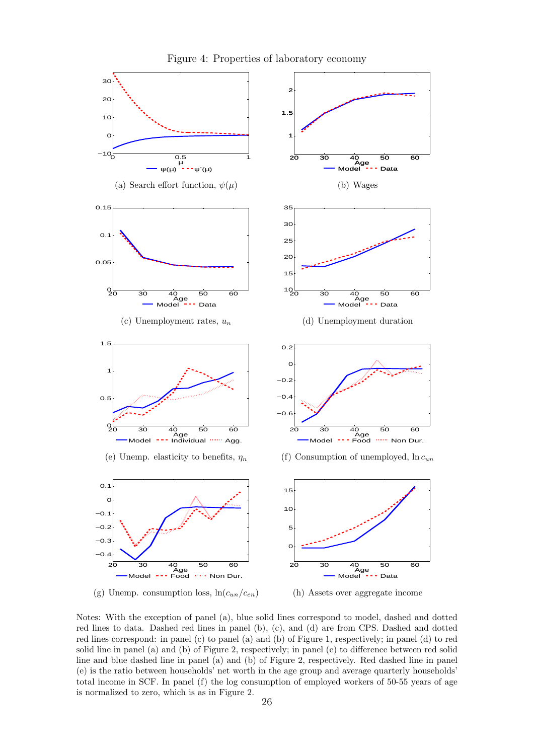Figure 4: Properties of laboratory economy

(a) Search effort function, $\psi(\mu)$

(b) Wages

(c) Unemployment rates, $u_n$

(d) Unemployment duration

(e) Unemp. elasticity to benefits, $\eta_n$

(f) Consumption of unemployed, $\ln c_{un}$

(g) Unemp. consumption loss, $\ln(c_{un}/c_{en})$

(h) Assets over aggregate income

Notes: With the exception of panel (a), blue solid lines correspond to model, dashed and dotted red lines to data. Dashed red lines in panel (b), (c), and (d) are from CPS. Dashed and dotted red lines correspond: in panel (c) to panel (a) and (b) of Figure 1, respectively; in panel (d) to red solid line in panel (a) and (b) of Figure 2, respectively; in panel (e) to difference between red solid line and blue dashed line in panel (a) and (b) of Figure 2, respectively. Red dashed line in panel (e) is the ratio between households' net worth in the age group and average quarterly households' total income in SCF. In panel (f) the log consumption of employed workers of 50-55 years of age is normalized to zero, which is as in Figure 2.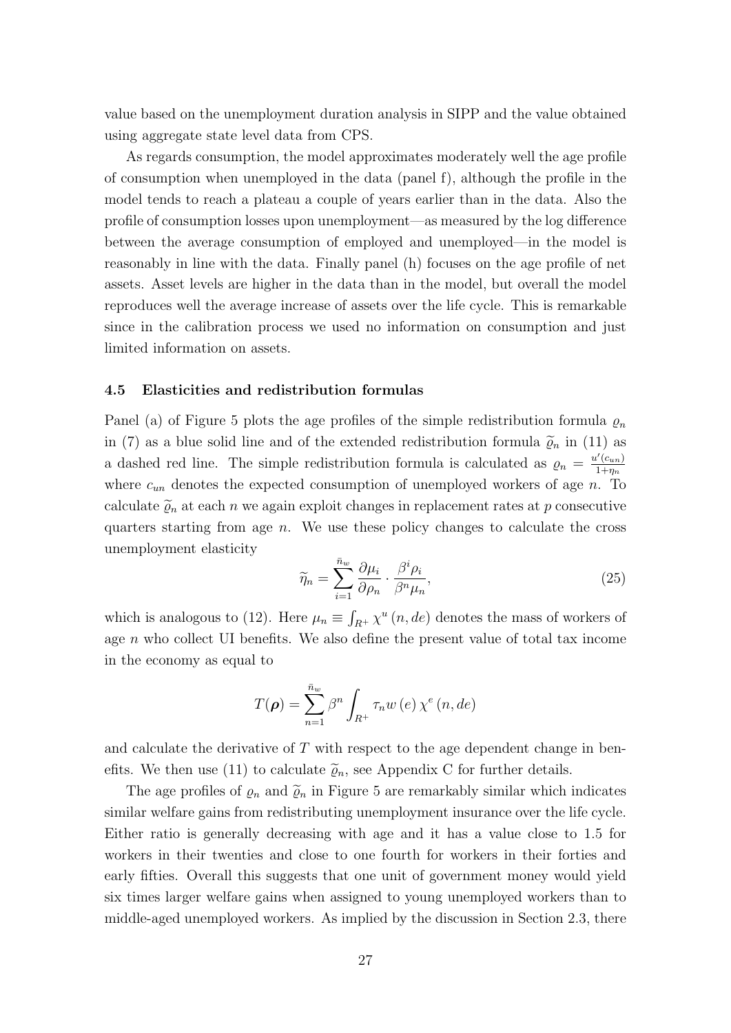value based on the unemployment duration analysis in SIPP and the value obtained using aggregate state level data from CPS.

As regards consumption, the model approximates moderately well the age profile of consumption when unemployed in the data (panel f), although the profile in the model tends to reach a plateau a couple of years earlier than in the data. Also the profile of consumption losses upon unemployment—as measured by the log difference between the average consumption of employed and unemployed—in the model is reasonably in line with the data. Finally panel (h) focuses on the age profile of net assets. Asset levels are higher in the data than in the model, but overall the model reproduces well the average increase of assets over the life cycle. This is remarkable since in the calibration process we used no information on consumption and just limited information on assets.

### 4.5 Elasticities and redistribution formulas

Panel (a) of Figure 5 plots the age profiles of the simple redistribution formula $\varrho_n$ in (7) as a blue solid line and of the extended redistribution formula $\widetilde{\varrho}_n$ in (11) as a dashed red line. The simple redistribution formula is calculated as $\varrho_n = \frac{u'(c_{un})}{1+\eta_n}$ where $c_{un}$ denotes the expected consumption of unemployed workers of age $n$. To calculate $\widetilde{\varrho}_n$ at each $n$ we again exploit changes in replacement rates at $p$ consecutive quarters starting from age $n$. We use these policy changes to calculate the cross unemployment elasticity

$$\widetilde{\eta}_n = \sum_{i=1}^{\bar{n}_w} \frac{\partial \mu_i}{\partial \rho_n} \cdot \frac{\beta^i \rho_i}{\beta^n \mu_n}, \tag{25}$$

which is analogous to (12). Here $\mu_n \equiv \int_{R^+} \chi^u(n, de)$ denotes the mass of workers of age $n$ who collect UI benefits. We also define the present value of total tax income in the economy as equal to

$$T(\boldsymbol{\rho}) = \sum_{n=1}^{\bar{n}_w} \beta^n \int_{R^+} \tau_n w(e) \chi^e(n, de)$$

and calculate the derivative of $T$ with respect to the age dependent change in benefits. We then use (11) to calculate $\widetilde{\varrho}_n$, see Appendix C for further details.

The age profiles of $\varrho_n$ and $\widetilde{\varrho}_n$ in Figure 5 are remarkably similar which indicates similar welfare gains from redistributing unemployment insurance over the life cycle. Either ratio is generally decreasing with age and it has a value close to 1.5 for workers in their twenties and close to one fourth for workers in their forties and early fifties. Overall this suggests that one unit of government money would yield six times larger welfare gains when assigned to young unemployed workers than to middle-aged unemployed workers. As implied by the discussion in Section 2.3, there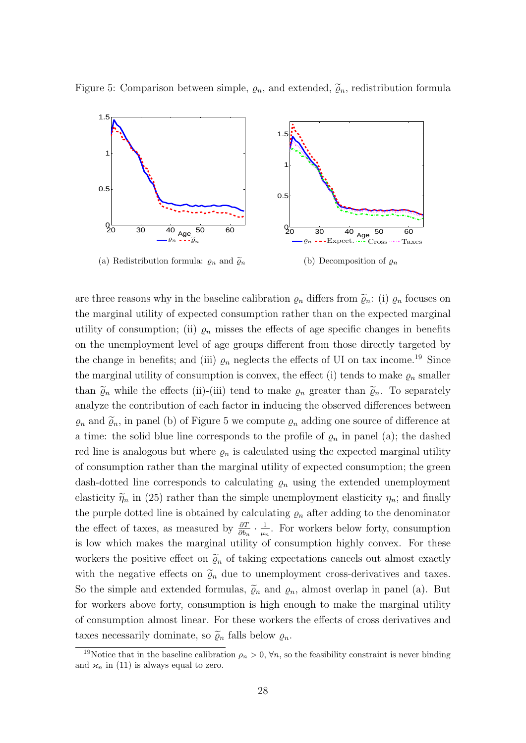Figure 5: Comparison between simple, $\varrho_n$, and extended, $\widetilde{\varrho}_n$, redistribution formula

(a) Redistribution formula: $\varrho_n$ and $\widetilde{\varrho}_n$

(b) Decomposition of $\varrho_n$

are three reasons why in the baseline calibration $\varrho_n$ differs from $\widetilde{\varrho}_n$: (i) $\varrho_n$ focuses on the marginal utility of expected consumption rather than on the expected marginal utility of consumption; (ii) $\varrho_n$ misses the effects of age specific changes in benefits on the unemployment level of age groups different from those directly targeted by the change in benefits; and (iii) $\varrho_n$ neglects the effects of UI on tax income.[19] Since the marginal utility of consumption is convex, the effect (i) tends to make $\varrho_n$ smaller than $\widetilde{\varrho}_n$ while the effects (ii)-(iii) tend to make $\varrho_n$ greater than $\widetilde{\varrho}_n$. To separately analyze the contribution of each factor in inducing the observed differences between $\varrho_n$ and $\widetilde{\varrho}_n$, in panel (b) of Figure 5 we compute $\varrho_n$ adding one source of difference at a time: the solid blue line corresponds to the profile of $\varrho_n$ in panel (a); the dashed red line is analogous but where $\varrho_n$ is calculated using the expected marginal utility of consumption rather than the marginal utility of expected consumption; the green dash-dotted line corresponds to calculating $\varrho_n$ using the extended unemployment elasticity $\widetilde{\eta}_n$ in (25) rather than the simple unemployment elasticity $\eta_n$; and finally the purple dotted line is obtained by calculating $\varrho_n$ after adding to the denominator the effect of taxes, as measured by $\frac{\partial T}{\partial b_n} \cdot \frac{1}{\mu_n}$. For workers below forty, consumption is low which makes the marginal utility of consumption highly convex. For these workers the positive effect on $\widetilde{\varrho}_n$ of taking expectations cancels out almost exactly with the negative effects on $\widetilde{\varrho}_n$ due to unemployment cross-derivatives and taxes. So the simple and extended formulas, $\widetilde{\varrho}_n$ and $\varrho_n$, almost overlap in panel (a). But for workers above forty, consumption is high enough to make the marginal utility of consumption almost linear. For these workers the effects of cross derivatives and taxes necessarily dominate, so $\widetilde{\varrho}_n$ falls below $\varrho_n$.

[19]Notice that in the baseline calibration $\rho_n > 0$, $\forall n$, so the feasibility constraint is never binding and $\varkappa_n$ in (11) is always equal to zero.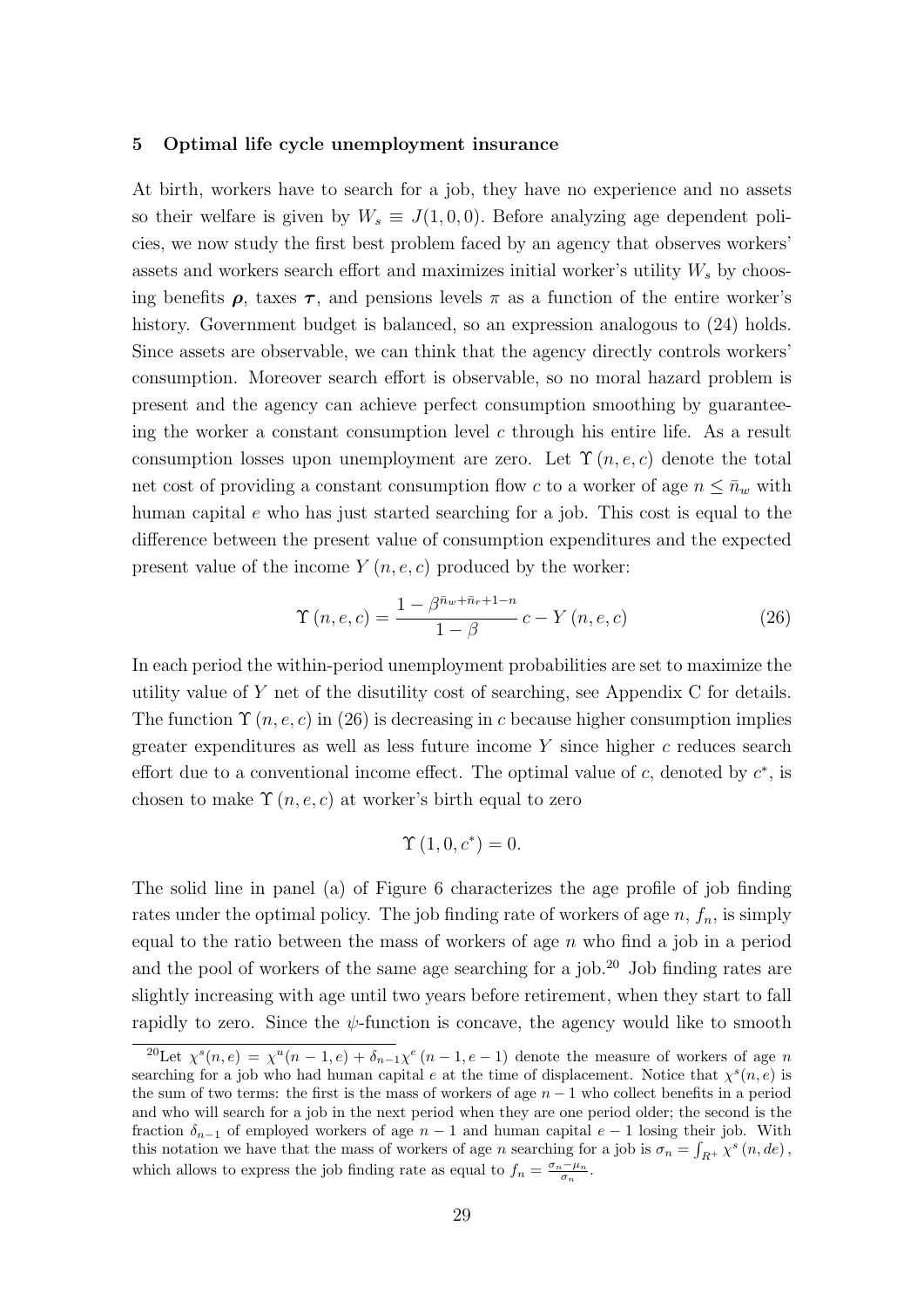## 5 Optimal life cycle unemployment insurance

At birth, workers have to search for a job, they have no experience and no assets so their welfare is given by $W_s \equiv J(1, 0, 0)$. Before analyzing age dependent policies, we now study the first best problem faced by an agency that observes workers' assets and workers search effort and maximizes initial worker's utility $W_s$ by choosing benefits $\boldsymbol{\rho}$, taxes $\boldsymbol{\tau}$, and pensions levels $\pi$ as a function of the entire worker's history. Government budget is balanced, so an expression analogous to (24) holds. Since assets are observable, we can think that the agency directly controls workers' consumption. Moreover search effort is observable, so no moral hazard problem is present and the agency can achieve perfect consumption smoothing by guaranteeing the worker a constant consumption level $c$ through his entire life. As a result consumption losses upon unemployment are zero. Let $\Upsilon(n, e, c)$ denote the total net cost of providing a constant consumption flow $c$ to a worker of age $n \leq \bar{n}_w$ with human capital $e$ who has just started searching for a job. This cost is equal to the difference between the present value of consumption expenditures and the expected present value of the income $Y(n, e, c)$ produced by the worker:

$$\Upsilon(n, e, c) = \frac{1 - \beta^{\bar{n}_w + \bar{n}_r + 1 - n}}{1 - \beta} c - Y(n, e, c) \tag{26}$$

In each period the within-period unemployment probabilities are set to maximize the utility value of $Y$ net of the disutility cost of searching, see Appendix C for details. The function $\Upsilon(n, e, c)$ in (26) is decreasing in $c$ because higher consumption implies greater expenditures as well as less future income $Y$ since higher $c$ reduces search effort due to a conventional income effect. The optimal value of $c$, denoted by $c^*$, is chosen to make $\Upsilon(n, e, c)$ at worker's birth equal to zero

$$\Upsilon(1, 0, c^*) = 0.$$

The solid line in panel (a) of Figure 6 characterizes the age profile of job finding rates under the optimal policy. The job finding rate of workers of age $n$, $f_n$, is simply equal to the ratio between the mass of workers of age $n$ who find a job in a period and the pool of workers of the same age searching for a job.[20] Job finding rates are slightly increasing with age until two years before retirement, when they start to fall rapidly to zero. Since the $\psi$-function is concave, the agency would like to smooth

[20] Let $\chi^s(n, e) = \chi^u(n-1, e) + \delta_{n-1}\chi^e(n-1, e-1)$ denote the measure of workers of age $n$ searching for a job who had human capital $e$ at the time of displacement. Notice that $\chi^s(n, e)$ is the sum of two terms: the first is the mass of workers of age $n-1$ who collect benefits in a period and who will search for a job in the next period when they are one period older; the second is the fraction $\delta_{n-1}$ of employed workers of age $n-1$ and human capital $e-1$ losing their job. With this notation we have that the mass of workers of age $n$ searching for a job is $\sigma_n = \int_{R^+} \chi^s(n, de)$, which allows to express the job finding rate as equal to $f_n = \frac{\sigma_n - \mu_n}{\sigma_n}$.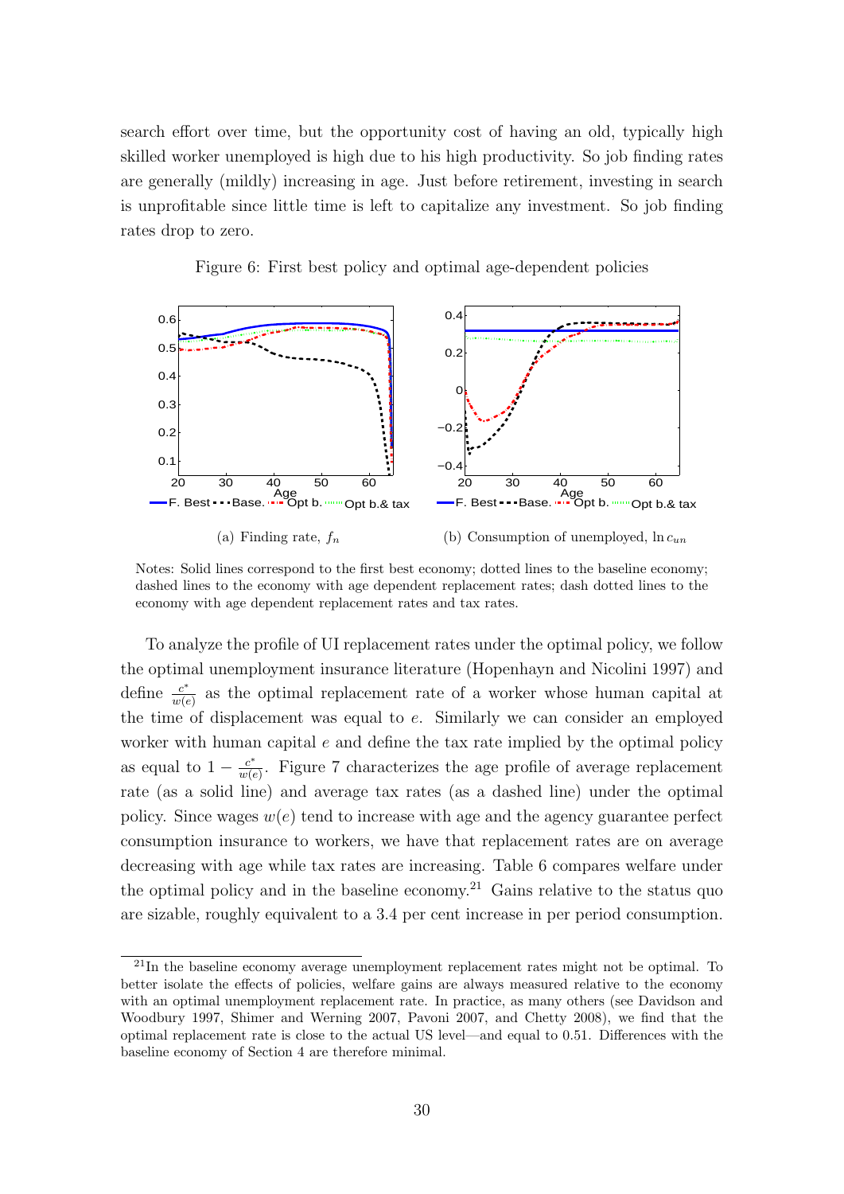search effort over time, but the opportunity cost of having an old, typically high skilled worker unemployed is high due to his high productivity. So job finding rates are generally (mildly) increasing in age. Just before retirement, investing in search is unprofitable since little time is left to capitalize any investment. So job finding rates drop to zero.

Figure 6: First best policy and optimal age-dependent policies

(a) Finding rate, $f_n$

(b) Consumption of unemployed, $\ln c_{un}$

Notes: Solid lines correspond to the first best economy; dotted lines to the baseline economy; dashed lines to the economy with age dependent replacement rates; dash dotted lines to the economy with age dependent replacement rates and tax rates.

To analyze the profile of UI replacement rates under the optimal policy, we follow the optimal unemployment insurance literature (Hopenhayn and Nicolini 1997) and define $\frac{c^*}{w(e)}$ as the optimal replacement rate of a worker whose human capital at the time of displacement was equal to $e$. Similarly we can consider an employed worker with human capital $e$ and define the tax rate implied by the optimal policy as equal to $1 - \frac{c^*}{w(e)}$. Figure 7 characterizes the age profile of average replacement rate (as a solid line) and average tax rates (as a dashed line) under the optimal policy. Since wages $w(e)$ tend to increase with age and the agency guarantee perfect consumption insurance to workers, we have that replacement rates are on average decreasing with age while tax rates are increasing. Table 6 compares welfare under the optimal policy and in the baseline economy.[21] Gains relative to the status quo are sizable, roughly equivalent to a 3.4 per cent increase in per period consumption.

[21] In the baseline economy average unemployment replacement rates might not be optimal. To better isolate the effects of policies, welfare gains are always measured relative to the economy with an optimal unemployment replacement rate. In practice, as many others (see Davidson and Woodbury 1997, Shimer and Werning 2007, Pavoni 2007, and Chetty 2008), we find that the optimal replacement rate is close to the actual US level—and equal to 0.51. Differences with the baseline economy of Section 4 are therefore minimal.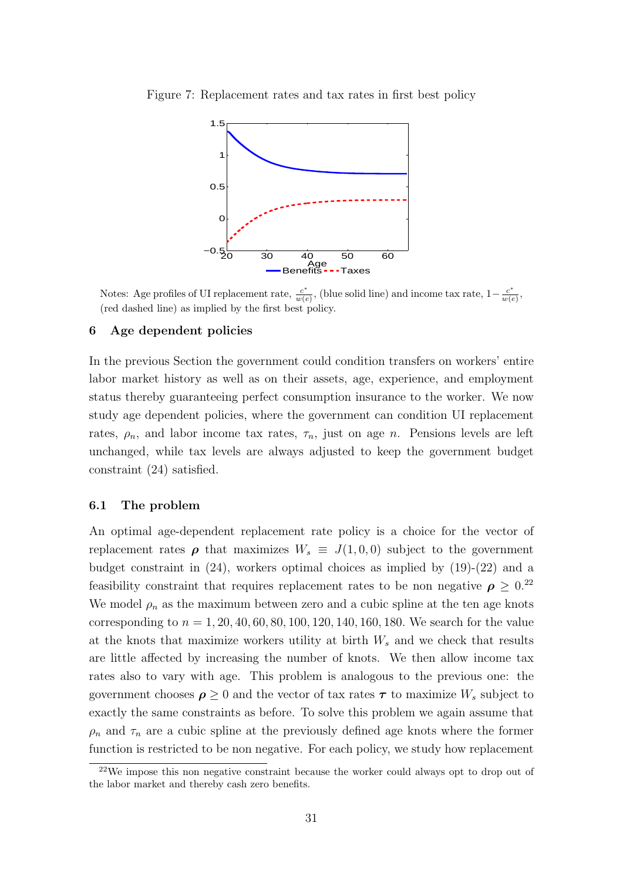Figure 7: Replacement rates and tax rates in first best policy

Notes: Age profiles of UI replacement rate, $\frac{c^*}{w(e)}$, (blue solid line) and income tax rate, $1-\frac{c^*}{w(e)}$, (red dashed line) as implied by the first best policy.

## 6 Age dependent policies

In the previous Section the government could condition transfers on workers' entire labor market history as well as on their assets, age, experience, and employment status thereby guaranteeing perfect consumption insurance to the worker. We now study age dependent policies, where the government can condition UI replacement rates, $\rho_n$, and labor income tax rates, $\tau_n$, just on age $n$. Pensions levels are left unchanged, while tax levels are always adjusted to keep the government budget constraint (24) satisfied.

### 6.1 The problem

An optimal age-dependent replacement rate policy is a choice for the vector of replacement rates $\boldsymbol{\rho}$ that maximizes $W_s \equiv J(1, 0, 0)$ subject to the government budget constraint in (24), workers optimal choices as implied by (19)-(22) and a feasibility constraint that requires replacement rates to be non negative $\boldsymbol{\rho} \geq 0$.[22] We model $\rho_n$ as the maximum between zero and a cubic spline at the ten age knots corresponding to $n = 1, 20, 40, 60, 80, 100, 120, 140, 160, 180$. We search for the value at the knots that maximize workers utility at birth $W_s$ and we check that results are little affected by increasing the number of knots. We then allow income tax rates also to vary with age. This problem is analogous to the previous one: the government chooses $\boldsymbol{\rho} \geq 0$ and the vector of tax rates $\boldsymbol{\tau}$ to maximize $W_s$ subject to exactly the same constraints as before. To solve this problem we again assume that $\rho_n$ and $\tau_n$ are a cubic spline at the previously defined age knots where the former function is restricted to be non negative. For each policy, we study how replacement

[22] We impose this non negative constraint because the worker could always opt to drop out of the labor market and thereby cash zero benefits.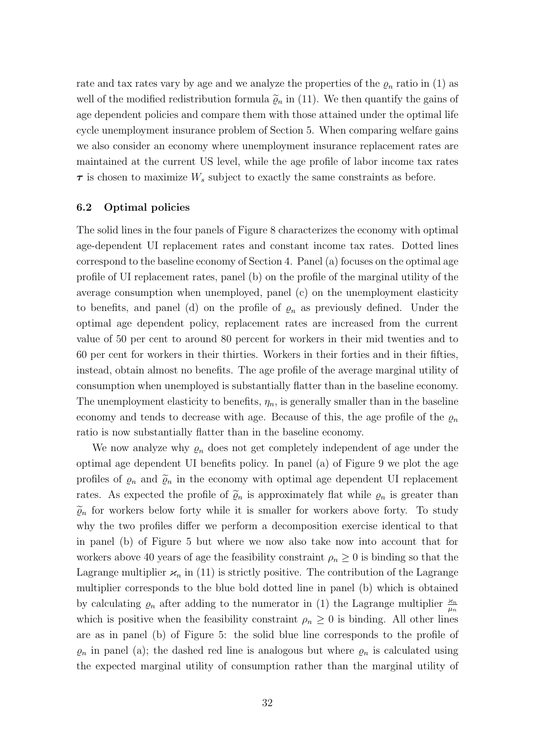rate and tax rates vary by age and we analyze the properties of the $\varrho_n$ ratio in (1) as well of the modified redistribution formula $\widetilde{\varrho}_n$ in (11). We then quantify the gains of age dependent policies and compare them with those attained under the optimal life cycle unemployment insurance problem of Section 5. When comparing welfare gains we also consider an economy where unemployment insurance replacement rates are maintained at the current US level, while the age profile of labor income tax rates $\boldsymbol{\tau}$ is chosen to maximize $W_s$ subject to exactly the same constraints as before.

### 6.2 Optimal policies

The solid lines in the four panels of Figure 8 characterizes the economy with optimal age-dependent UI replacement rates and constant income tax rates. Dotted lines correspond to the baseline economy of Section 4. Panel (a) focuses on the optimal age profile of UI replacement rates, panel (b) on the profile of the marginal utility of the average consumption when unemployed, panel (c) on the unemployment elasticity to benefits, and panel (d) on the profile of $\varrho_n$ as previously defined. Under the optimal age dependent policy, replacement rates are increased from the current value of 50 per cent to around 80 percent for workers in their mid twenties and to 60 per cent for workers in their thirties. Workers in their forties and in their fifties, instead, obtain almost no benefits. The age profile of the average marginal utility of consumption when unemployed is substantially flatter than in the baseline economy. The unemployment elasticity to benefits, $\eta_n$, is generally smaller than in the baseline economy and tends to decrease with age. Because of this, the age profile of the $\varrho_n$ ratio is now substantially flatter than in the baseline economy.

We now analyze why $\varrho_n$ does not get completely independent of age under the optimal age dependent UI benefits policy. In panel (a) of Figure 9 we plot the age profiles of $\varrho_n$ and $\widetilde{\varrho}_n$ in the economy with optimal age dependent UI replacement rates. As expected the profile of $\widetilde{\varrho}_n$ is approximately flat while $\varrho_n$ is greater than $\widetilde{\varrho}_n$ for workers below forty while it is smaller for workers above forty. To study why the two profiles differ we perform a decomposition exercise identical to that in panel (b) of Figure 5 but where we now also take now into account that for workers above 40 years of age the feasibility constraint $\rho_n \geq 0$ is binding so that the Lagrange multiplier $\varkappa_n$ in (11) is strictly positive. The contribution of the Lagrange multiplier corresponds to the blue bold dotted line in panel (b) which is obtained by calculating $\varrho_n$ after adding to the numerator in (1) the Lagrange multiplier $\frac{\varkappa_n}{\mu_n}$ which is positive when the feasibility constraint $\rho_n \geq 0$ is binding. All other lines are as in panel (b) of Figure 5: the solid blue line corresponds to the profile of $\varrho_n$ in panel (a); the dashed red line is analogous but where $\varrho_n$ is calculated using the expected marginal utility of consumption rather than the marginal utility of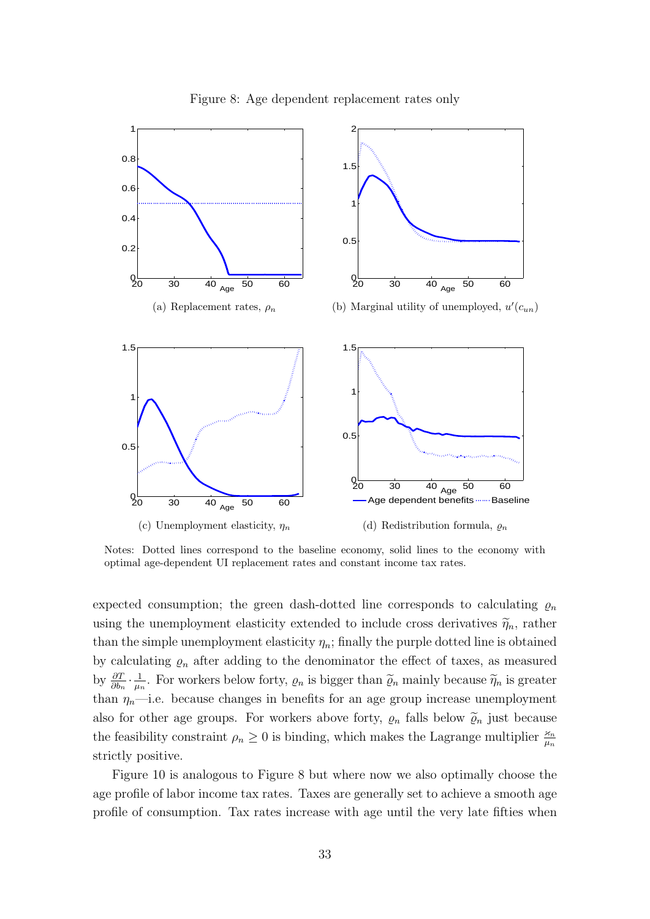Figure 8: Age dependent replacement rates only

(a) Replacement rates, $\rho_n$

(b) Marginal utility of unemployed, $u'(c_{un})$

(c) Unemployment elasticity, $\eta_n$

(d) Redistribution formula, $\varrho_n$

Notes: Dotted lines correspond to the baseline economy, solid lines to the economy with optimal age-dependent UI replacement rates and constant income tax rates.

expected consumption; the green dash-dotted line corresponds to calculating $\varrho_n$ using the unemployment elasticity extended to include cross derivatives $\widetilde{\eta}_n$, rather than the simple unemployment elasticity $\eta_n$; finally the purple dotted line is obtained by calculating $\varrho_n$ after adding to the denominator the effect of taxes, as measured by $\frac{\partial T}{\partial b_n} \cdot \frac{1}{\mu_n}$. For workers below forty, $\varrho_n$ is bigger than $\widetilde{\varrho}_n$ mainly because $\widetilde{\eta}_n$ is greater than $\eta_n$—i.e. because changes in benefits for an age group increase unemployment also for other age groups. For workers above forty, $\varrho_n$ falls below $\widetilde{\varrho}_n$ just because the feasibility constraint $\rho_n \geq 0$ is binding, which makes the Lagrange multiplier $\frac{\varkappa_n}{\mu_n}$ strictly positive.

Figure 10 is analogous to Figure 8 but where now we also optimally choose the age profile of labor income tax rates. Taxes are generally set to achieve a smooth age profile of consumption. Tax rates increase with age until the very late fifties when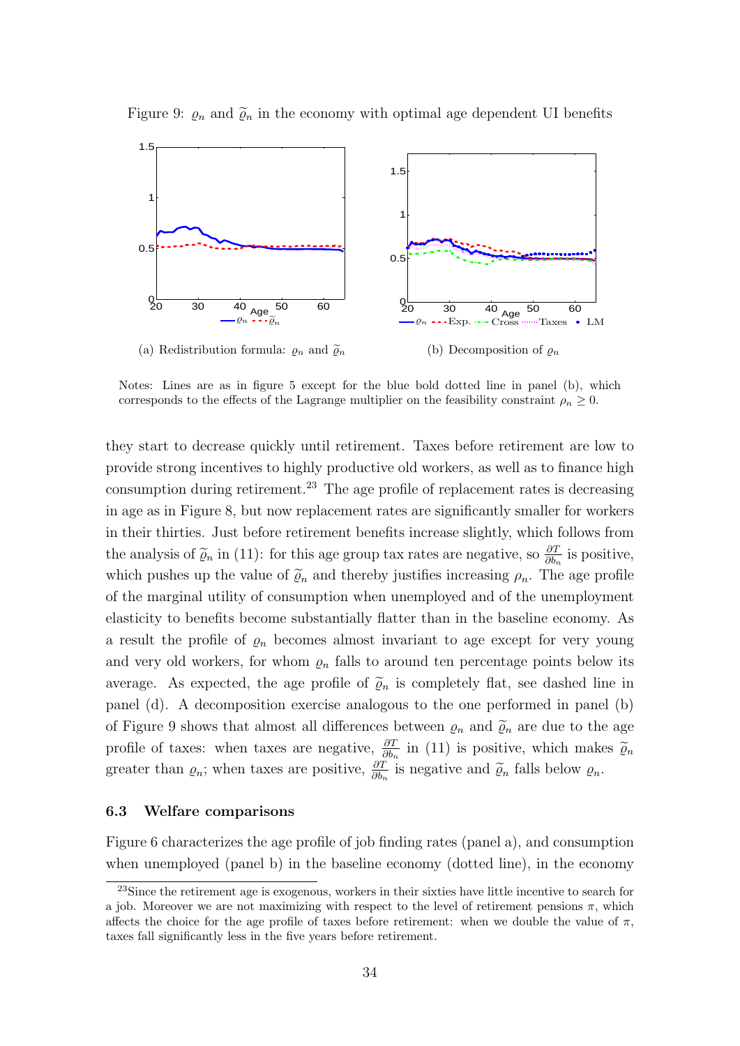Figure 9: $\varrho_n$ and $\widetilde{\varrho}_n$ in the economy with optimal age dependent UI benefits

(a) Redistribution formula: $\varrho_n$ and $\widetilde{\varrho}_n$

(b) Decomposition of $\varrho_n$

Notes: Lines are as in figure 5 except for the blue bold dotted line in panel (b), which corresponds to the effects of the Lagrange multiplier on the feasibility constraint $\rho_n \geq 0$.

they start to decrease quickly until retirement. Taxes before retirement are low to provide strong incentives to highly productive old workers, as well as to finance high consumption during retirement.[23] The age profile of replacement rates is decreasing in age as in Figure 8, but now replacement rates are significantly smaller for workers in their thirties. Just before retirement benefits increase slightly, which follows from the analysis of $\widetilde{\varrho}_n$ in (11): for this age group tax rates are negative, so $\frac{\partial T}{\partial b_n}$ is positive, which pushes up the value of $\widetilde{\varrho}_n$ and thereby justifies increasing $\rho_n$. The age profile of the marginal utility of consumption when unemployed and of the unemployment elasticity to benefits become substantially flatter than in the baseline economy. As a result the profile of $\varrho_n$ becomes almost invariant to age except for very young and very old workers, for whom $\varrho_n$ falls to around ten percentage points below its average. As expected, the age profile of $\widetilde{\varrho}_n$ is completely flat, see dashed line in panel (d). A decomposition exercise analogous to the one performed in panel (b) of Figure 9 shows that almost all differences between $\varrho_n$ and $\widetilde{\varrho}_n$ are due to the age profile of taxes: when taxes are negative, $\frac{\partial T}{\partial b_n}$ in (11) is positive, which makes $\widetilde{\varrho}_n$ greater than $\varrho_n$; when taxes are positive, $\frac{\partial T}{\partial b_n}$ is negative and $\widetilde{\varrho}_n$ falls below $\varrho_n$.

### 6.3 Welfare comparisons

Figure 6 characterizes the age profile of job finding rates (panel a), and consumption when unemployed (panel b) in the baseline economy (dotted line), in the economy

[23] Since the retirement age is exogenous, workers in their sixties have little incentive to search for a job. Moreover we are not maximizing with respect to the level of retirement pensions $\pi$, which affects the choice for the age profile of taxes before retirement: when we double the value of $\pi$, taxes fall significantly less in the five years before retirement.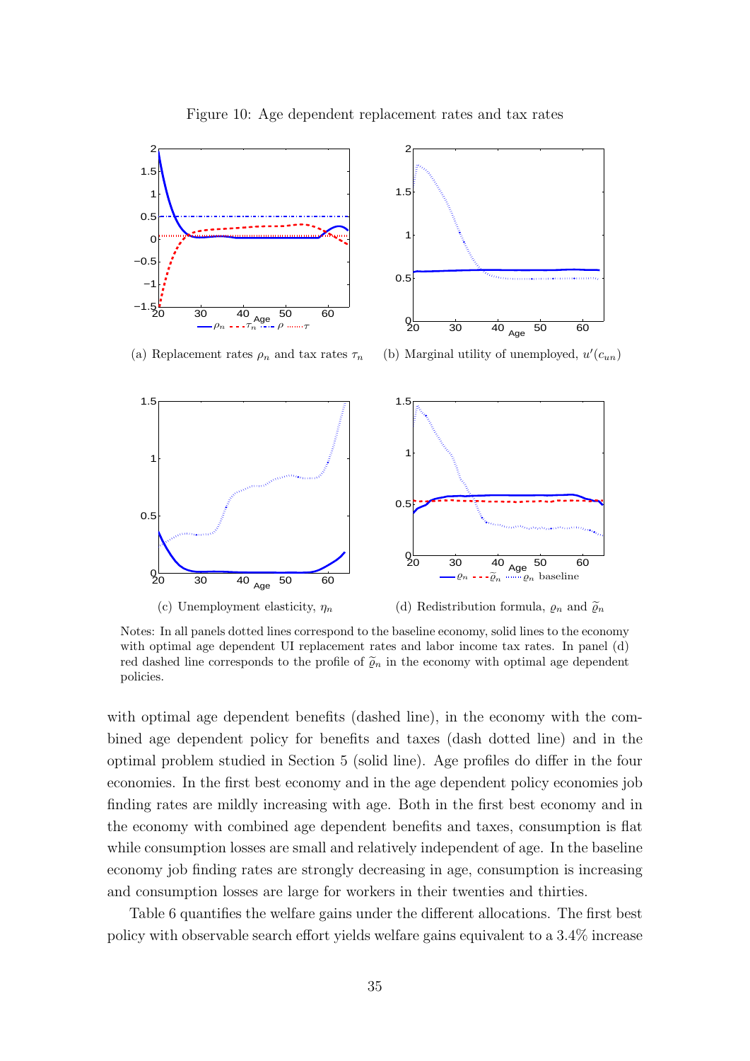Figure 10: Age dependent replacement rates and tax rates

(a) Replacement rates $\rho_n$ and tax rates $\tau_n$

(b) Marginal utility of unemployed, $u'(c_{un})$

(c) Unemployment elasticity, $\eta_n$

(d) Redistribution formula, $\varrho_n$ and $\widetilde{\varrho}_n$

Notes: In all panels dotted lines correspond to the baseline economy, solid lines to the economy with optimal age dependent UI replacement rates and labor income tax rates. In panel (d) red dashed line corresponds to the profile of $\widetilde{\varrho}_n$ in the economy with optimal age dependent policies.

with optimal age dependent benefits (dashed line), in the economy with the combined age dependent policy for benefits and taxes (dash dotted line) and in the optimal problem studied in Section 5 (solid line). Age profiles do differ in the four economies. In the first best economy and in the age dependent policy economies job finding rates are mildly increasing with age. Both in the first best economy and in the economy with combined age dependent benefits and taxes, consumption is flat while consumption losses are small and relatively independent of age. In the baseline economy job finding rates are strongly decreasing in age, consumption is increasing and consumption losses are large for workers in their twenties and thirties.

Table 6 quantifies the welfare gains under the different allocations. The first best policy with observable search effort yields welfare gains equivalent to a 3.4% increase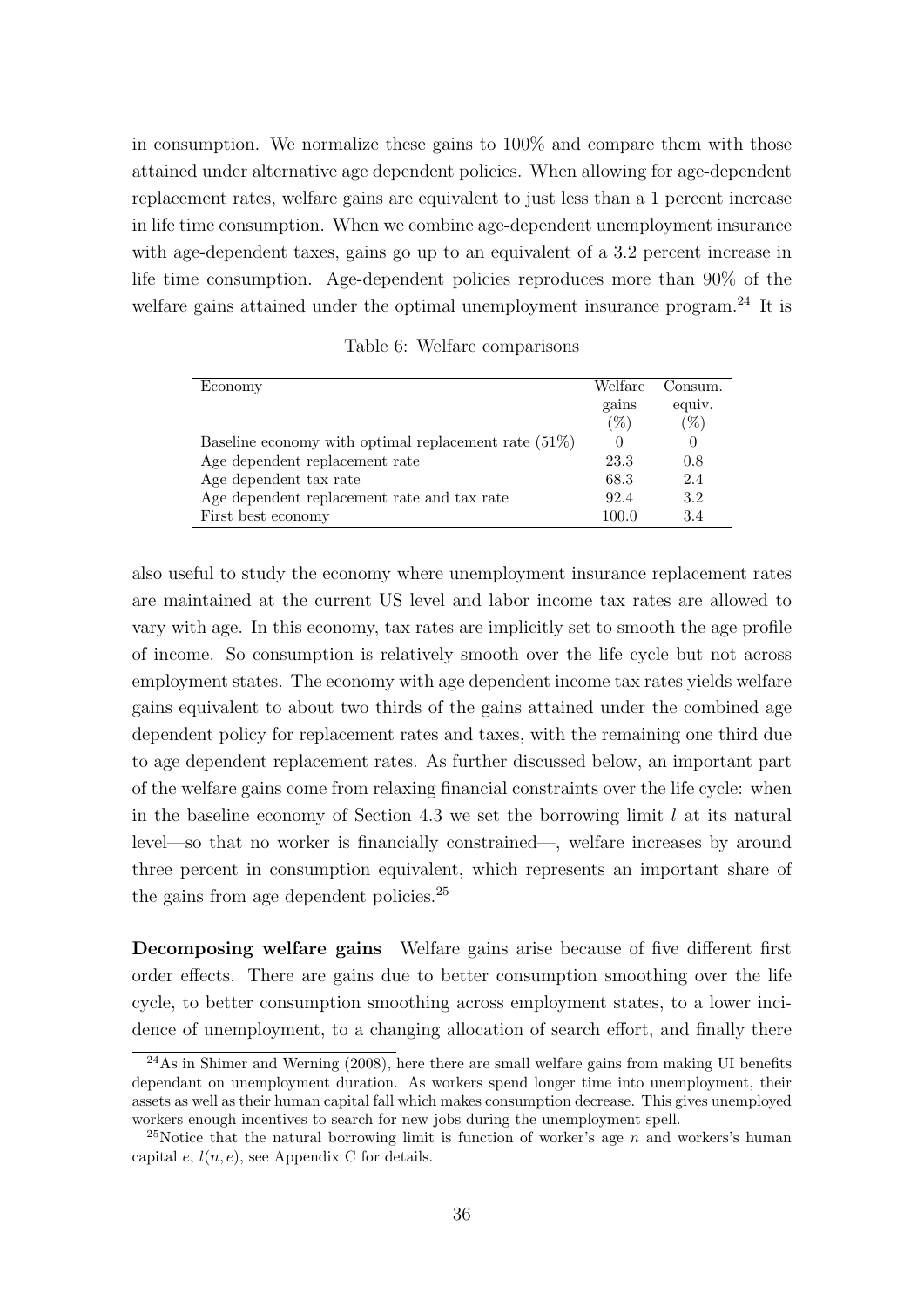in consumption. We normalize these gains to 100% and compare them with those attained under alternative age dependent policies. When allowing for age-dependent replacement rates, welfare gains are equivalent to just less than a 1 percent increase in life time consumption. When we combine age-dependent unemployment insurance with age-dependent taxes, gains go up to an equivalent of a 3.2 percent increase in life time consumption. Age-dependent policies reproduces more than 90% of the welfare gains attained under the optimal unemployment insurance program.[24] It is

Table 6: Welfare comparisons

| Economy | Welfare gains (%) | Consum. equiv. (%) |
|---|---|---|
| Baseline economy with optimal replacement rate (51%) | 0 | 0 |
| Age dependent replacement rate | 23.3 | 0.8 |
| Age dependent tax rate | 68.3 | 2.4 |
| Age dependent replacement rate and tax rate | 92.4 | 3.2 |
| First best economy | 100.0 | 3.4 |

also useful to study the economy where unemployment insurance replacement rates are maintained at the current US level and labor income tax rates are allowed to vary with age. In this economy, tax rates are implicitly set to smooth the age profile of income. So consumption is relatively smooth over the life cycle but not across employment states. The economy with age dependent income tax rates yields welfare gains equivalent to about two thirds of the gains attained under the combined age dependent policy for replacement rates and taxes, with the remaining one third due to age dependent replacement rates. As further discussed below, an important part of the welfare gains come from relaxing financial constraints over the life cycle: when in the baseline economy of Section 4.3 we set the borrowing limit $l$ at its natural level—so that no worker is financially constrained—, welfare increases by around three percent in consumption equivalent, which represents an important share of the gains from age dependent policies.[25]

**Decomposing welfare gains** Welfare gains arise because of five different first order effects. There are gains due to better consumption smoothing over the life cycle, to better consumption smoothing across employment states, to a lower incidence of unemployment, to a changing allocation of search effort, and finally there

[24] As in Shimer and Werning (2008), here there are small welfare gains from making UI benefits dependant on unemployment duration. As workers spend longer time into unemployment, their assets as well as their human capital fall which makes consumption decrease. This gives unemployed workers enough incentives to search for new jobs during the unemployment spell.

[25] Notice that the natural borrowing limit is function of worker's age $n$ and workers's human capital $e$, $l(n, e)$, see Appendix C for details.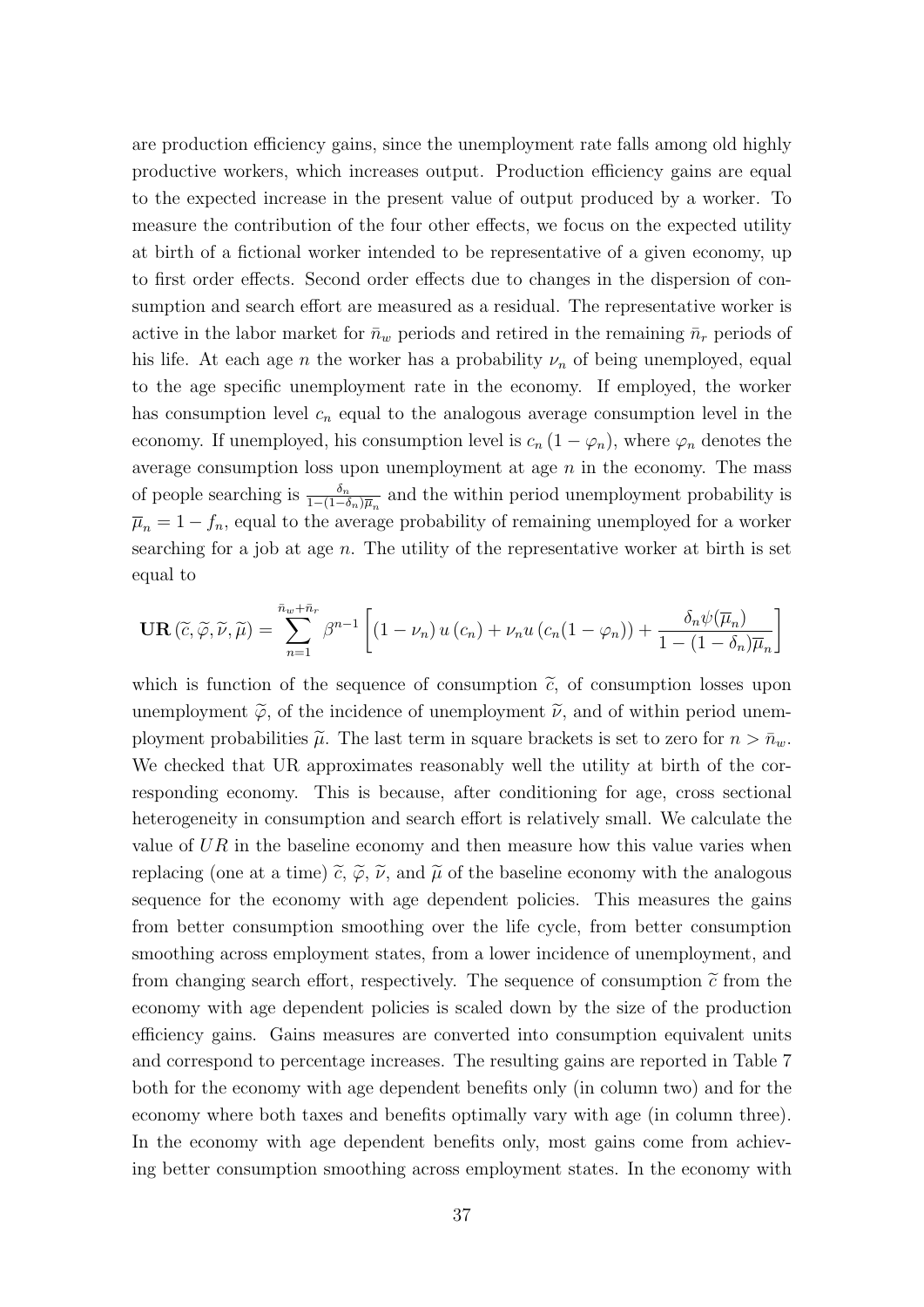are production efficiency gains, since the unemployment rate falls among old highly productive workers, which increases output. Production efficiency gains are equal to the expected increase in the present value of output produced by a worker. To measure the contribution of the four other effects, we focus on the expected utility at birth of a fictional worker intended to be representative of a given economy, up to first order effects. Second order effects due to changes in the dispersion of consumption and search effort are measured as a residual. The representative worker is active in the labor market for $\bar{n}_w$ periods and retired in the remaining $\bar{n}_r$ periods of his life. At each age $n$ the worker has a probability $\nu_n$ of being unemployed, equal to the age specific unemployment rate in the economy. If employed, the worker has consumption level $c_n$ equal to the analogous average consumption level in the economy. If unemployed, his consumption level is $c_n(1-\varphi_n)$, where $\varphi_n$ denotes the average consumption loss upon unemployment at age $n$ in the economy. The mass of people searching is $\frac{\delta_n}{1-(1-\delta_n)\overline{\mu}_n}$ and the within period unemployment probability is $\overline{\mu}_n = 1 - f_n$, equal to the average probability of remaining unemployed for a worker searching for a job at age $n$. The utility of the representative worker at birth is set equal to

$$\mathbf{UR}(\widetilde{c}, \widetilde{\varphi}, \widetilde{\nu}, \widetilde{\mu}) = \sum_{n=1}^{\bar{n}_w+\bar{n}_r} \beta^{n-1}\left[(1-\nu_n)\, u(c_n) + \nu_n u(c_n(1-\varphi_n)) + \frac{\delta_n \psi(\overline{\mu}_n)}{1-(1-\delta_n)\overline{\mu}_n}\right]$$

which is function of the sequence of consumption $\widetilde{c}$, of consumption losses upon unemployment $\widetilde{\varphi}$, of the incidence of unemployment $\widetilde{\nu}$, and of within period unemployment probabilities $\widetilde{\mu}$. The last term in square brackets is set to zero for $n > \bar{n}_w$. We checked that UR approximates reasonably well the utility at birth of the corresponding economy. This is because, after conditioning for age, cross sectional heterogeneity in consumption and search effort is relatively small. We calculate the value of $UR$ in the baseline economy and then measure how this value varies when replacing (one at a time) $\widetilde{c}$, $\widetilde{\varphi}$, $\widetilde{\nu}$, and $\widetilde{\mu}$ of the baseline economy with the analogous sequence for the economy with age dependent policies. This measures the gains from better consumption smoothing over the life cycle, from better consumption smoothing across employment states, from a lower incidence of unemployment, and from changing search effort, respectively. The sequence of consumption $\widetilde{c}$ from the economy with age dependent policies is scaled down by the size of the production efficiency gains. Gains measures are converted into consumption equivalent units and correspond to percentage increases. The resulting gains are reported in Table 7 both for the economy with age dependent benefits only (in column two) and for the economy where both taxes and benefits optimally vary with age (in column three). In the economy with age dependent benefits only, most gains come from achieving better consumption smoothing across employment states. In the economy with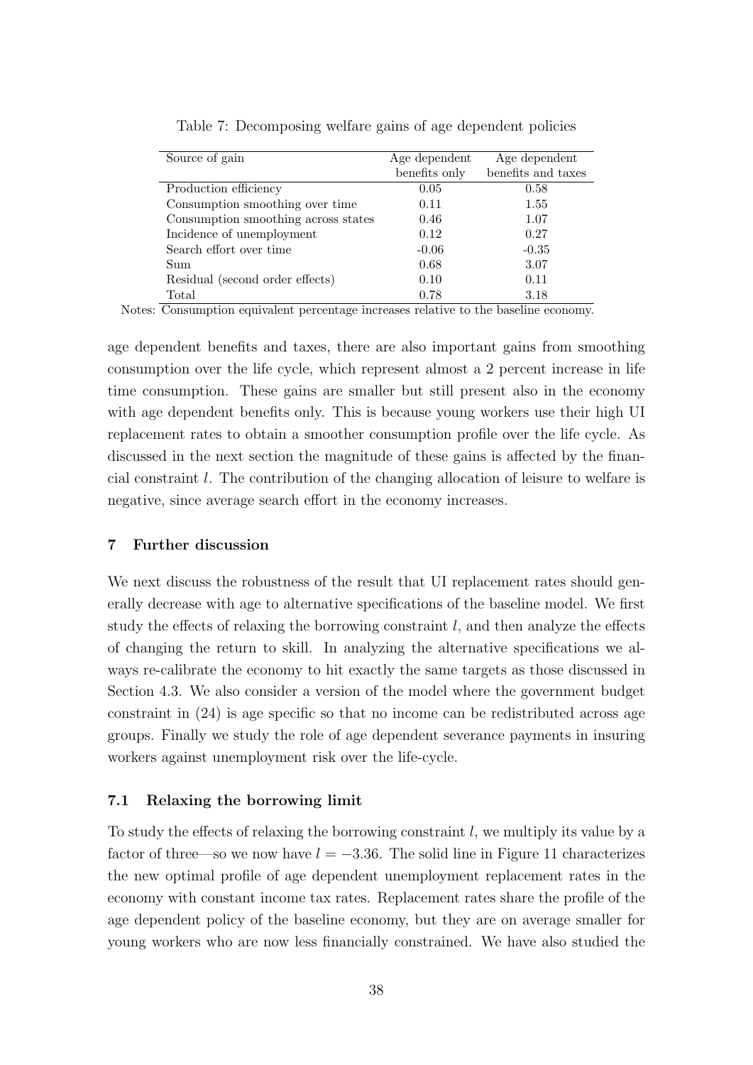Table 7: Decomposing welfare gains of age dependent policies

| Source of gain | Age dependent benefits only | Age dependent benefits and taxes |
|---|---|---|
| Production efficiency | 0.05 | 0.58 |
| Consumption smoothing over time | 0.11 | 1.55 |
| Consumption smoothing across states | 0.46 | 1.07 |
| Incidence of unemployment | 0.12 | 0.27 |
| Search effort over time | -0.06 | -0.35 |
| Sum | 0.68 | 3.07 |
| Residual (second order effects) | 0.10 | 0.11 |
| Total | 0.78 | 3.18 |

Notes: Consumption equivalent percentage increases relative to the baseline economy.

age dependent benefits and taxes, there are also important gains from smoothing consumption over the life cycle, which represent almost a 2 percent increase in life time consumption. These gains are smaller but still present also in the economy with age dependent benefits only. This is because young workers use their high UI replacement rates to obtain a smoother consumption profile over the life cycle. As discussed in the next section the magnitude of these gains is affected by the financial constraint $l$. The contribution of the changing allocation of leisure to welfare is negative, since average search effort in the economy increases.

## 7 Further discussion

We next discuss the robustness of the result that UI replacement rates should generally decrease with age to alternative specifications of the baseline model. We first study the effects of relaxing the borrowing constraint $l$, and then analyze the effects of changing the return to skill. In analyzing the alternative specifications we always re-calibrate the economy to hit exactly the same targets as those discussed in Section 4.3. We also consider a version of the model where the government budget constraint in (24) is age specific so that no income can be redistributed across age groups. Finally we study the role of age dependent severance payments in insuring workers against unemployment risk over the life-cycle.

### 7.1 Relaxing the borrowing limit

To study the effects of relaxing the borrowing constraint $l$, we multiply its value by a factor of three—so we now have $l = -3.36$. The solid line in Figure 11 characterizes the new optimal profile of age dependent unemployment replacement rates in the economy with constant income tax rates. Replacement rates share the profile of the age dependent policy of the baseline economy, but they are on average smaller for young workers who are now less financially constrained. We have also studied the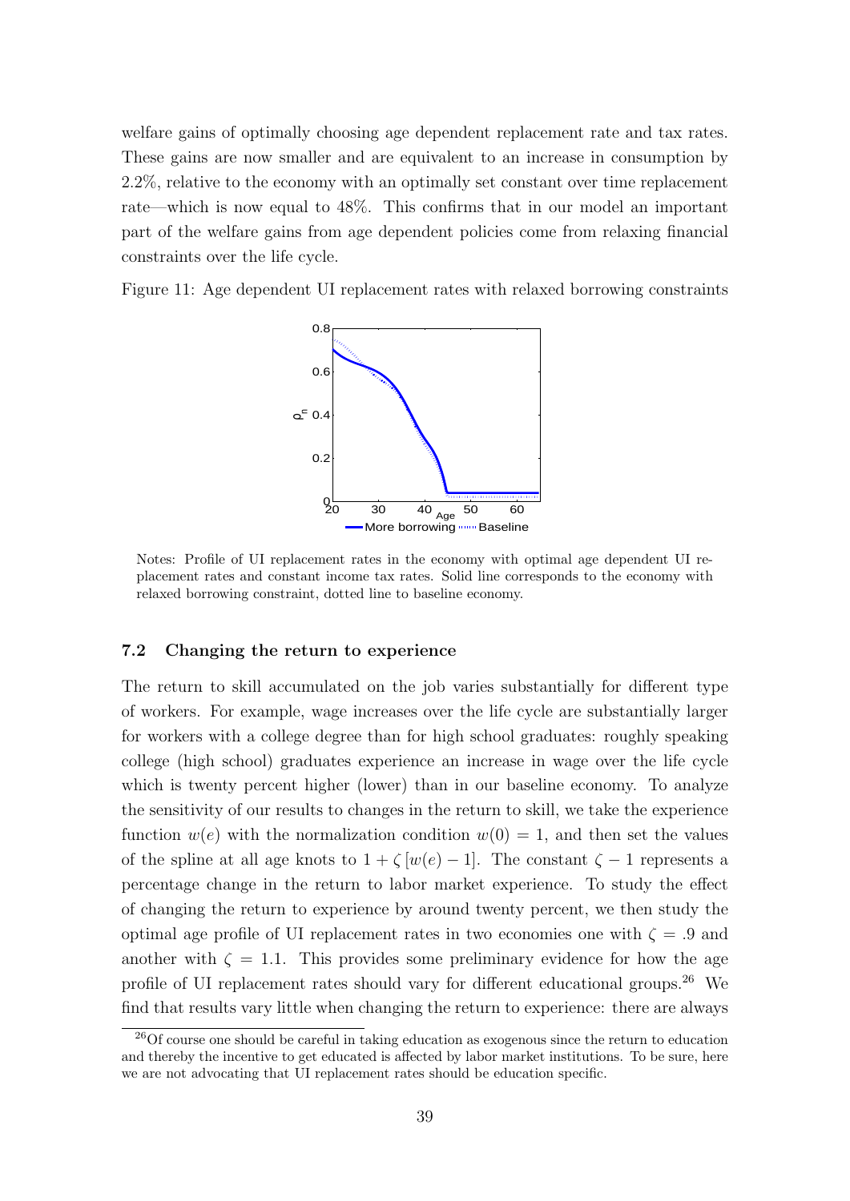welfare gains of optimally choosing age dependent replacement rate and tax rates. These gains are now smaller and are equivalent to an increase in consumption by 2.2%, relative to the economy with an optimally set constant over time replacement rate—which is now equal to 48%. This confirms that in our model an important part of the welfare gains from age dependent policies come from relaxing financial constraints over the life cycle.

Figure 11: Age dependent UI replacement rates with relaxed borrowing constraints

Notes: Profile of UI replacement rates in the economy with optimal age dependent UI replacement rates and constant income tax rates. Solid line corresponds to the economy with relaxed borrowing constraint, dotted line to baseline economy.

### 7.2 Changing the return to experience

The return to skill accumulated on the job varies substantially for different type of workers. For example, wage increases over the life cycle are substantially larger for workers with a college degree than for high school graduates: roughly speaking college (high school) graduates experience an increase in wage over the life cycle which is twenty percent higher (lower) than in our baseline economy. To analyze the sensitivity of our results to changes in the return to skill, we take the experience function $w(e)$ with the normalization condition $w(0) = 1$, and then set the values of the spline at all age knots to $1 + \zeta [w(e) - 1]$. The constant $\zeta - 1$ represents a percentage change in the return to labor market experience. To study the effect of changing the return to experience by around twenty percent, we then study the optimal age profile of UI replacement rates in two economies one with $\zeta = .9$ and another with $\zeta = 1.1$. This provides some preliminary evidence for how the age profile of UI replacement rates should vary for different educational groups.[26] We find that results vary little when changing the return to experience: there are always

[26] Of course one should be careful in taking education as exogenous since the return to education and thereby the incentive to get educated is affected by labor market institutions. To be sure, here we are not advocating that UI replacement rates should be education specific.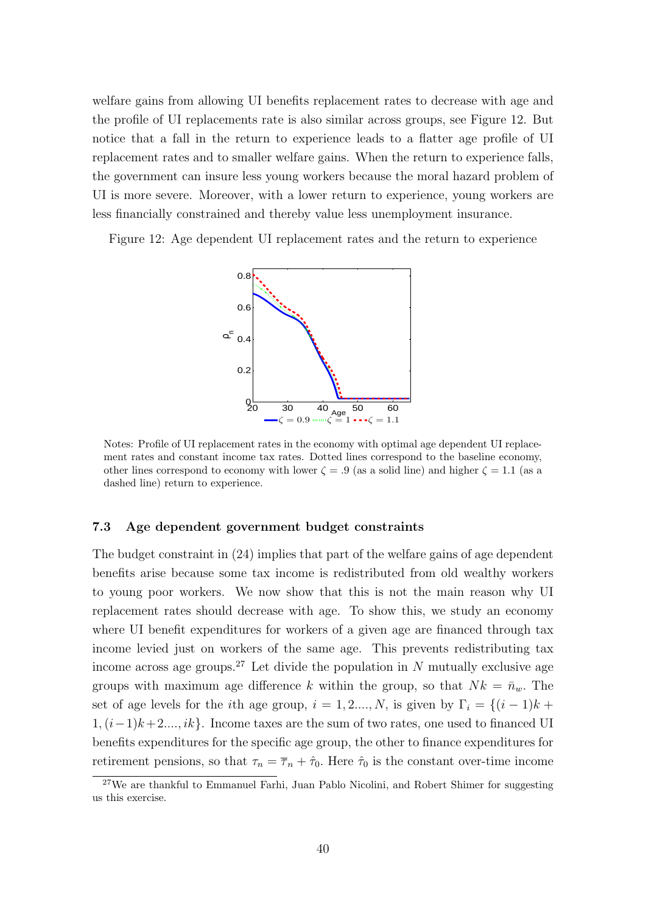welfare gains from allowing UI benefits replacement rates to decrease with age and the profile of UI replacements rate is also similar across groups, see Figure 12. But notice that a fall in the return to experience leads to a flatter age profile of UI replacement rates and to smaller welfare gains. When the return to experience falls, the government can insure less young workers because the moral hazard problem of UI is more severe. Moreover, with a lower return to experience, young workers are less financially constrained and thereby value less unemployment insurance.

Figure 12: Age dependent UI replacement rates and the return to experience

Notes: Profile of UI replacement rates in the economy with optimal age dependent UI replacement rates and constant income tax rates. Dotted lines correspond to the baseline economy, other lines correspond to economy with lower $\zeta = .9$ (as a solid line) and higher $\zeta = 1.1$ (as a dashed line) return to experience.

### 7.3 Age dependent government budget constraints

The budget constraint in (24) implies that part of the welfare gains of age dependent benefits arise because some tax income is redistributed from old wealthy workers to young poor workers. We now show that this is not the main reason why UI replacement rates should decrease with age. To show this, we study an economy where UI benefit expenditures for workers of a given age are financed through tax income levied just on workers of the same age. This prevents redistributing tax income across age groups.[27] Let divide the population in $N$ mutually exclusive age groups with maximum age difference $k$ within the group, so that $Nk = \bar{n}_w$. The set of age levels for the $i$th age group, $i = 1, 2...., N$, is given by $\Gamma_i = \{(i-1)k + 1, (i-1)k+2...., ik\}$. Income taxes are the sum of two rates, one used to financed UI benefits expenditures for the specific age group, the other to finance expenditures for retirement pensions, so that $\tau_n = \overline{\tau}_n + \hat{\tau}_0$. Here $\hat{\tau}_0$ is the constant over-time income

[27] We are thankful to Emmanuel Farhi, Juan Pablo Nicolini, and Robert Shimer for suggesting us this exercise.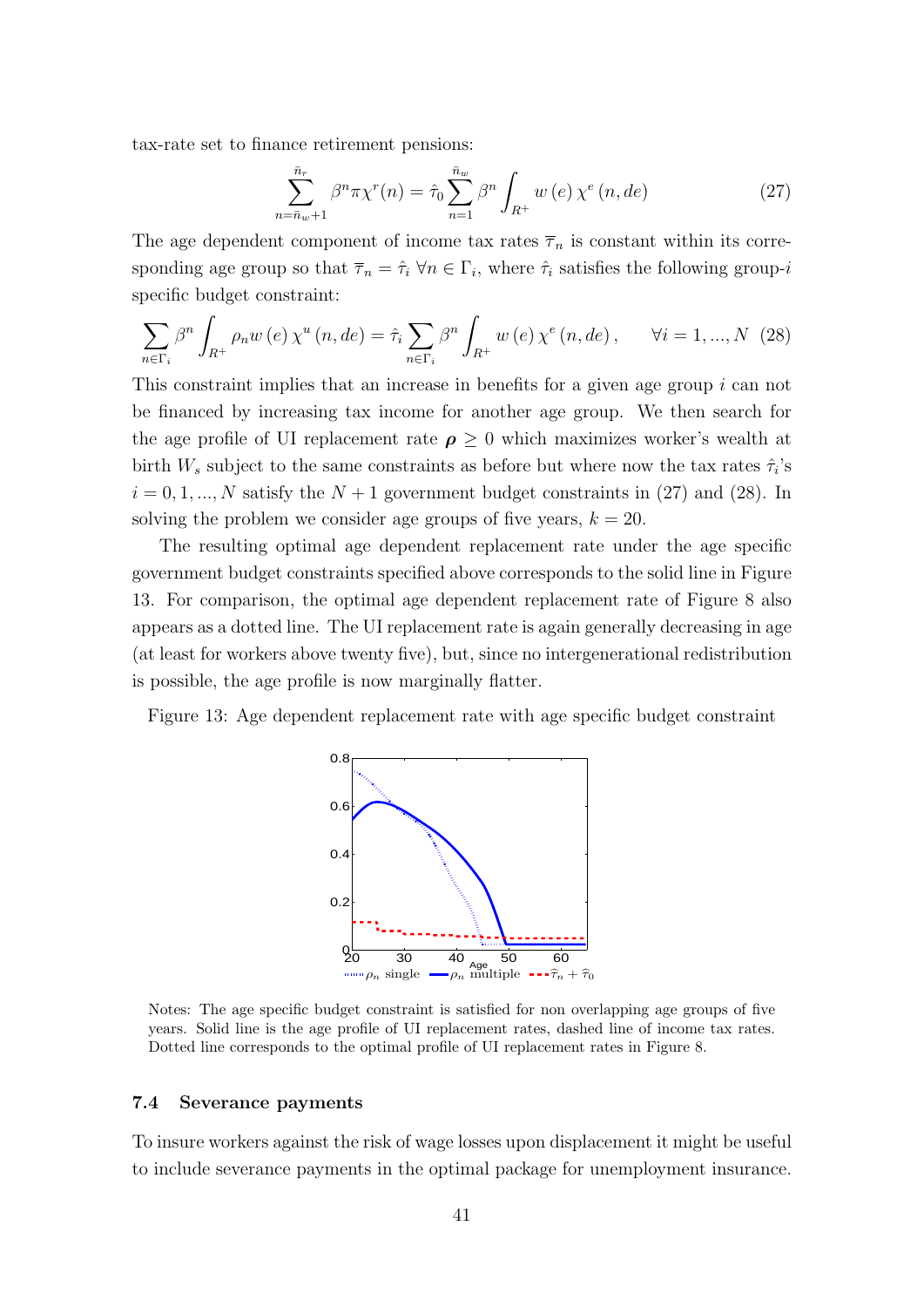tax-rate set to finance retirement pensions:

$$\sum_{n=\bar{n}_w+1}^{\bar{n}_r} \beta^n \pi \chi^r(n) = \hat{\tau}_0 \sum_{n=1}^{\bar{n}_w} \beta^n \int_{R^+} w(e)\, \chi^e(n, de) \tag{27}$$

The age dependent component of income tax rates $\overline{\tau}_n$ is constant within its corresponding age group so that $\overline{\tau}_n = \hat{\tau}_i \; \forall n \in \Gamma_i$, where $\hat{\tau}_i$ satisfies the following group-$i$ specific budget constraint:

$$\sum_{n \in \Gamma_i} \beta^n \int_{R^+} \rho_n w(e)\, \chi^u(n, de) = \hat{\tau}_i \sum_{n \in \Gamma_i} \beta^n \int_{R^+} w(e)\, \chi^e(n, de), \qquad \forall i = 1, ..., N \tag{28}$$

This constraint implies that an increase in benefits for a given age group $i$ can not be financed by increasing tax income for another age group. We then search for the age profile of UI replacement rate $\boldsymbol{\rho} \geq 0$ which maximizes worker's wealth at birth $W_s$ subject to the same constraints as before but where now the tax rates $\hat{\tau}_i$'s $i = 0, 1, ..., N$ satisfy the $N + 1$ government budget constraints in (27) and (28). In solving the problem we consider age groups of five years, $k = 20$.

The resulting optimal age dependent replacement rate under the age specific government budget constraints specified above corresponds to the solid line in Figure 13. For comparison, the optimal age dependent replacement rate of Figure 8 also appears as a dotted line. The UI replacement rate is again generally decreasing in age (at least for workers above twenty five), but, since no intergenerational redistribution is possible, the age profile is now marginally flatter.

Figure 13: Age dependent replacement rate with age specific budget constraint

Notes: The age specific budget constraint is satisfied for non overlapping age groups of five years. Solid line is the age profile of UI replacement rates, dashed line of income tax rates. Dotted line corresponds to the optimal profile of UI replacement rates in Figure 8.

### 7.4 Severance payments

To insure workers against the risk of wage losses upon displacement it might be useful to include severance payments in the optimal package for unemployment insurance.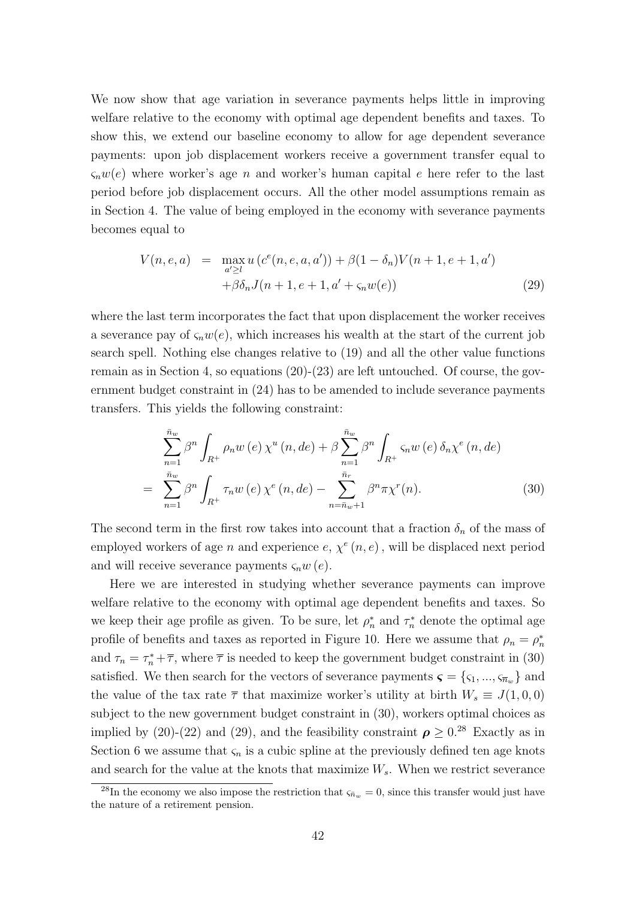We now show that age variation in severance payments helps little in improving welfare relative to the economy with optimal age dependent benefits and taxes. To show this, we extend our baseline economy to allow for age dependent severance payments: upon job displacement workers receive a government transfer equal to $\varsigma_n w(e)$ where worker's age $n$ and worker's human capital $e$ here refer to the last period before job displacement occurs. All the other model assumptions remain as in Section 4. The value of being employed in the economy with severance payments becomes equal to

$$
\begin{aligned}
V(n,e,a) &= \max_{a' \geq l} u\left(c^e(n,e,a,a')\right) + \beta(1-\delta_n)V(n+1,e+1,a') \\
&\quad + \beta\delta_n J(n+1,e+1,a' + \varsigma_n w(e))
\end{aligned} \tag{29}
$$

where the last term incorporates the fact that upon displacement the worker receives a severance pay of $\varsigma_n w(e)$, which increases his wealth at the start of the current job search spell. Nothing else changes relative to (19) and all the other value functions remain as in Section 4, so equations (20)-(23) are left untouched. Of course, the government budget constraint in (24) has to be amended to include severance payments transfers. This yields the following constraint:

$$
\begin{aligned}
& \sum_{n=1}^{\bar{n}_w} \beta^n \int_{R^+} \rho_n w\left(e\right) \chi^u\left(n, de\right) + \beta \sum_{n=1}^{\bar{n}_w} \beta^n \int_{R^+} \varsigma_n w\left(e\right) \delta_n \chi^e\left(n, de\right) \\
= & \sum_{n=1}^{\bar{n}_w} \beta^n \int_{R^+} \tau_n w\left(e\right) \chi^e\left(n, de\right) - \sum_{n=\bar{n}_w+1}^{\bar{n}_r} \beta^n \pi \chi^r(n).
\end{aligned} \tag{30}
$$

The second term in the first row takes into account that a fraction $\delta_n$ of the mass of employed workers of age $n$ and experience $e$, $\chi^e\left(n, e\right)$, will be displaced next period and will receive severance payments $\varsigma_n w\left(e\right)$.

Here we are interested in studying whether severance payments can improve welfare relative to the economy with optimal age dependent benefits and taxes. So we keep their age profile as given. To be sure, let $\rho_n^*$ and $\tau_n^*$ denote the optimal age profile of benefits and taxes as reported in Figure 10. Here we assume that $\rho_n = \rho_n^*$ and $\tau_n = \tau_n^* + \overline{\tau}$, where $\overline{\tau}$ is needed to keep the government budget constraint in (30) satisfied. We then search for the vectors of severance payments $\boldsymbol{\varsigma} = \{\varsigma_1, ..., \varsigma_{\overline{n}_w}\}$ and the value of the tax rate $\overline{\tau}$ that maximize worker's utility at birth $W_s \equiv J(1,0,0)$ subject to the new government budget constraint in (30), workers optimal choices as implied by (20)-(22) and (29), and the feasibility constraint $\boldsymbol{\rho} \geq 0$.[28] Exactly as in Section 6 we assume that $\varsigma_n$ is a cubic spline at the previously defined ten age knots and search for the value at the knots that maximize $W_s$. When we restrict severance

[28] In the economy we also impose the restriction that $\varsigma_{\bar{n}_w} = 0$, since this transfer would just have the nature of a retirement pension.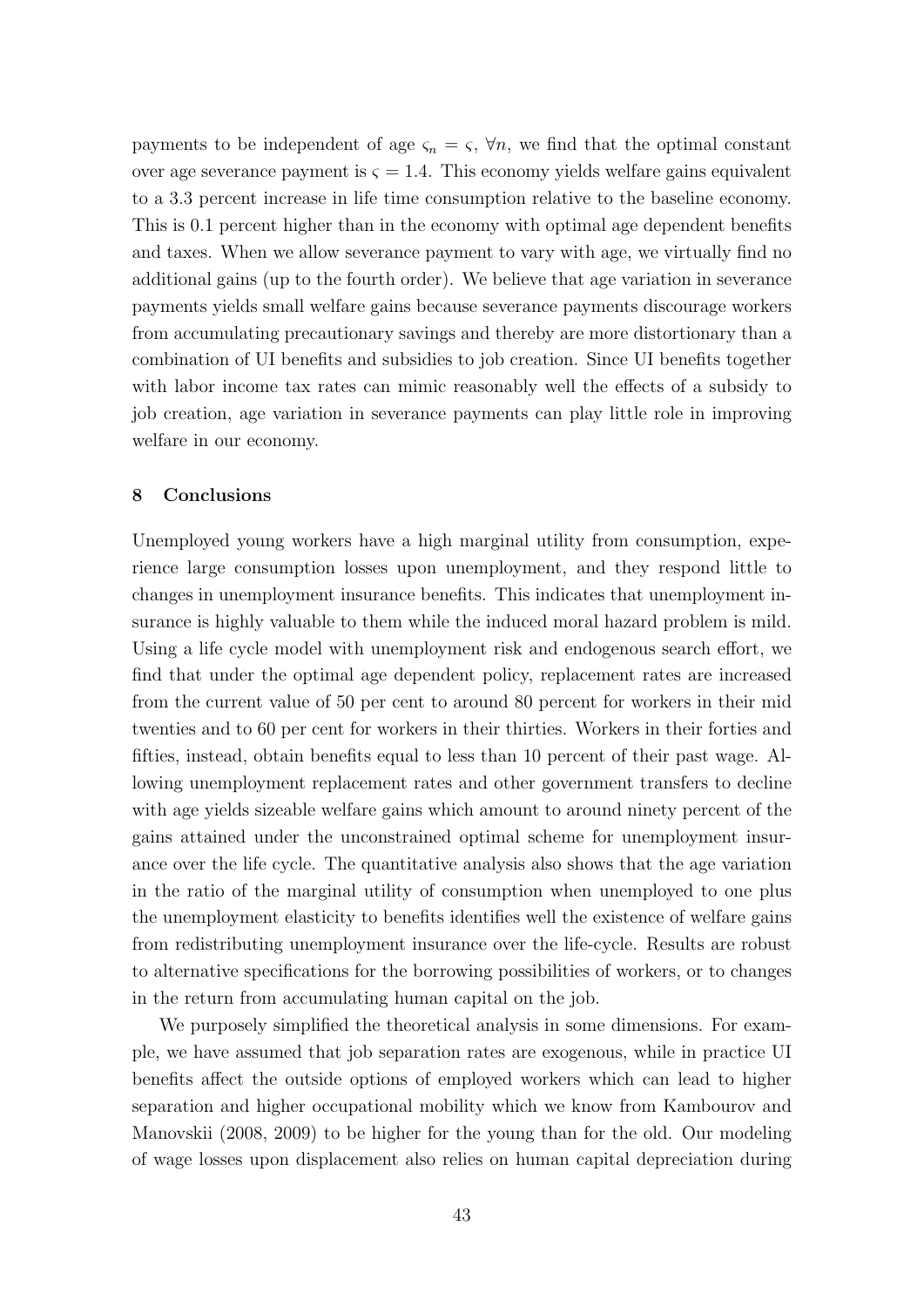payments to be independent of age $\varsigma_n = \varsigma$, $\forall n$, we find that the optimal constant over age severance payment is $\varsigma = 1.4$. This economy yields welfare gains equivalent to a 3.3 percent increase in life time consumption relative to the baseline economy. This is 0.1 percent higher than in the economy with optimal age dependent benefits and taxes. When we allow severance payment to vary with age, we virtually find no additional gains (up to the fourth order). We believe that age variation in severance payments yields small welfare gains because severance payments discourage workers from accumulating precautionary savings and thereby are more distortionary than a combination of UI benefits and subsidies to job creation. Since UI benefits together with labor income tax rates can mimic reasonably well the effects of a subsidy to job creation, age variation in severance payments can play little role in improving welfare in our economy.

## 8 Conclusions

Unemployed young workers have a high marginal utility from consumption, experience large consumption losses upon unemployment, and they respond little to changes in unemployment insurance benefits. This indicates that unemployment insurance is highly valuable to them while the induced moral hazard problem is mild. Using a life cycle model with unemployment risk and endogenous search effort, we find that under the optimal age dependent policy, replacement rates are increased from the current value of 50 per cent to around 80 percent for workers in their mid twenties and to 60 per cent for workers in their thirties. Workers in their forties and fifties, instead, obtain benefits equal to less than 10 percent of their past wage. Allowing unemployment replacement rates and other government transfers to decline with age yields sizeable welfare gains which amount to around ninety percent of the gains attained under the unconstrained optimal scheme for unemployment insurance over the life cycle. The quantitative analysis also shows that the age variation in the ratio of the marginal utility of consumption when unemployed to one plus the unemployment elasticity to benefits identifies well the existence of welfare gains from redistributing unemployment insurance over the life-cycle. Results are robust to alternative specifications for the borrowing possibilities of workers, or to changes in the return from accumulating human capital on the job.

We purposely simplified the theoretical analysis in some dimensions. For example, we have assumed that job separation rates are exogenous, while in practice UI benefits affect the outside options of employed workers which can lead to higher separation and higher occupational mobility which we know from Kambourov and Manovskii (2008, 2009) to be higher for the young than for the old. Our modeling of wage losses upon displacement also relies on human capital depreciation during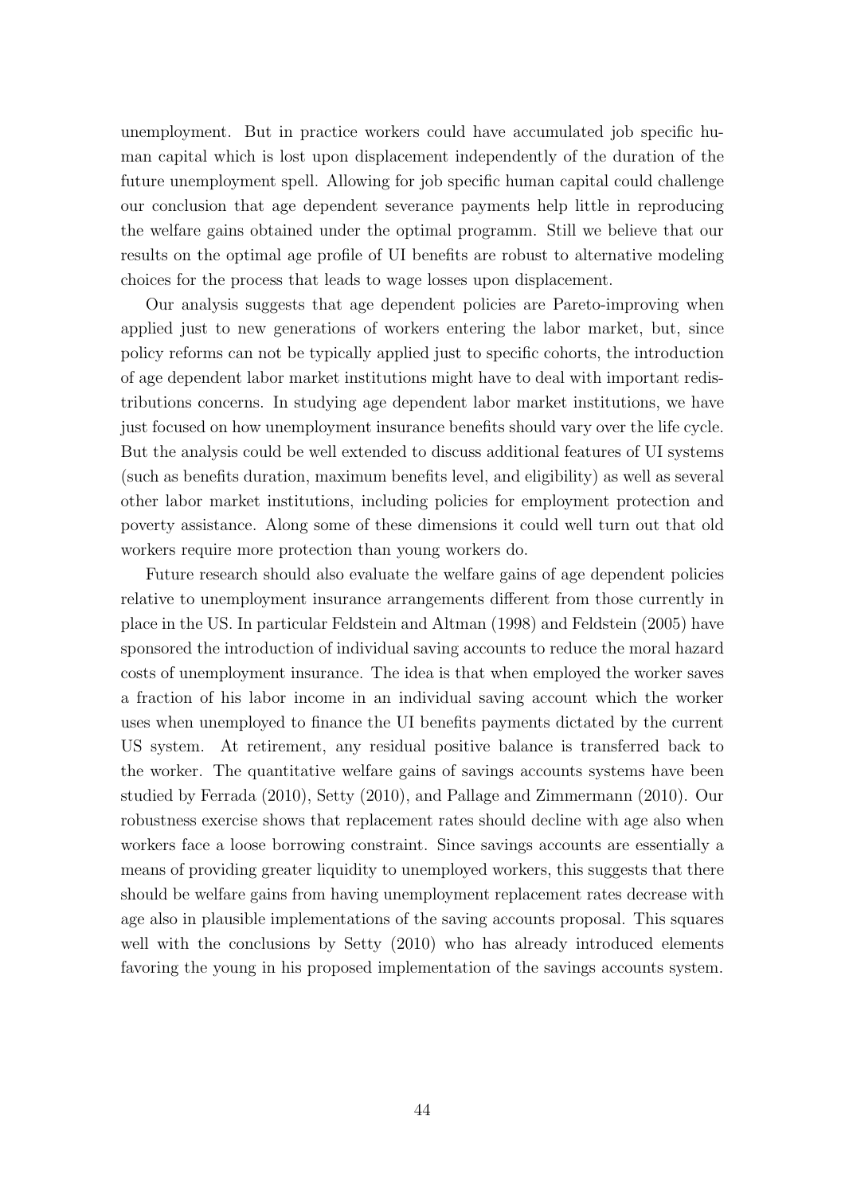unemployment. But in practice workers could have accumulated job specific human capital which is lost upon displacement independently of the duration of the future unemployment spell. Allowing for job specific human capital could challenge our conclusion that age dependent severance payments help little in reproducing the welfare gains obtained under the optimal programm. Still we believe that our results on the optimal age profile of UI benefits are robust to alternative modeling choices for the process that leads to wage losses upon displacement.

Our analysis suggests that age dependent policies are Pareto-improving when applied just to new generations of workers entering the labor market, but, since policy reforms can not be typically applied just to specific cohorts, the introduction of age dependent labor market institutions might have to deal with important redistributions concerns. In studying age dependent labor market institutions, we have just focused on how unemployment insurance benefits should vary over the life cycle. But the analysis could be well extended to discuss additional features of UI systems (such as benefits duration, maximum benefits level, and eligibility) as well as several other labor market institutions, including policies for employment protection and poverty assistance. Along some of these dimensions it could well turn out that old workers require more protection than young workers do.

Future research should also evaluate the welfare gains of age dependent policies relative to unemployment insurance arrangements different from those currently in place in the US. In particular Feldstein and Altman (1998) and Feldstein (2005) have sponsored the introduction of individual saving accounts to reduce the moral hazard costs of unemployment insurance. The idea is that when employed the worker saves a fraction of his labor income in an individual saving account which the worker uses when unemployed to finance the UI benefits payments dictated by the current US system. At retirement, any residual positive balance is transferred back to the worker. The quantitative welfare gains of savings accounts systems have been studied by Ferrada (2010), Setty (2010), and Pallage and Zimmermann (2010). Our robustness exercise shows that replacement rates should decline with age also when workers face a loose borrowing constraint. Since savings accounts are essentially a means of providing greater liquidity to unemployed workers, this suggests that there should be welfare gains from having unemployment replacement rates decrease with age also in plausible implementations of the saving accounts proposal. This squares well with the conclusions by Setty (2010) who has already introduced elements favoring the young in his proposed implementation of the savings accounts system.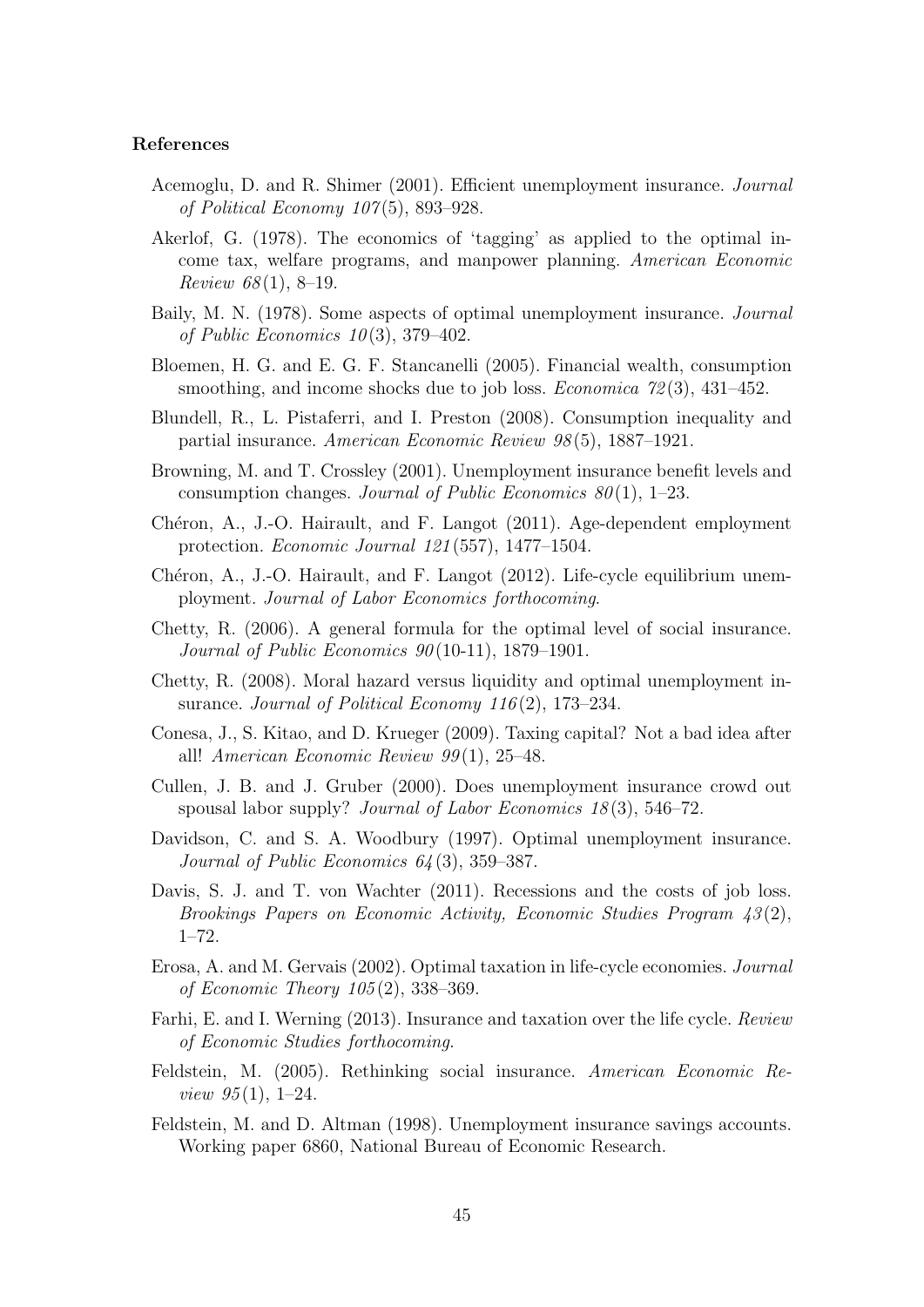**References**

Acemoglu, D. and R. Shimer (2001). Efficient unemployment insurance. *Journal of Political Economy 107*(5), 893–928.

Akerlof, G. (1978). The economics of 'tagging' as applied to the optimal income tax, welfare programs, and manpower planning. *American Economic Review 68*(1), 8–19.

Baily, M. N. (1978). Some aspects of optimal unemployment insurance. *Journal of Public Economics 10*(3), 379–402.

Bloemen, H. G. and E. G. F. Stancanelli (2005). Financial wealth, consumption smoothing, and income shocks due to job loss. *Economica 72*(3), 431–452.

Blundell, R., L. Pistaferri, and I. Preston (2008). Consumption inequality and partial insurance. *American Economic Review 98*(5), 1887–1921.

Browning, M. and T. Crossley (2001). Unemployment insurance benefit levels and consumption changes. *Journal of Public Economics 80*(1), 1–23.

Chéron, A., J.-O. Hairault, and F. Langot (2011). Age-dependent employment protection. *Economic Journal 121*(557), 1477–1504.

Chéron, A., J.-O. Hairault, and F. Langot (2012). Life-cycle equilibrium unemployment. *Journal of Labor Economics forthcoming*.

Chetty, R. (2006). A general formula for the optimal level of social insurance. *Journal of Public Economics 90*(10-11), 1879–1901.

Chetty, R. (2008). Moral hazard versus liquidity and optimal unemployment insurance. *Journal of Political Economy 116*(2), 173–234.

Conesa, J., S. Kitao, and D. Krueger (2009). Taxing capital? Not a bad idea after all! *American Economic Review 99*(1), 25–48.

Cullen, J. B. and J. Gruber (2000). Does unemployment insurance crowd out spousal labor supply? *Journal of Labor Economics 18*(3), 546–72.

Davidson, C. and S. A. Woodbury (1997). Optimal unemployment insurance. *Journal of Public Economics 64*(3), 359–387.

Davis, S. J. and T. von Wachter (2011). Recessions and the costs of job loss. *Brookings Papers on Economic Activity, Economic Studies Program 43*(2), 1–72.

Erosa, A. and M. Gervais (2002). Optimal taxation in life-cycle economies. *Journal of Economic Theory 105*(2), 338–369.

Farhi, E. and I. Werning (2013). Insurance and taxation over the life cycle. *Review of Economic Studies forthcoming*.

Feldstein, M. (2005). Rethinking social insurance. *American Economic Review 95*(1), 1–24.

Feldstein, M. and D. Altman (1998). Unemployment insurance savings accounts. Working paper 6860, National Bureau of Economic Research.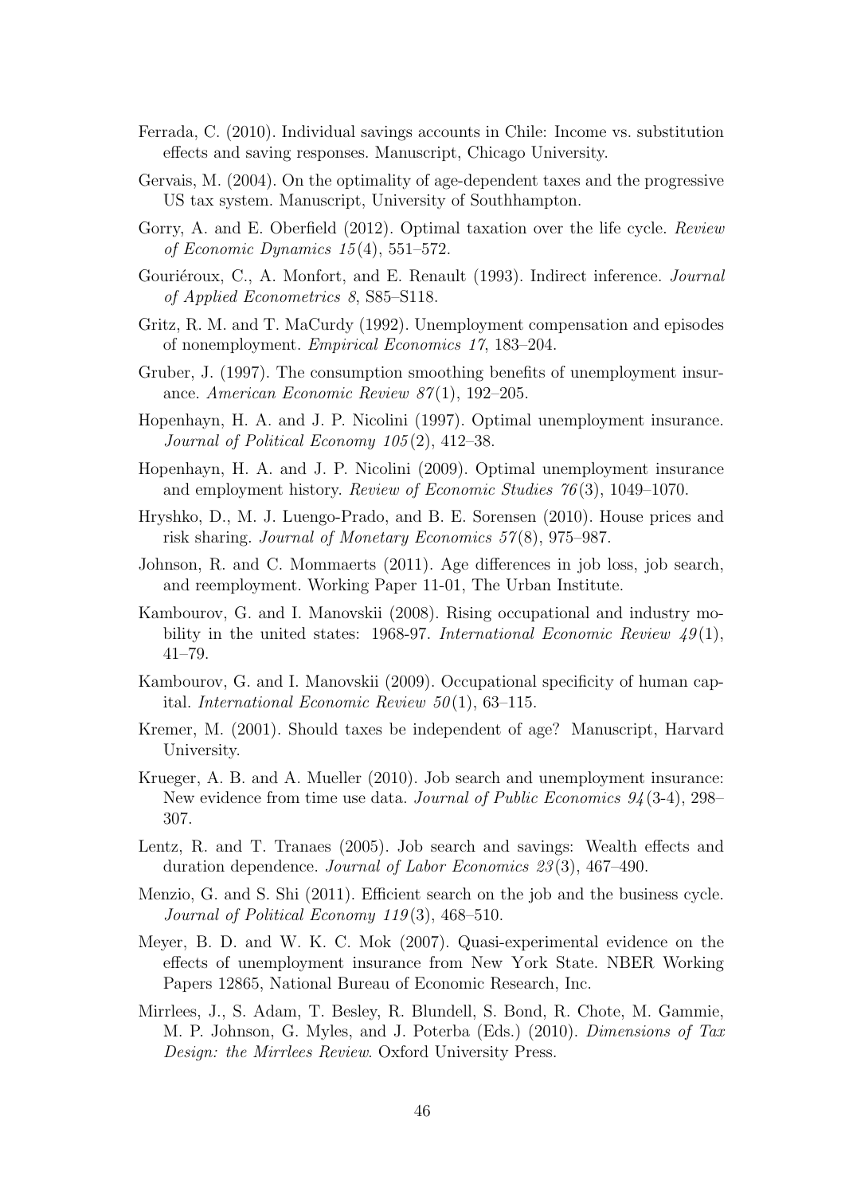Ferrada, C. (2010). Individual savings accounts in Chile: Income vs. substitution effects and saving responses. Manuscript, Chicago University.

Gervais, M. (2004). On the optimality of age-dependent taxes and the progressive US tax system. Manuscript, University of Southhampton.

Gorry, A. and E. Oberfield (2012). Optimal taxation over the life cycle. *Review of Economic Dynamics 15*(4), 551–572.

Gouriéroux, C., A. Monfort, and E. Renault (1993). Indirect inference. *Journal of Applied Econometrics 8*, S85–S118.

Gritz, R. M. and T. MaCurdy (1992). Unemployment compensation and episodes of nonemployment. *Empirical Economics 17*, 183–204.

Gruber, J. (1997). The consumption smoothing benefits of unemployment insurance. *American Economic Review 87*(1), 192–205.

Hopenhayn, H. A. and J. P. Nicolini (1997). Optimal unemployment insurance. *Journal of Political Economy 105*(2), 412–38.

Hopenhayn, H. A. and J. P. Nicolini (2009). Optimal unemployment insurance and employment history. *Review of Economic Studies 76*(3), 1049–1070.

Hryshko, D., M. J. Luengo-Prado, and B. E. Sorensen (2010). House prices and risk sharing. *Journal of Monetary Economics 57*(8), 975–987.

Johnson, R. and C. Mommaerts (2011). Age differences in job loss, job search, and reemployment. Working Paper 11-01, The Urban Institute.

Kambourov, G. and I. Manovskii (2008). Rising occupational and industry mobility in the united states: 1968-97. *International Economic Review 49*(1), 41–79.

Kambourov, G. and I. Manovskii (2009). Occupational specificity of human capital. *International Economic Review 50*(1), 63–115.

Kremer, M. (2001). Should taxes be independent of age? Manuscript, Harvard University.

Krueger, A. B. and A. Mueller (2010). Job search and unemployment insurance: New evidence from time use data. *Journal of Public Economics 94*(3-4), 298–307.

Lentz, R. and T. Tranaes (2005). Job search and savings: Wealth effects and duration dependence. *Journal of Labor Economics 23*(3), 467–490.

Menzio, G. and S. Shi (2011). Efficient search on the job and the business cycle. *Journal of Political Economy 119*(3), 468–510.

Meyer, B. D. and W. K. C. Mok (2007). Quasi-experimental evidence on the effects of unemployment insurance from New York State. NBER Working Papers 12865, National Bureau of Economic Research, Inc.

Mirrlees, J., S. Adam, T. Besley, R. Blundell, S. Bond, R. Chote, M. Gammie, M. P. Johnson, G. Myles, and J. Poterba (Eds.) (2010). *Dimensions of Tax Design: the Mirrlees Review*. Oxford University Press.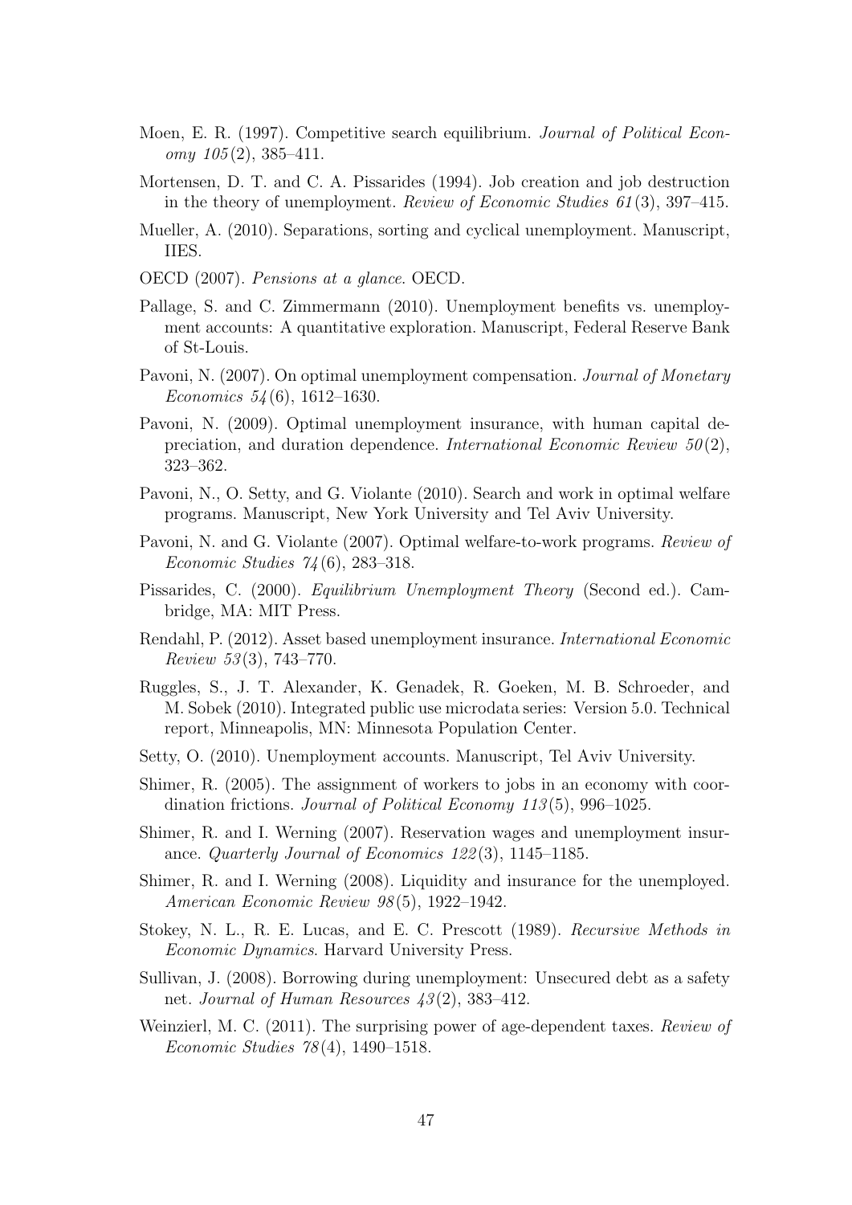Moen, E. R. (1997). Competitive search equilibrium. *Journal of Political Economy 105*(2), 385–411.

Mortensen, D. T. and C. A. Pissarides (1994). Job creation and job destruction in the theory of unemployment. *Review of Economic Studies 61*(3), 397–415.

Mueller, A. (2010). Separations, sorting and cyclical unemployment. Manuscript, IIES.

OECD (2007). *Pensions at a glance*. OECD.

Pallage, S. and C. Zimmermann (2010). Unemployment benefits vs. unemployment accounts: A quantitative exploration. Manuscript, Federal Reserve Bank of St-Louis.

Pavoni, N. (2007). On optimal unemployment compensation. *Journal of Monetary Economics 54*(6), 1612–1630.

Pavoni, N. (2009). Optimal unemployment insurance, with human capital depreciation, and duration dependence. *International Economic Review 50*(2), 323–362.

Pavoni, N., O. Setty, and G. Violante (2010). Search and work in optimal welfare programs. Manuscript, New York University and Tel Aviv University.

Pavoni, N. and G. Violante (2007). Optimal welfare-to-work programs. *Review of Economic Studies 74*(6), 283–318.

Pissarides, C. (2000). *Equilibrium Unemployment Theory* (Second ed.). Cambridge, MA: MIT Press.

Rendahl, P. (2012). Asset based unemployment insurance. *International Economic Review 53*(3), 743–770.

Ruggles, S., J. T. Alexander, K. Genadek, R. Goeken, M. B. Schroeder, and M. Sobek (2010). Integrated public use microdata series: Version 5.0. Technical report, Minneapolis, MN: Minnesota Population Center.

Setty, O. (2010). Unemployment accounts. Manuscript, Tel Aviv University.

Shimer, R. (2005). The assignment of workers to jobs in an economy with coordination frictions. *Journal of Political Economy 113*(5), 996–1025.

Shimer, R. and I. Werning (2007). Reservation wages and unemployment insurance. *Quarterly Journal of Economics 122*(3), 1145–1185.

Shimer, R. and I. Werning (2008). Liquidity and insurance for the unemployed. *American Economic Review 98*(5), 1922–1942.

Stokey, N. L., R. E. Lucas, and E. C. Prescott (1989). *Recursive Methods in Economic Dynamics*. Harvard University Press.

Sullivan, J. (2008). Borrowing during unemployment: Unsecured debt as a safety net. *Journal of Human Resources 43*(2), 383–412.

Weinzierl, M. C. (2011). The surprising power of age-dependent taxes. *Review of Economic Studies 78*(4), 1490–1518.